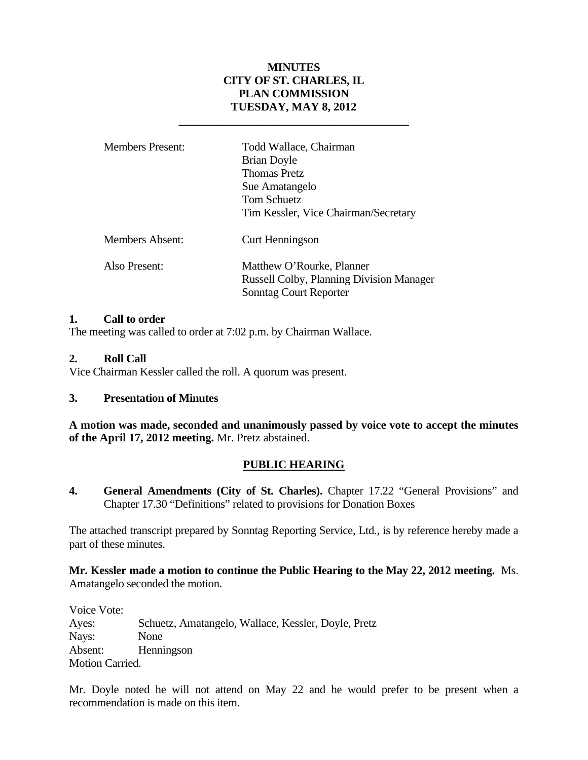# MINUTES
# CITY OF ST. CHARLES, IL
# PLAN COMMISSION
# TUESDAY, MAY 8, 2012

---

| | |
|---|---|
| Members Present: | Todd Wallace, Chairman<br>Brian Doyle<br>Thomas Pretz<br>Sue Amatangelo<br>Tom Schuetz<br>Tim Kessler, Vice Chairman/Secretary |
| Members Absent: | Curt Henningson |
| Also Present: | Matthew O'Rourke, Planner<br>Russell Colby, Planning Division Manager<br>Sonntag Court Reporter |

**1. Call to order**

The meeting was called to order at 7:02 p.m. by Chairman Wallace.

**2. Roll Call**

Vice Chairman Kessler called the roll. A quorum was present.

**3. Presentation of Minutes**

**A motion was made, seconded and unanimously passed by voice vote to accept the minutes of the April 17, 2012 meeting.** Mr. Pretz abstained.

## PUBLIC HEARING

**4. General Amendments (City of St. Charles).** Chapter 17.22 "General Provisions" and Chapter 17.30 "Definitions" related to provisions for Donation Boxes

The attached transcript prepared by Sonntag Reporting Service, Ltd., is by reference hereby made a part of these minutes.

**Mr. Kessler made a motion to continue the Public Hearing to the May 22, 2012 meeting.** Ms. Amatangelo seconded the motion.

Voice Vote:
Ayes: Schuetz, Amatangelo, Wallace, Kessler, Doyle, Pretz
Nays: None
Absent: Henningson
Motion Carried.

Mr. Doyle noted he will not attend on May 22 and he would prefer to be present when a recommendation is made on this item.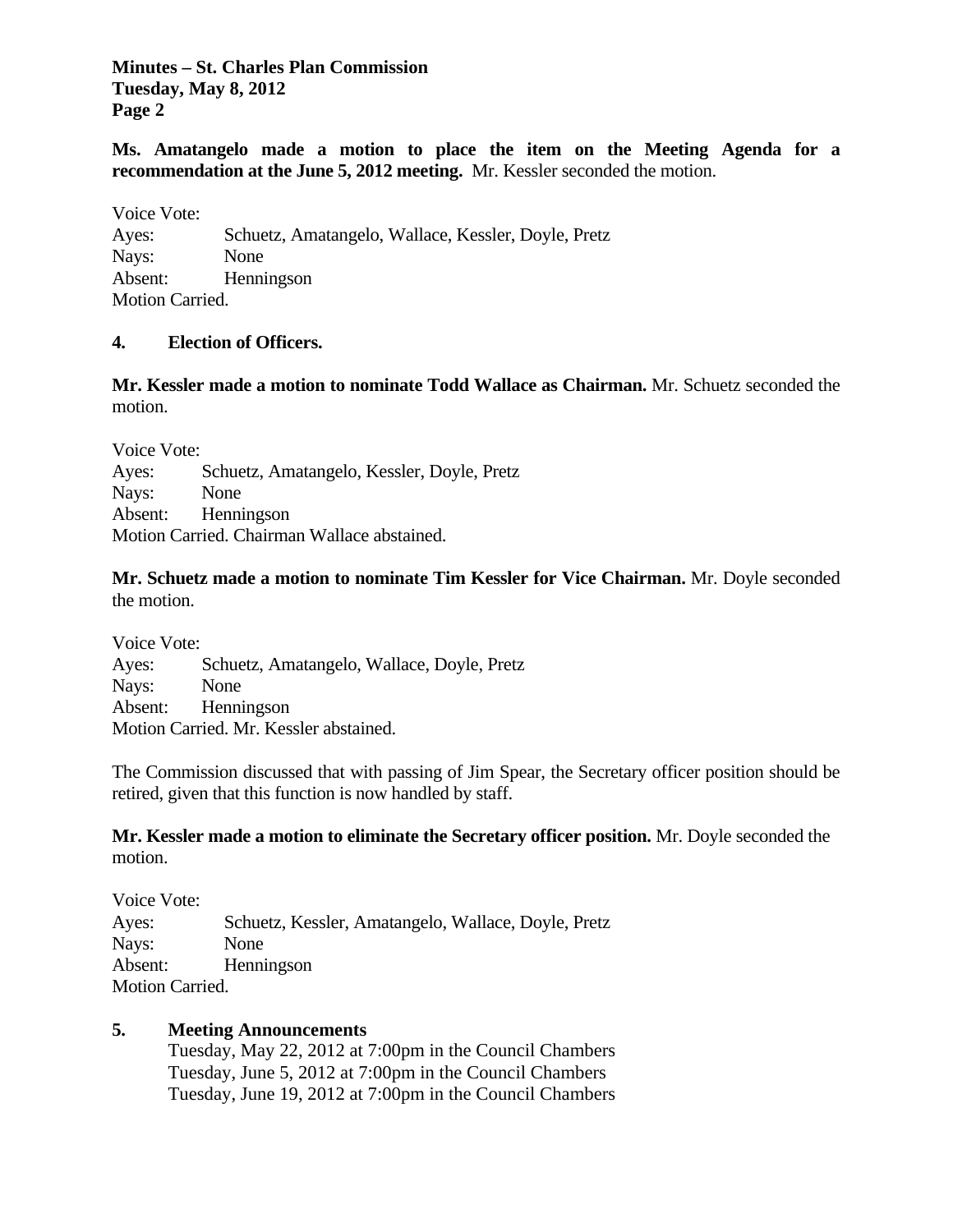**Ms. Amatangelo made a motion to place the item on the Meeting Agenda for a recommendation at the June 5, 2012 meeting.** Mr. Kessler seconded the motion.

Voice Vote:
Ayes: Schuetz, Amatangelo, Wallace, Kessler, Doyle, Pretz
Nays: None
Absent: Henningson
Motion Carried.

**4. Election of Officers.**

**Mr. Kessler made a motion to nominate Todd Wallace as Chairman.** Mr. Schuetz seconded the motion.

Voice Vote:
Ayes: Schuetz, Amatangelo, Kessler, Doyle, Pretz
Nays: None
Absent: Henningson
Motion Carried. Chairman Wallace abstained.

**Mr. Schuetz made a motion to nominate Tim Kessler for Vice Chairman.** Mr. Doyle seconded the motion.

Voice Vote:
Ayes: Schuetz, Amatangelo, Wallace, Doyle, Pretz
Nays: None
Absent: Henningson
Motion Carried. Mr. Kessler abstained.

The Commission discussed that with passing of Jim Spear, the Secretary officer position should be retired, given that this function is now handled by staff.

**Mr. Kessler made a motion to eliminate the Secretary officer position.** Mr. Doyle seconded the motion.

Voice Vote:
Ayes: Schuetz, Kessler, Amatangelo, Wallace, Doyle, Pretz
Nays: None
Absent: Henningson
Motion Carried.

**5. Meeting Announcements**

Tuesday, May 22, 2012 at 7:00pm in the Council Chambers
Tuesday, June 5, 2012 at 7:00pm in the Council Chambers
Tuesday, June 19, 2012 at 7:00pm in the Council Chambers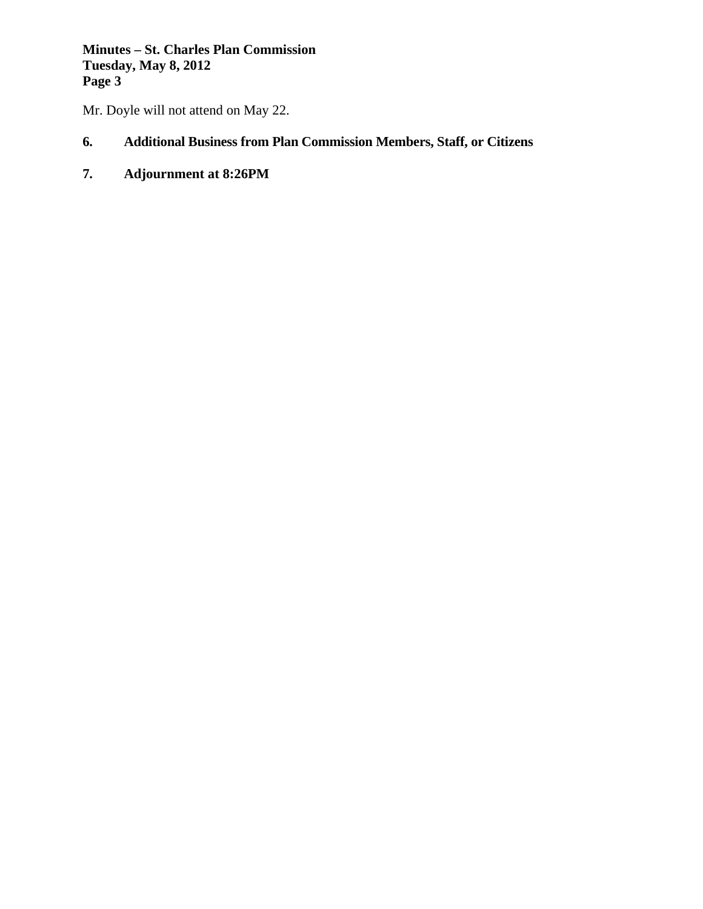Mr. Doyle will not attend on May 22.

## 6. Additional Business from Plan Commission Members, Staff, or Citizens

## 7. Adjournment at 8:26PM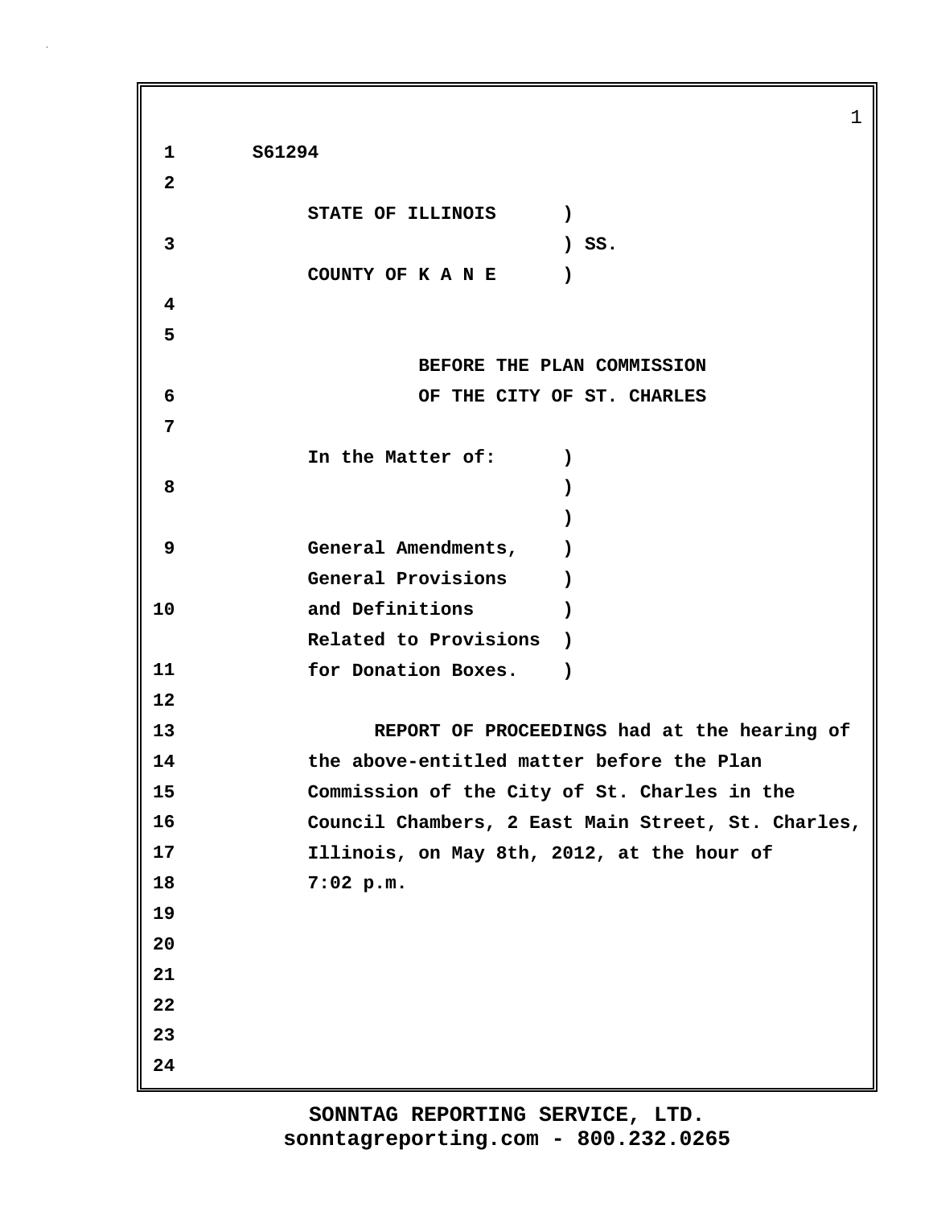S61294

STATE OF ILLINOIS )
) SS.
COUNTY OF K A N E )

BEFORE THE PLAN COMMISSION
OF THE CITY OF ST. CHARLES

In the Matter of: )
)
)
General Amendments, )
General Provisions )
and Definitions )
Related to Provisions )
for Donation Boxes. )

REPORT OF PROCEEDINGS had at the hearing of the above-entitled matter before the Plan Commission of the City of St. Charles in the Council Chambers, 2 East Main Street, St. Charles, Illinois, on May 8th, 2012, at the hour of 7:02 p.m.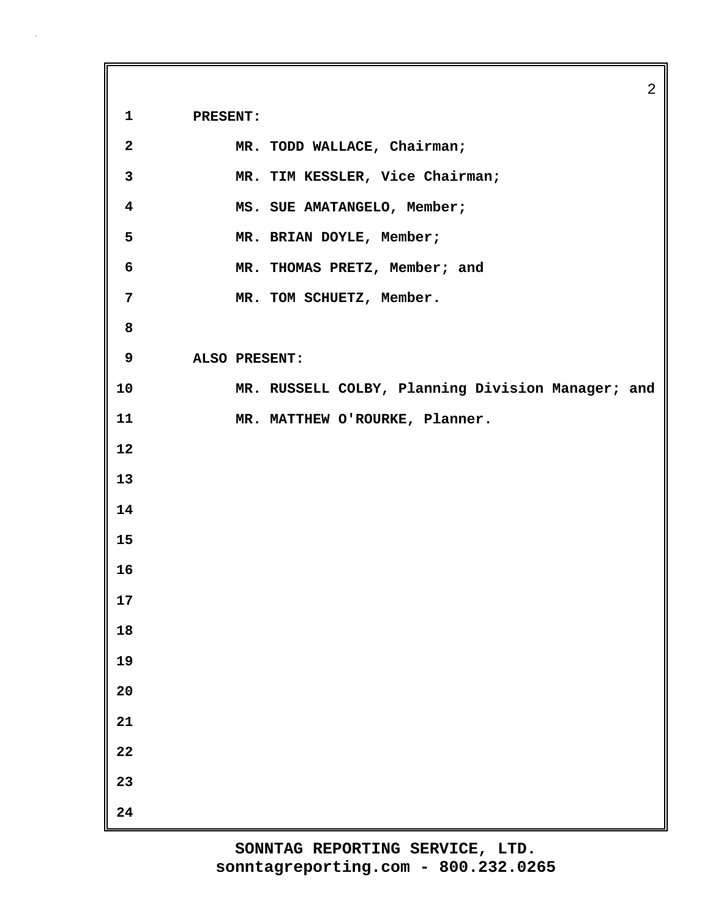**PRESENT:**

- **MR. TODD WALLACE, Chairman;**
- **MR. TIM KESSLER, Vice Chairman;**
- **MS. SUE AMATANGELO, Member;**
- **MR. BRIAN DOYLE, Member;**
- **MR. THOMAS PRETZ, Member; and**
- **MR. TOM SCHUETZ, Member.**

**ALSO PRESENT:**

- **MR. RUSSELL COLBY, Planning Division Manager; and**
- **MR. MATTHEW O'ROURKE, Planner.**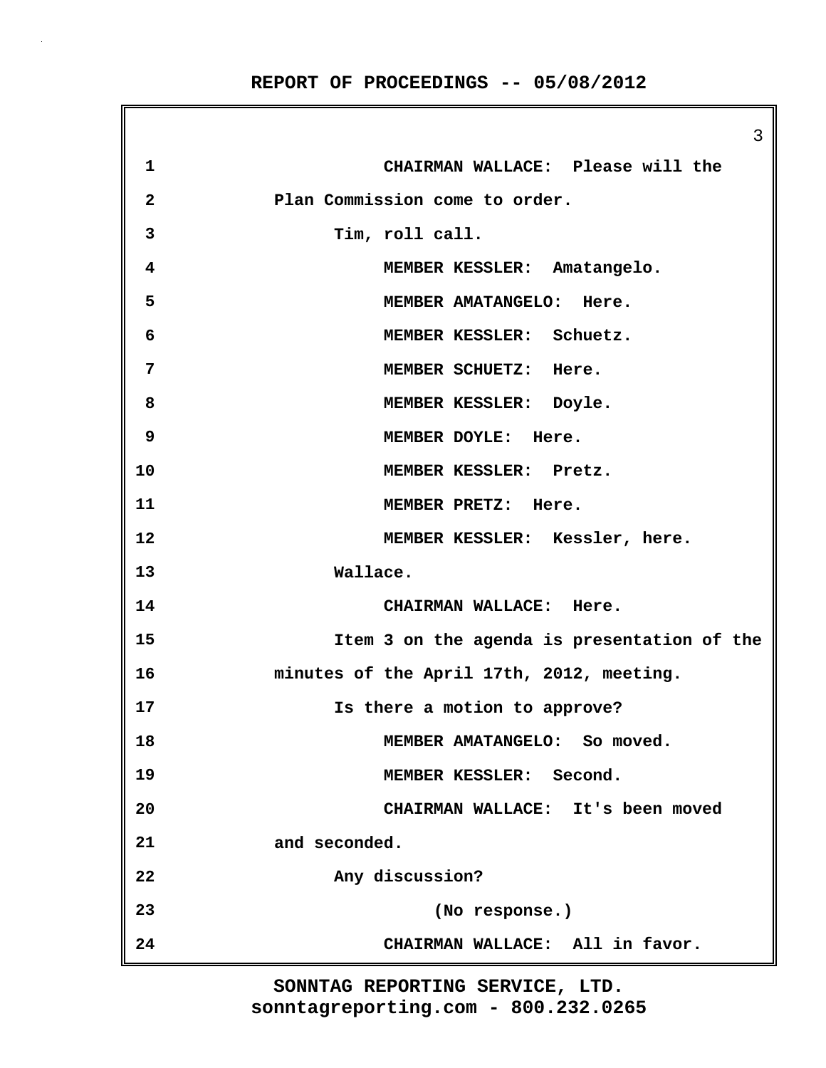CHAIRMAN WALLACE: Please will the Plan Commission come to order.

Tim, roll call.

MEMBER KESSLER: Amatangelo.

MEMBER AMATANGELO: Here.

MEMBER KESSLER: Schuetz.

MEMBER SCHUETZ: Here.

MEMBER KESSLER: Doyle.

MEMBER DOYLE: Here.

MEMBER KESSLER: Pretz.

MEMBER PRETZ: Here.

MEMBER KESSLER: Kessler, here.

Wallace.

CHAIRMAN WALLACE: Here.

Item 3 on the agenda is presentation of the minutes of the April 17th, 2012, meeting.

Is there a motion to approve?

MEMBER AMATANGELO: So moved.

MEMBER KESSLER: Second.

CHAIRMAN WALLACE: It's been moved and seconded.

Any discussion?

(No response.)

CHAIRMAN WALLACE: All in favor.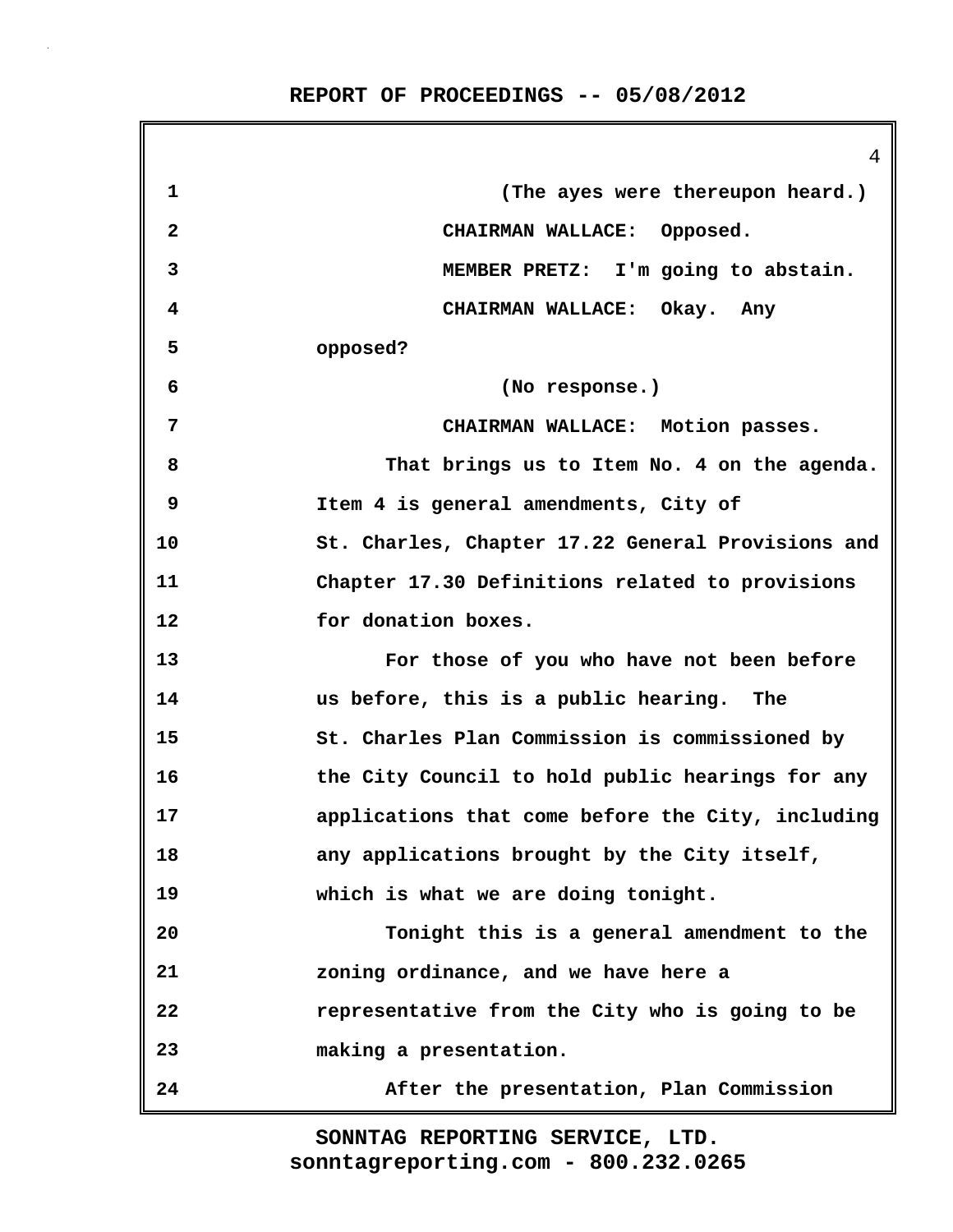(The ayes were thereupon heard.)

CHAIRMAN WALLACE: Opposed.

MEMBER PRETZ: I'm going to abstain.

CHAIRMAN WALLACE: Okay. Any opposed?

(No response.)

CHAIRMAN WALLACE: Motion passes.

That brings us to Item No. 4 on the agenda. Item 4 is general amendments, City of St. Charles, Chapter 17.22 General Provisions and Chapter 17.30 Definitions related to provisions for donation boxes.

For those of you who have not been before us before, this is a public hearing. The St. Charles Plan Commission is commissioned by the City Council to hold public hearings for any applications that come before the City, including any applications brought by the City itself, which is what we are doing tonight.

Tonight this is a general amendment to the zoning ordinance, and we have here a representative from the City who is going to be making a presentation.

After the presentation, Plan Commission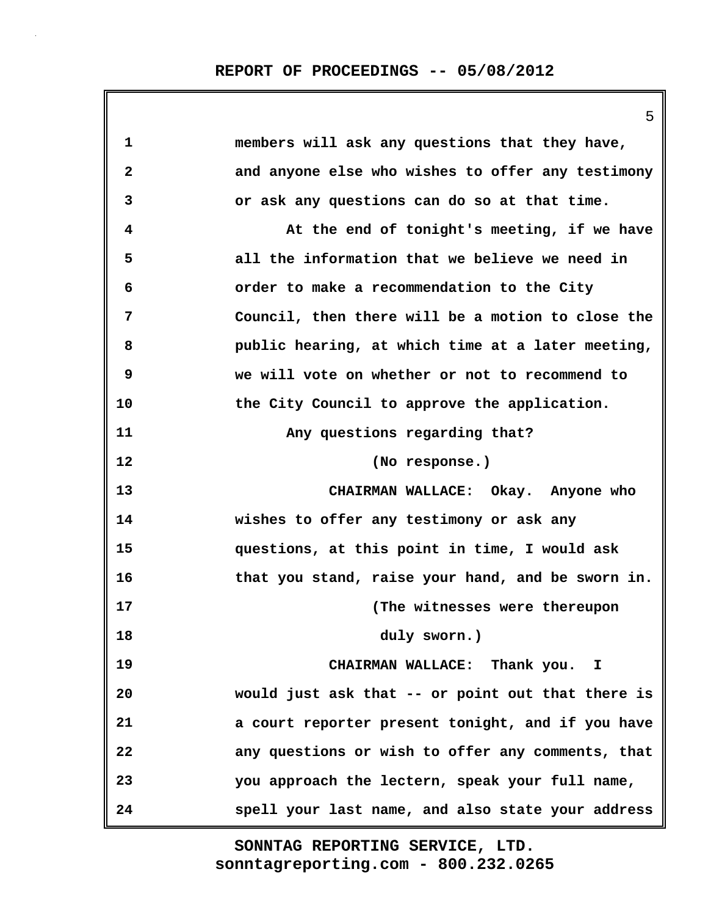members will ask any questions that they have, and anyone else who wishes to offer any testimony or ask any questions can do so at that time.

At the end of tonight's meeting, if we have all the information that we believe we need in order to make a recommendation to the City Council, then there will be a motion to close the public hearing, at which time at a later meeting, we will vote on whether or not to recommend to the City Council to approve the application.

Any questions regarding that?

(No response.)

CHAIRMAN WALLACE: Okay. Anyone who wishes to offer any testimony or ask any questions, at this point in time, I would ask that you stand, raise your hand, and be sworn in.

(The witnesses were thereupon duly sworn.)

CHAIRMAN WALLACE: Thank you. I would just ask that -- or point out that there is a court reporter present tonight, and if you have any questions or wish to offer any comments, that you approach the lectern, speak your full name, spell your last name, and also state your address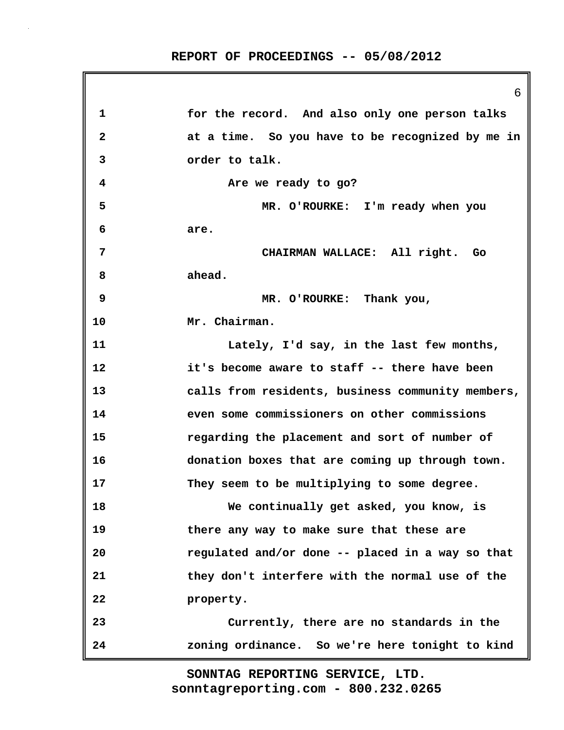for the record. And also only one person talks at a time. So you have to be recognized by me in order to talk.

Are we ready to go?

MR. O'ROURKE: I'm ready when you are.

CHAIRMAN WALLACE: All right. Go ahead.

MR. O'ROURKE: Thank you, Mr. Chairman.

Lately, I'd say, in the last few months, it's become aware to staff -- there have been calls from residents, business community members, even some commissioners on other commissions regarding the placement and sort of number of donation boxes that are coming up through town. They seem to be multiplying to some degree.

We continually get asked, you know, is there any way to make sure that these are regulated and/or done -- placed in a way so that they don't interfere with the normal use of the property.

Currently, there are no standards in the zoning ordinance. So we're here tonight to kind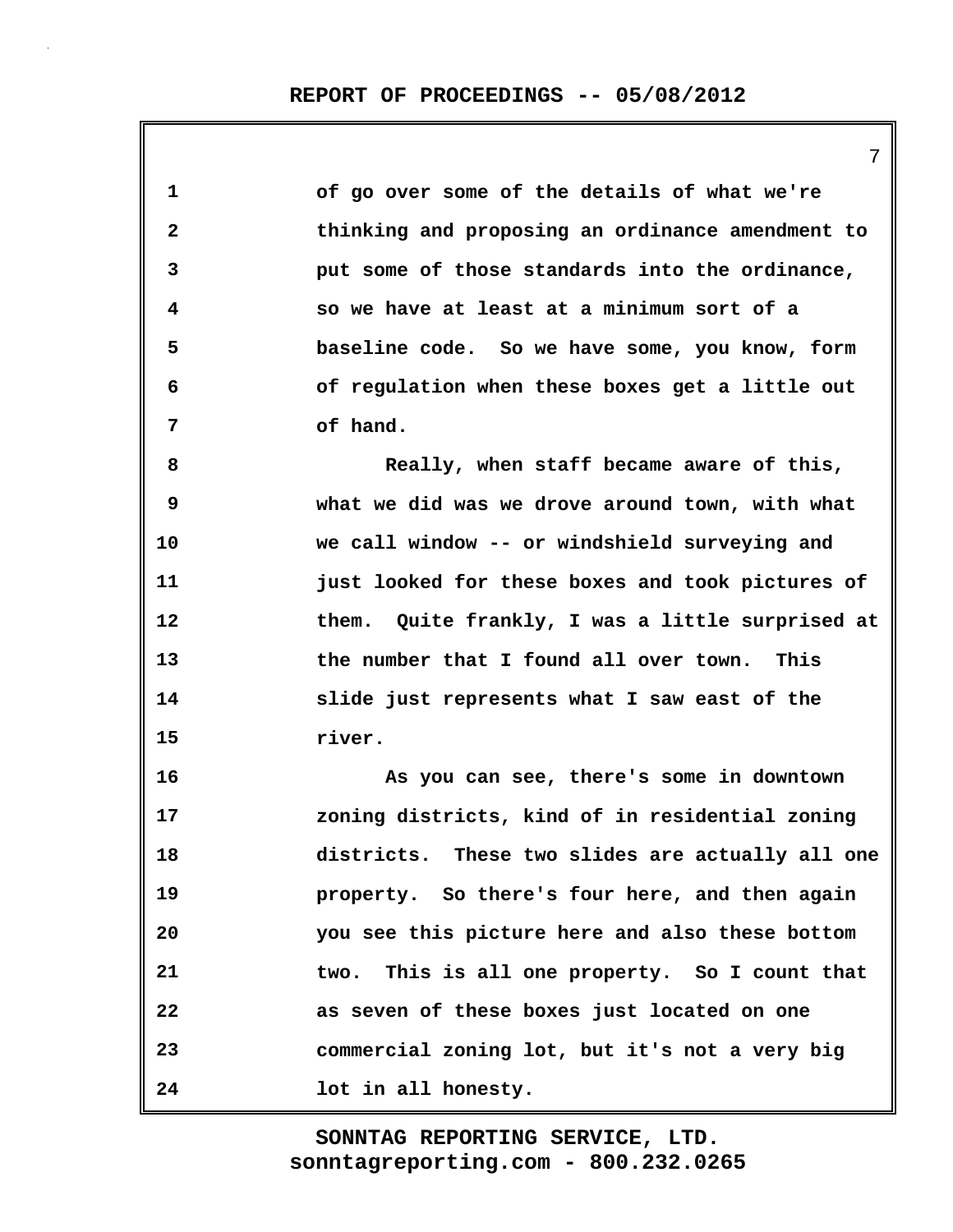of go over some of the details of what we're thinking and proposing an ordinance amendment to put some of those standards into the ordinance, so we have at least at a minimum sort of a baseline code. So we have some, you know, form of regulation when these boxes get a little out of hand.

Really, when staff became aware of this, what we did was we drove around town, with what we call window -- or windshield surveying and just looked for these boxes and took pictures of them. Quite frankly, I was a little surprised at the number that I found all over town. This slide just represents what I saw east of the river.

As you can see, there's some in downtown zoning districts, kind of in residential zoning districts. These two slides are actually all one property. So there's four here, and then again you see this picture here and also these bottom two. This is all one property. So I count that as seven of these boxes just located on one commercial zoning lot, but it's not a very big lot in all honesty.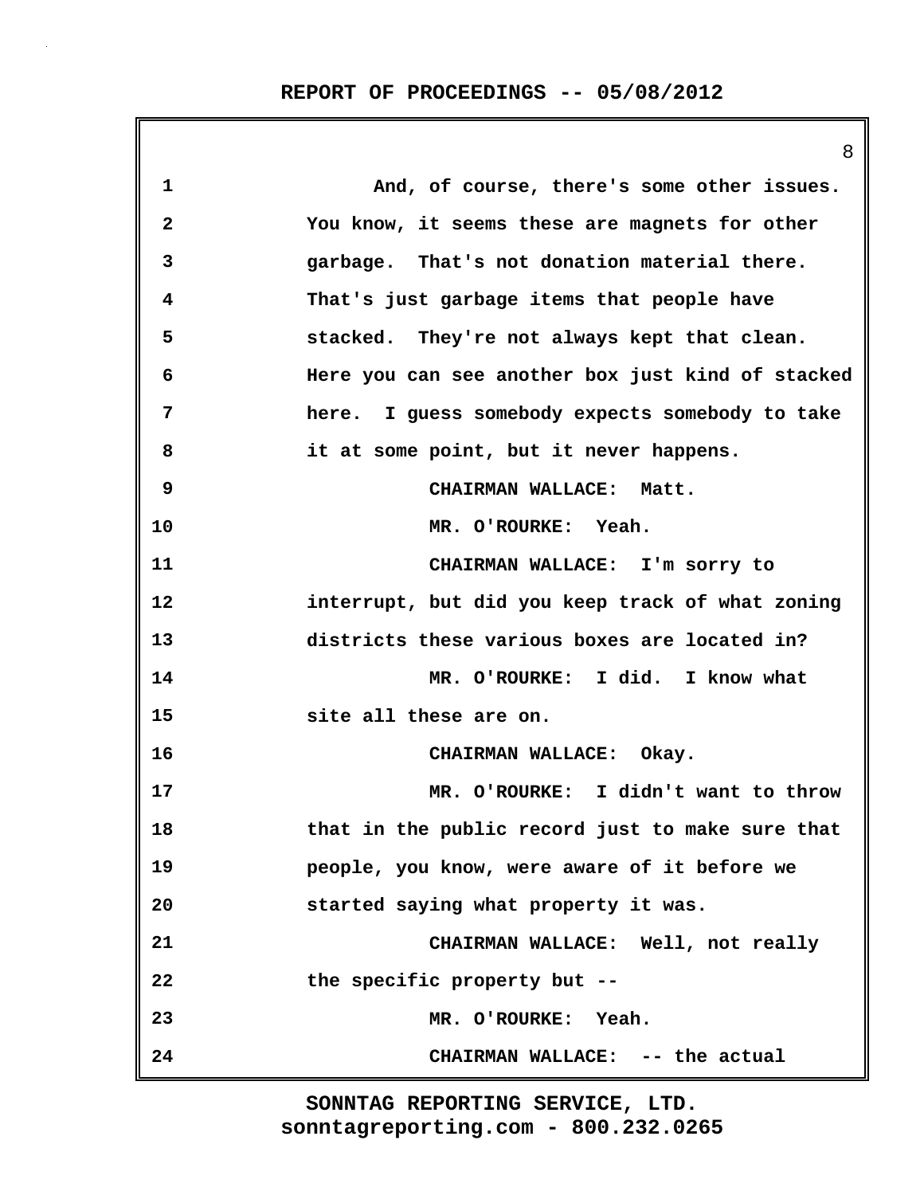And, of course, there's some other issues. You know, it seems these are magnets for other garbage. That's not donation material there. That's just garbage items that people have stacked. They're not always kept that clean. Here you can see another box just kind of stacked here. I guess somebody expects somebody to take it at some point, but it never happens.

CHAIRMAN WALLACE: Matt.

MR. O'ROURKE: Yeah.

CHAIRMAN WALLACE: I'm sorry to interrupt, but did you keep track of what zoning districts these various boxes are located in?

MR. O'ROURKE: I did. I know what site all these are on.

CHAIRMAN WALLACE: Okay.

MR. O'ROURKE: I didn't want to throw that in the public record just to make sure that people, you know, were aware of it before we started saying what property it was.

CHAIRMAN WALLACE: Well, not really the specific property but --

MR. O'ROURKE: Yeah.

CHAIRMAN WALLACE: -- the actual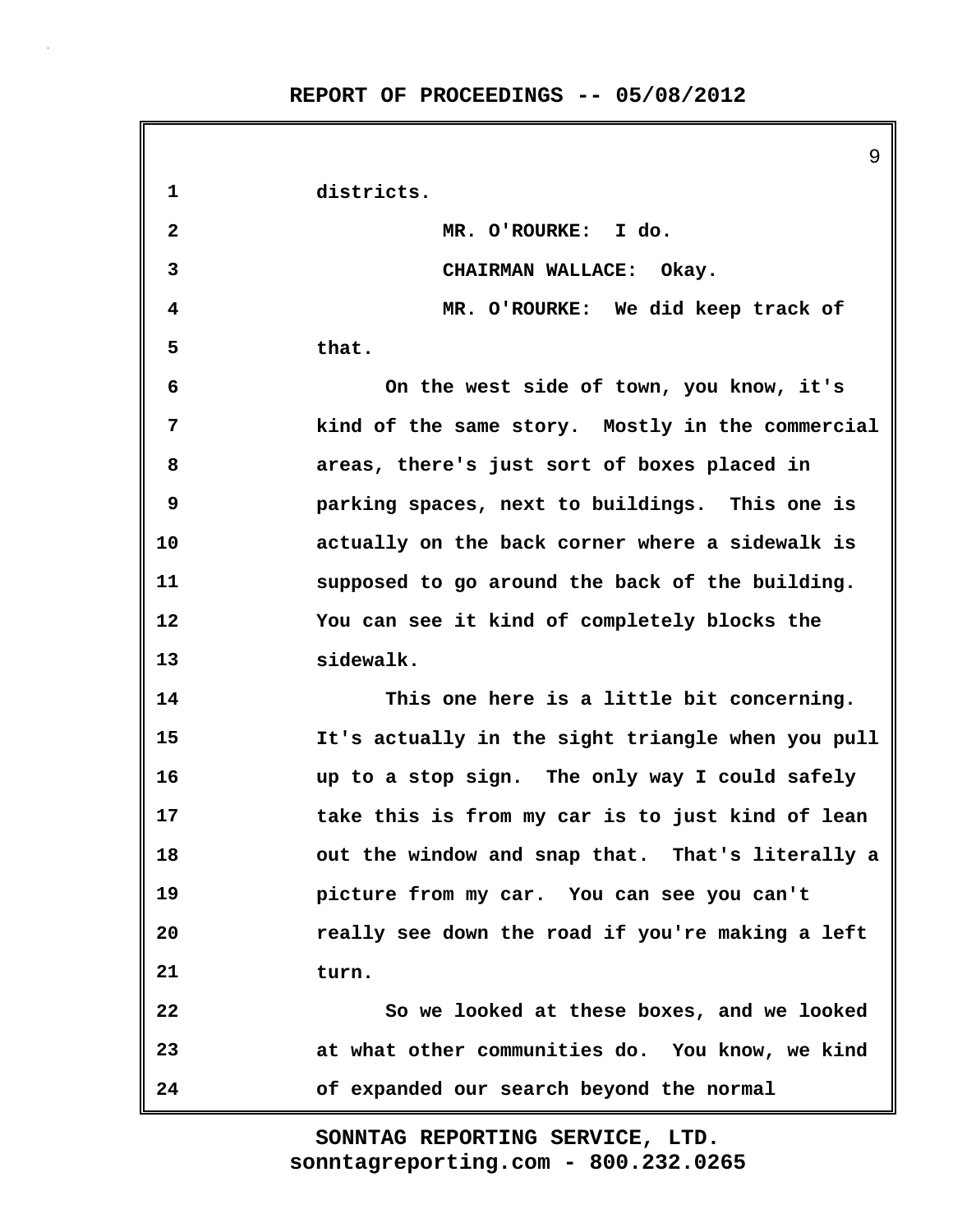districts.

MR. O'ROURKE: I do.

CHAIRMAN WALLACE: Okay.

MR. O'ROURKE: We did keep track of that.

On the west side of town, you know, it's kind of the same story. Mostly in the commercial areas, there's just sort of boxes placed in parking spaces, next to buildings. This one is actually on the back corner where a sidewalk is supposed to go around the back of the building. You can see it kind of completely blocks the sidewalk.

This one here is a little bit concerning. It's actually in the sight triangle when you pull up to a stop sign. The only way I could safely take this is from my car is to just kind of lean out the window and snap that. That's literally a picture from my car. You can see you can't really see down the road if you're making a left turn.

So we looked at these boxes, and we looked at what other communities do. You know, we kind of expanded our search beyond the normal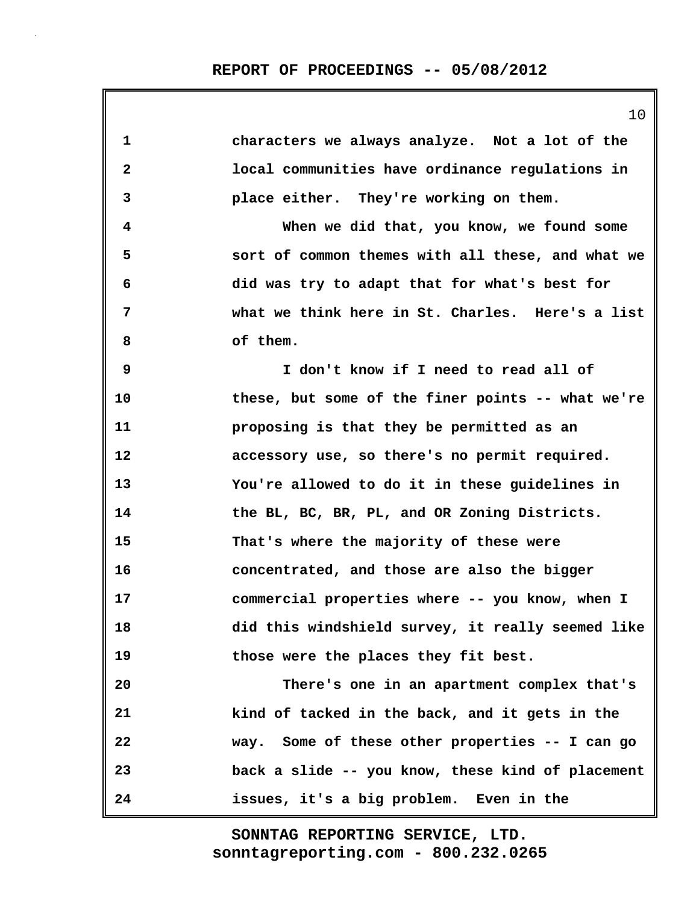characters we always analyze. Not a lot of the local communities have ordinance regulations in place either. They're working on them.

When we did that, you know, we found some sort of common themes with all these, and what we did was try to adapt that for what's best for what we think here in St. Charles. Here's a list of them.

I don't know if I need to read all of these, but some of the finer points -- what we're proposing is that they be permitted as an accessory use, so there's no permit required. You're allowed to do it in these guidelines in the BL, BC, BR, PL, and OR Zoning Districts. That's where the majority of these were concentrated, and those are also the bigger commercial properties where -- you know, when I did this windshield survey, it really seemed like those were the places they fit best.

There's one in an apartment complex that's kind of tacked in the back, and it gets in the way. Some of these other properties -- I can go back a slide -- you know, these kind of placement issues, it's a big problem. Even in the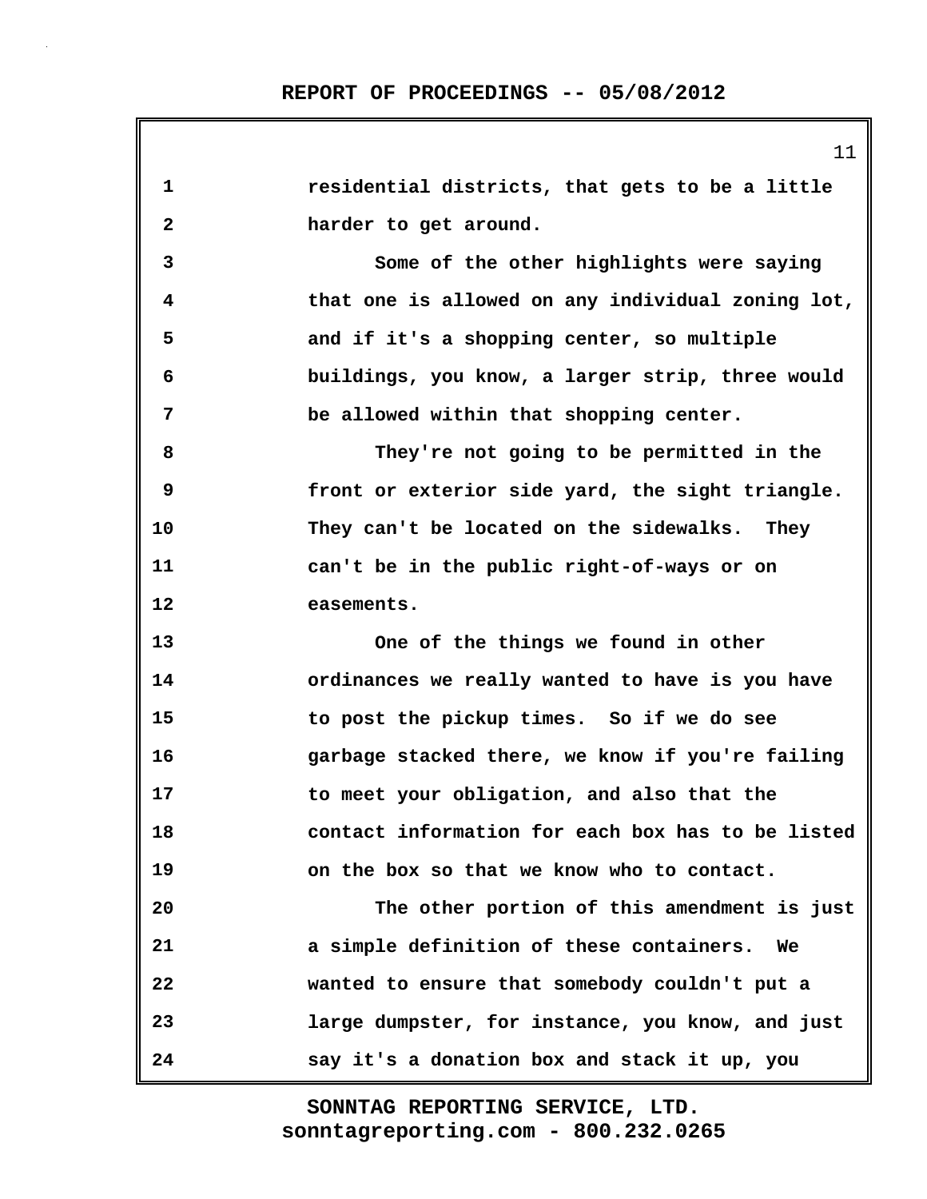residential districts, that gets to be a little harder to get around.

Some of the other highlights were saying that one is allowed on any individual zoning lot, and if it's a shopping center, so multiple buildings, you know, a larger strip, three would be allowed within that shopping center.

They're not going to be permitted in the front or exterior side yard, the sight triangle. They can't be located on the sidewalks. They can't be in the public right-of-ways or on easements.

One of the things we found in other ordinances we really wanted to have is you have to post the pickup times. So if we do see garbage stacked there, we know if you're failing to meet your obligation, and also that the contact information for each box has to be listed on the box so that we know who to contact.

The other portion of this amendment is just a simple definition of these containers. We wanted to ensure that somebody couldn't put a large dumpster, for instance, you know, and just say it's a donation box and stack it up, you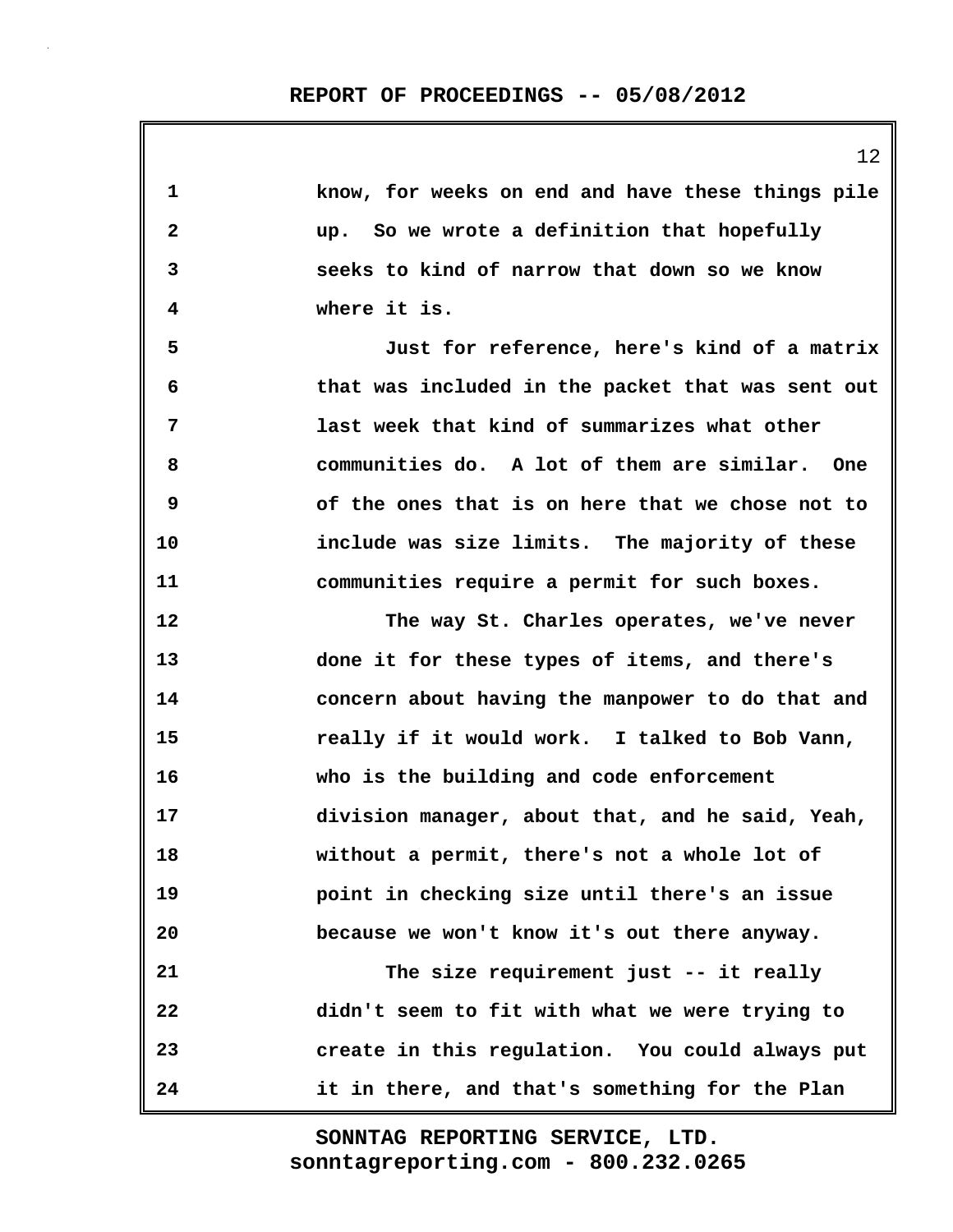know, for weeks on end and have these things pile up. So we wrote a definition that hopefully seeks to kind of narrow that down so we know where it is.

Just for reference, here's kind of a matrix that was included in the packet that was sent out last week that kind of summarizes what other communities do. A lot of them are similar. One of the ones that is on here that we chose not to include was size limits. The majority of these communities require a permit for such boxes.

The way St. Charles operates, we've never done it for these types of items, and there's concern about having the manpower to do that and really if it would work. I talked to Bob Vann, who is the building and code enforcement division manager, about that, and he said, Yeah, without a permit, there's not a whole lot of point in checking size until there's an issue because we won't know it's out there anyway.

The size requirement just -- it really didn't seem to fit with what we were trying to create in this regulation. You could always put it in there, and that's something for the Plan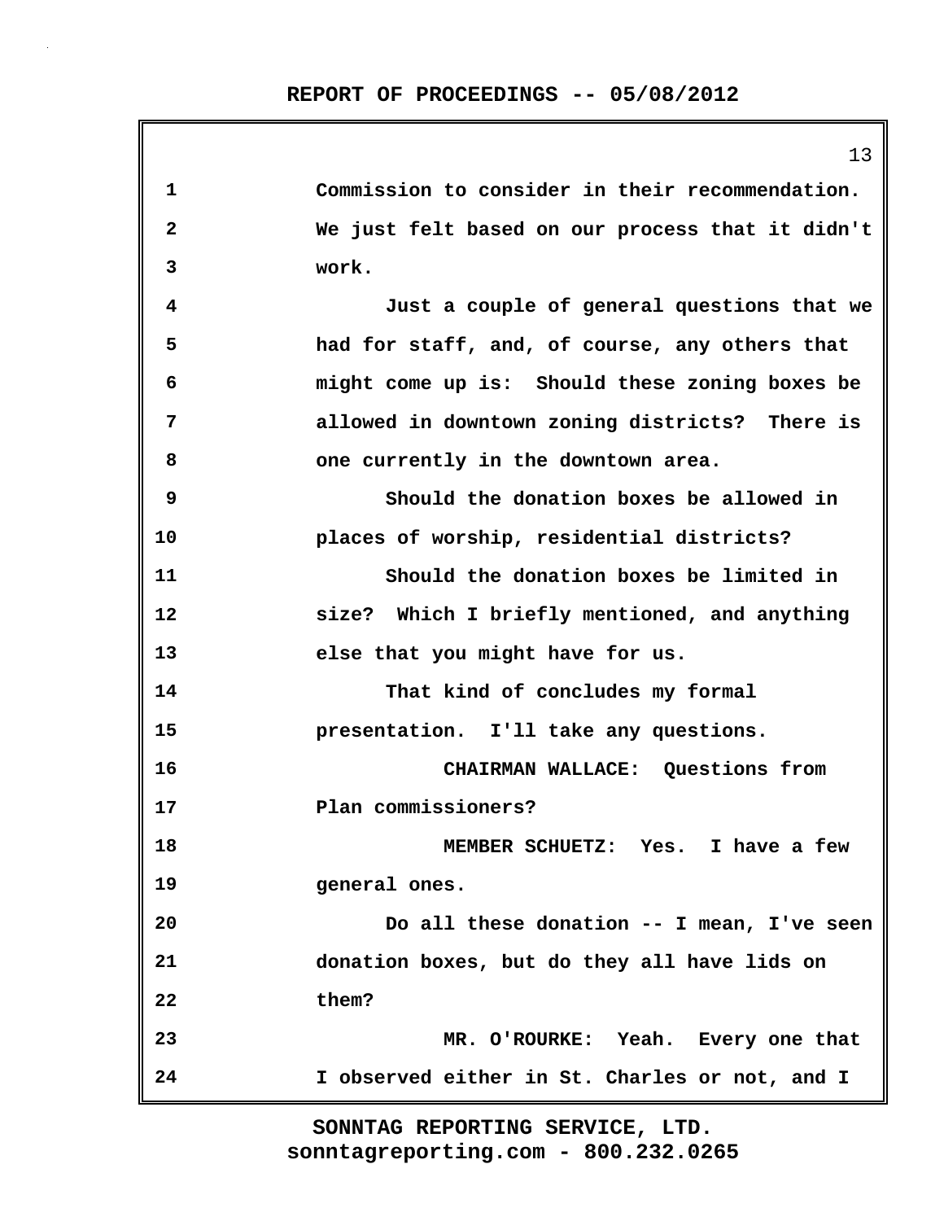Commission to consider in their recommendation. We just felt based on our process that it didn't work.

Just a couple of general questions that we had for staff, and, of course, any others that might come up is: Should these zoning boxes be allowed in downtown zoning districts? There is one currently in the downtown area.

Should the donation boxes be allowed in places of worship, residential districts?

Should the donation boxes be limited in size? Which I briefly mentioned, and anything else that you might have for us.

That kind of concludes my formal presentation. I'll take any questions.

CHAIRMAN WALLACE: Questions from Plan commissioners?

MEMBER SCHUETZ: Yes. I have a few general ones.

Do all these donation -- I mean, I've seen donation boxes, but do they all have lids on them?

MR. O'ROURKE: Yeah. Every one that I observed either in St. Charles or not, and I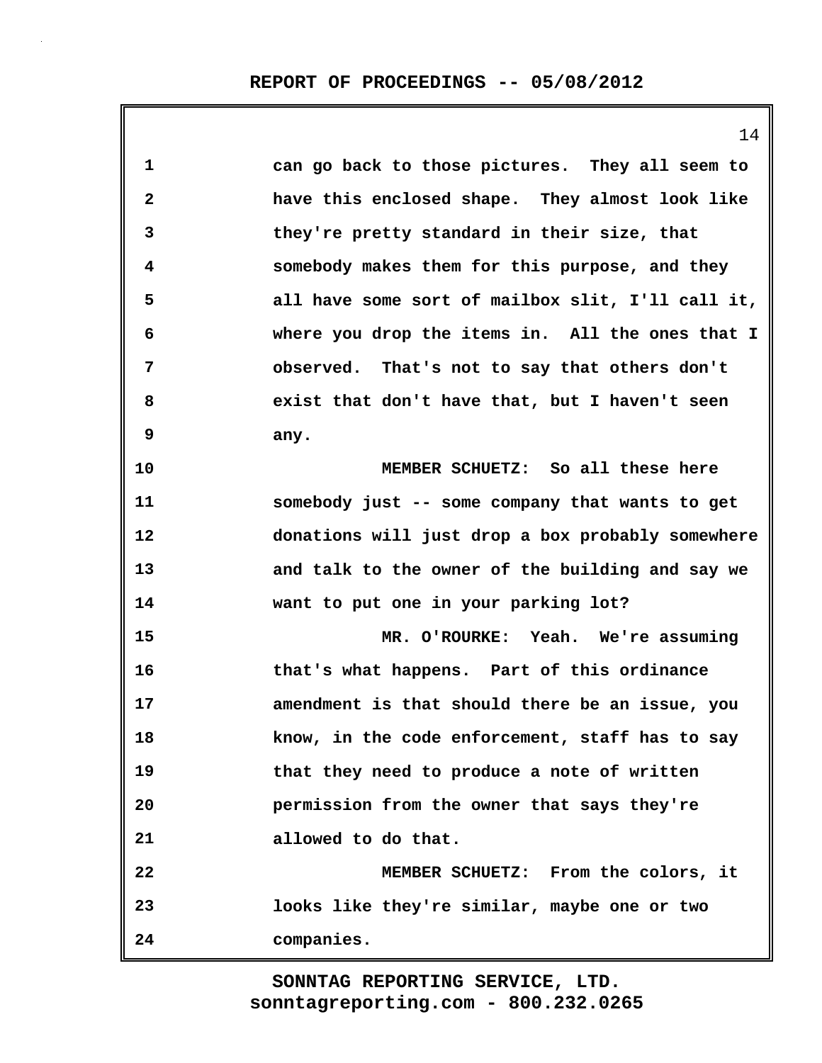can go back to those pictures. They all seem to have this enclosed shape. They almost look like they're pretty standard in their size, that somebody makes them for this purpose, and they all have some sort of mailbox slit, I'll call it, where you drop the items in. All the ones that I observed. That's not to say that others don't exist that don't have that, but I haven't seen any.

MEMBER SCHUETZ: So all these here somebody just -- some company that wants to get donations will just drop a box probably somewhere and talk to the owner of the building and say we want to put one in your parking lot?

MR. O'ROURKE: Yeah. We're assuming that's what happens. Part of this ordinance amendment is that should there be an issue, you know, in the code enforcement, staff has to say that they need to produce a note of written permission from the owner that says they're allowed to do that.

MEMBER SCHUETZ: From the colors, it looks like they're similar, maybe one or two companies.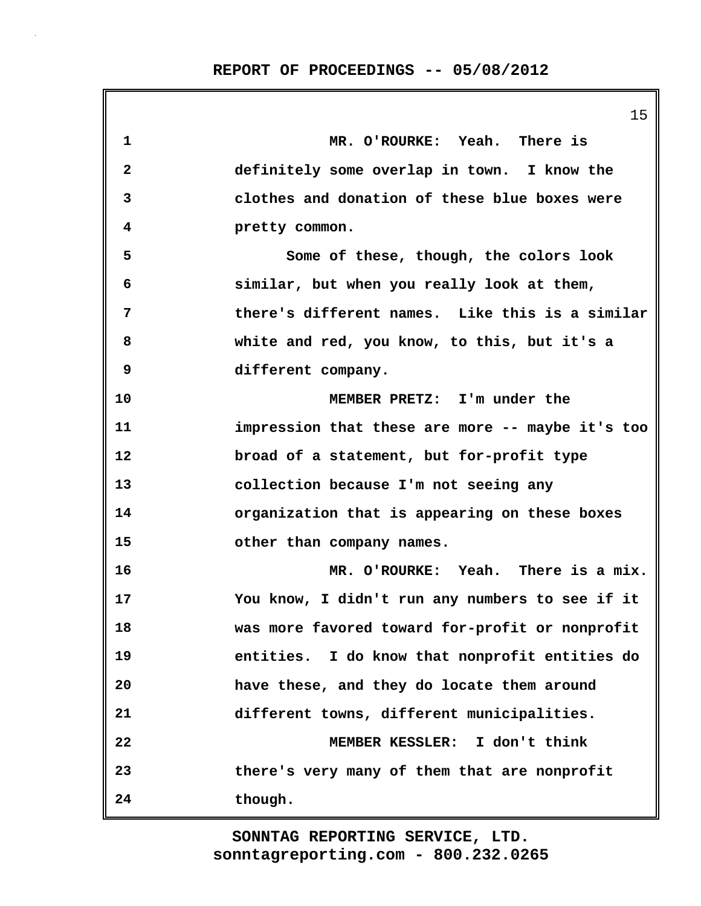MR. O'ROURKE: Yeah. There is definitely some overlap in town. I know the clothes and donation of these blue boxes were pretty common.

Some of these, though, the colors look similar, but when you really look at them, there's different names. Like this is a similar white and red, you know, to this, but it's a different company.

MEMBER PRETZ: I'm under the impression that these are more -- maybe it's too broad of a statement, but for-profit type collection because I'm not seeing any organization that is appearing on these boxes other than company names.

MR. O'ROURKE: Yeah. There is a mix. You know, I didn't run any numbers to see if it was more favored toward for-profit or nonprofit entities. I do know that nonprofit entities do have these, and they do locate them around different towns, different municipalities.

MEMBER KESSLER: I don't think there's very many of them that are nonprofit though.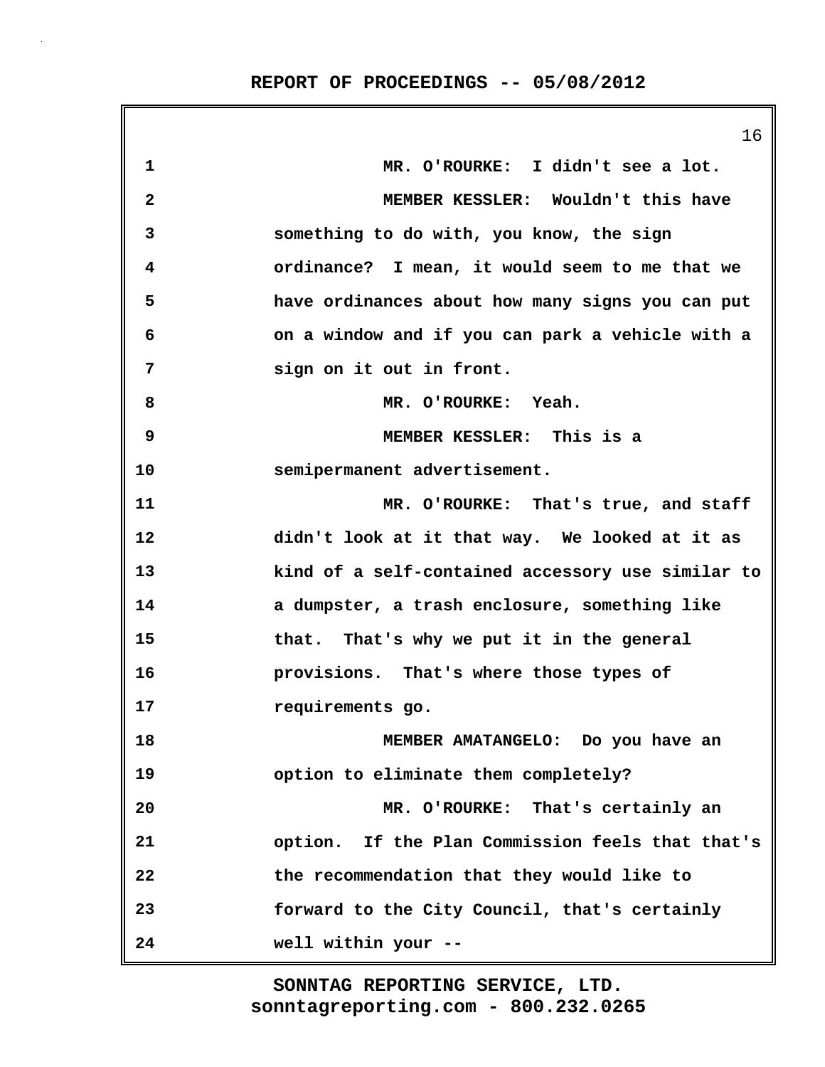MR. O'ROURKE: I didn't see a lot.

MEMBER KESSLER: Wouldn't this have something to do with, you know, the sign ordinance? I mean, it would seem to me that we have ordinances about how many signs you can put on a window and if you can park a vehicle with a sign on it out in front.

MR. O'ROURKE: Yeah.

MEMBER KESSLER: This is a semipermanent advertisement.

MR. O'ROURKE: That's true, and staff didn't look at it that way. We looked at it as kind of a self-contained accessory use similar to a dumpster, a trash enclosure, something like that. That's why we put it in the general provisions. That's where those types of requirements go.

MEMBER AMATANGELO: Do you have an option to eliminate them completely?

MR. O'ROURKE: That's certainly an option. If the Plan Commission feels that that's the recommendation that they would like to forward to the City Council, that's certainly well within your --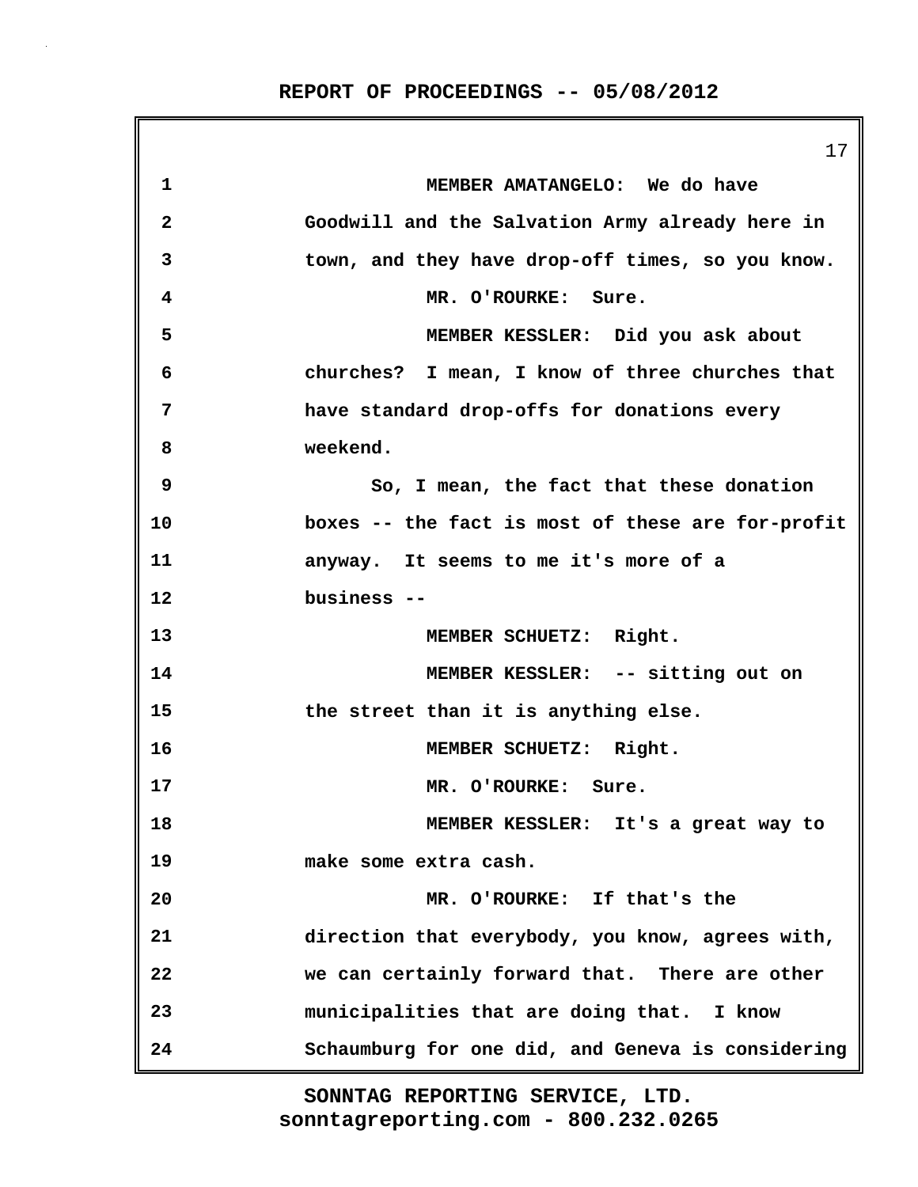MEMBER AMATANGELO: We do have Goodwill and the Salvation Army already here in town, and they have drop-off times, so you know.

MR. O'ROURKE: Sure.

MEMBER KESSLER: Did you ask about churches? I mean, I know of three churches that have standard drop-offs for donations every weekend.

So, I mean, the fact that these donation boxes -- the fact is most of these are for-profit anyway. It seems to me it's more of a business --

MEMBER SCHUETZ: Right.

MEMBER KESSLER: -- sitting out on the street than it is anything else.

MEMBER SCHUETZ: Right.

MR. O'ROURKE: Sure.

MEMBER KESSLER: It's a great way to make some extra cash.

MR. O'ROURKE: If that's the direction that everybody, you know, agrees with, we can certainly forward that. There are other municipalities that are doing that. I know Schaumburg for one did, and Geneva is considering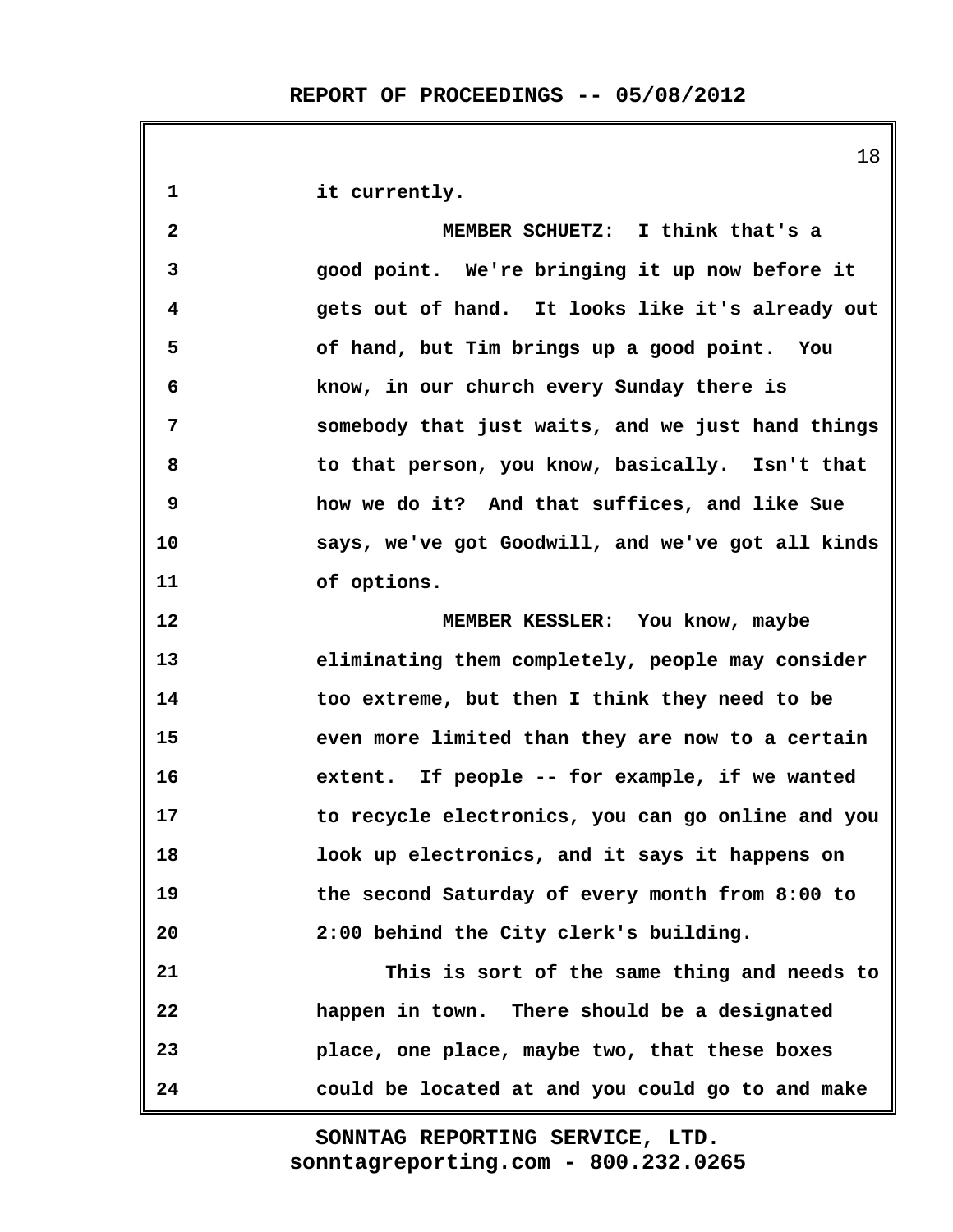it currently.

MEMBER SCHUETZ: I think that's a good point. We're bringing it up now before it gets out of hand. It looks like it's already out of hand, but Tim brings up a good point. You know, in our church every Sunday there is somebody that just waits, and we just hand things to that person, you know, basically. Isn't that how we do it? And that suffices, and like Sue says, we've got Goodwill, and we've got all kinds of options.

MEMBER KESSLER: You know, maybe eliminating them completely, people may consider too extreme, but then I think they need to be even more limited than they are now to a certain extent. If people -- for example, if we wanted to recycle electronics, you can go online and you look up electronics, and it says it happens on the second Saturday of every month from 8:00 to 2:00 behind the City clerk's building.

This is sort of the same thing and needs to happen in town. There should be a designated place, one place, maybe two, that these boxes could be located at and you could go to and make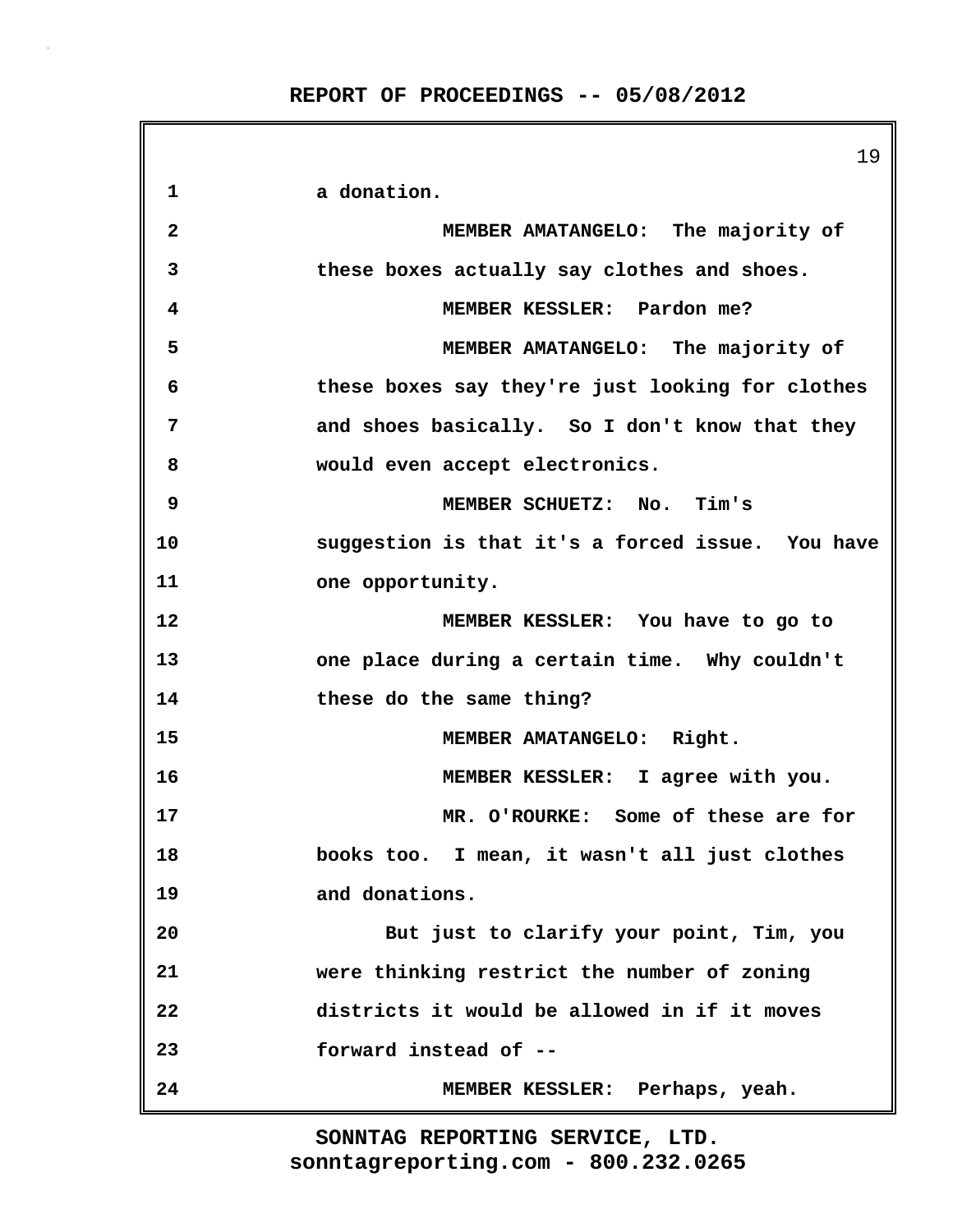a donation.

MEMBER AMATANGELO: The majority of these boxes actually say clothes and shoes.

MEMBER KESSLER: Pardon me?

MEMBER AMATANGELO: The majority of these boxes say they're just looking for clothes and shoes basically. So I don't know that they would even accept electronics.

MEMBER SCHUETZ: No. Tim's suggestion is that it's a forced issue. You have one opportunity.

MEMBER KESSLER: You have to go to one place during a certain time. Why couldn't these do the same thing?

MEMBER AMATANGELO: Right.

MEMBER KESSLER: I agree with you.

MR. O'ROURKE: Some of these are for books too. I mean, it wasn't all just clothes and donations.

But just to clarify your point, Tim, you were thinking restrict the number of zoning districts it would be allowed in if it moves forward instead of --

MEMBER KESSLER: Perhaps, yeah.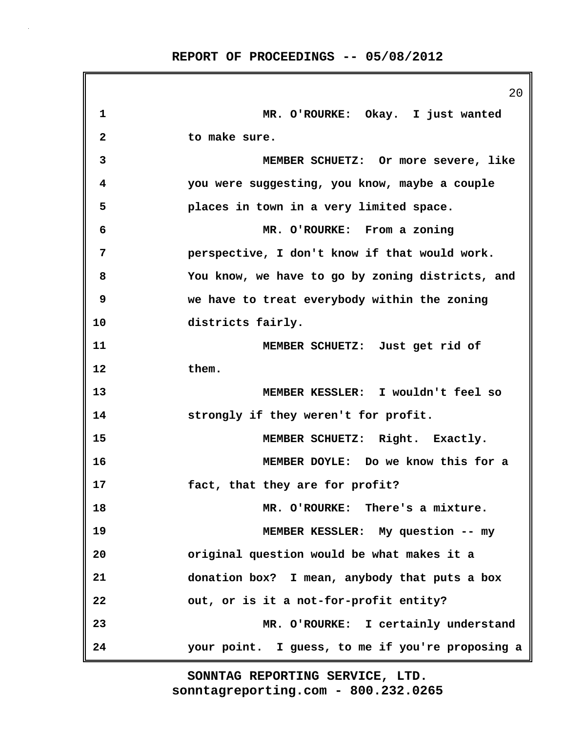MR. O'ROURKE: Okay. I just wanted to make sure.

MEMBER SCHUETZ: Or more severe, like you were suggesting, you know, maybe a couple places in town in a very limited space.

MR. O'ROURKE: From a zoning perspective, I don't know if that would work. You know, we have to go by zoning districts, and we have to treat everybody within the zoning districts fairly.

MEMBER SCHUETZ: Just get rid of them.

MEMBER KESSLER: I wouldn't feel so strongly if they weren't for profit.

MEMBER SCHUETZ: Right. Exactly.

MEMBER DOYLE: Do we know this for a fact, that they are for profit?

MR. O'ROURKE: There's a mixture.

MEMBER KESSLER: My question -- my original question would be what makes it a donation box? I mean, anybody that puts a box out, or is it a not-for-profit entity?

MR. O'ROURKE: I certainly understand your point. I guess, to me if you're proposing a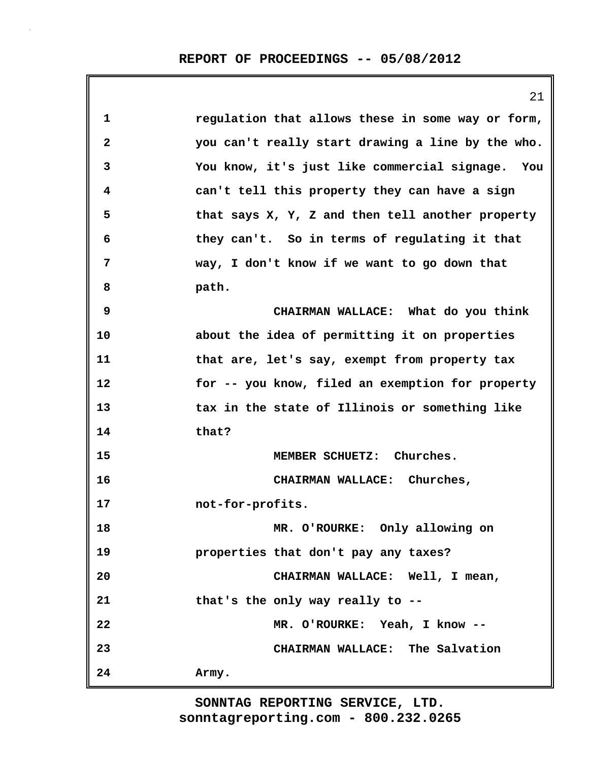regulation that allows these in some way or form, you can't really start drawing a line by the who. You know, it's just like commercial signage. You can't tell this property they can have a sign that says X, Y, Z and then tell another property they can't. So in terms of regulating it that way, I don't know if we want to go down that path.

CHAIRMAN WALLACE: What do you think about the idea of permitting it on properties that are, let's say, exempt from property tax for -- you know, filed an exemption for property tax in the state of Illinois or something like that?

MEMBER SCHUETZ: Churches.

CHAIRMAN WALLACE: Churches, not-for-profits.

MR. O'ROURKE: Only allowing on properties that don't pay any taxes?

CHAIRMAN WALLACE: Well, I mean, that's the only way really to --

MR. O'ROURKE: Yeah, I know --

CHAIRMAN WALLACE: The Salvation Army.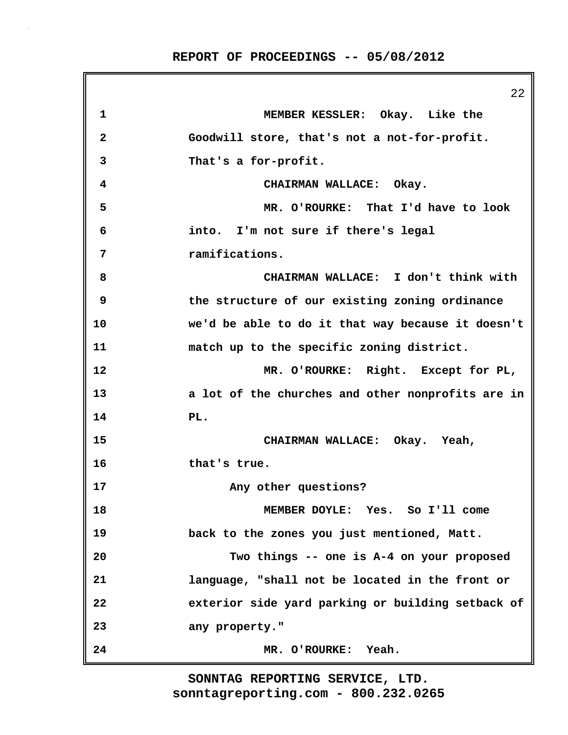MEMBER KESSLER: Okay. Like the Goodwill store, that's not a not-for-profit. That's a for-profit.

CHAIRMAN WALLACE: Okay.

MR. O'ROURKE: That I'd have to look into. I'm not sure if there's legal ramifications.

CHAIRMAN WALLACE: I don't think with the structure of our existing zoning ordinance we'd be able to do it that way because it doesn't match up to the specific zoning district.

MR. O'ROURKE: Right. Except for PL, a lot of the churches and other nonprofits are in PL.

CHAIRMAN WALLACE: Okay. Yeah, that's true.

Any other questions?

MEMBER DOYLE: Yes. So I'll come back to the zones you just mentioned, Matt.

Two things -- one is A-4 on your proposed language, "shall not be located in the front or exterior side yard parking or building setback of any property."

MR. O'ROURKE: Yeah.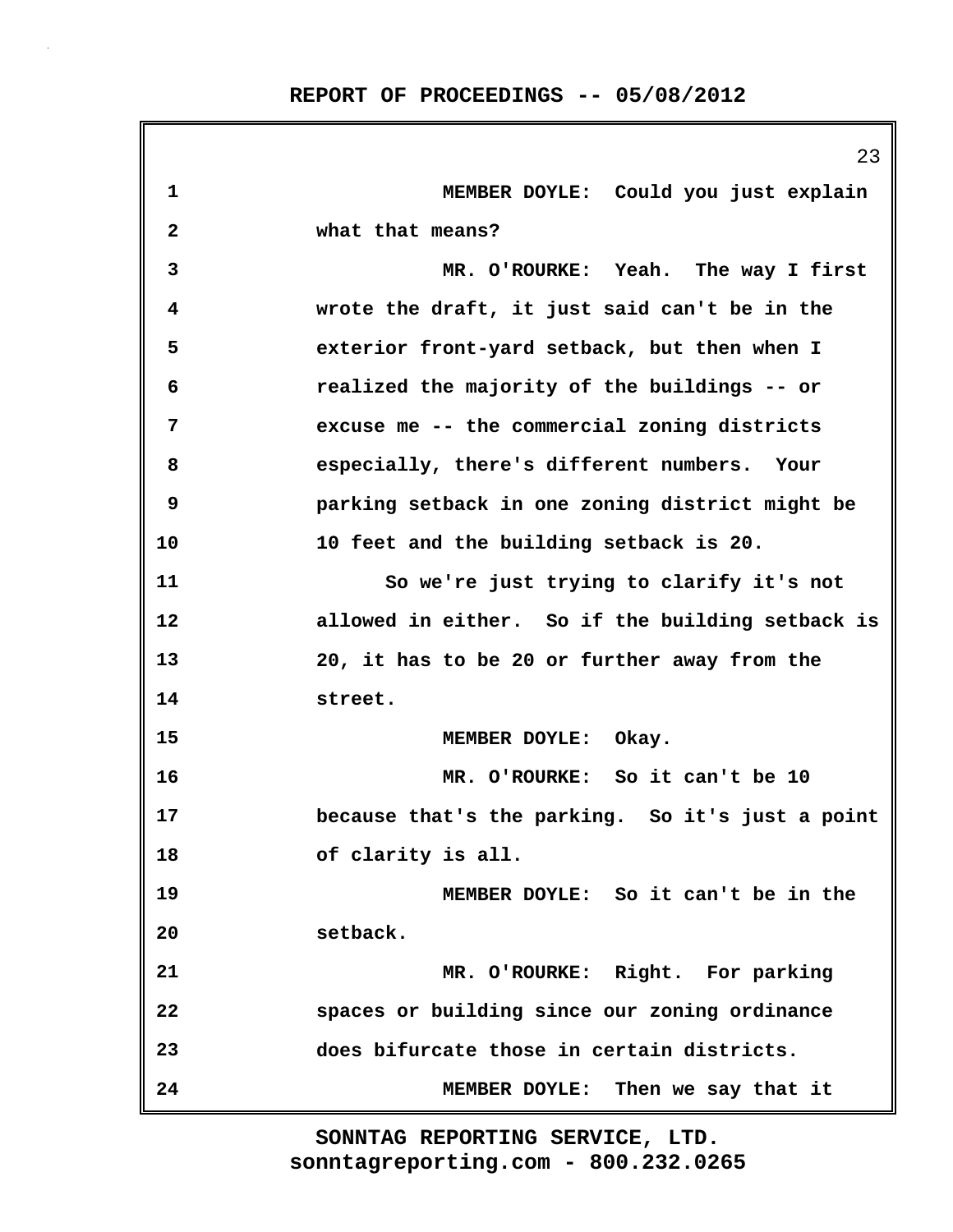MEMBER DOYLE: Could you just explain what that means?

MR. O'ROURKE: Yeah. The way I first wrote the draft, it just said can't be in the exterior front-yard setback, but then when I realized the majority of the buildings -- or excuse me -- the commercial zoning districts especially, there's different numbers. Your parking setback in one zoning district might be 10 feet and the building setback is 20.

So we're just trying to clarify it's not allowed in either. So if the building setback is 20, it has to be 20 or further away from the street.

MEMBER DOYLE: Okay.

MR. O'ROURKE: So it can't be 10 because that's the parking. So it's just a point of clarity is all.

MEMBER DOYLE: So it can't be in the setback.

MR. O'ROURKE: Right. For parking spaces or building since our zoning ordinance does bifurcate those in certain districts.

MEMBER DOYLE: Then we say that it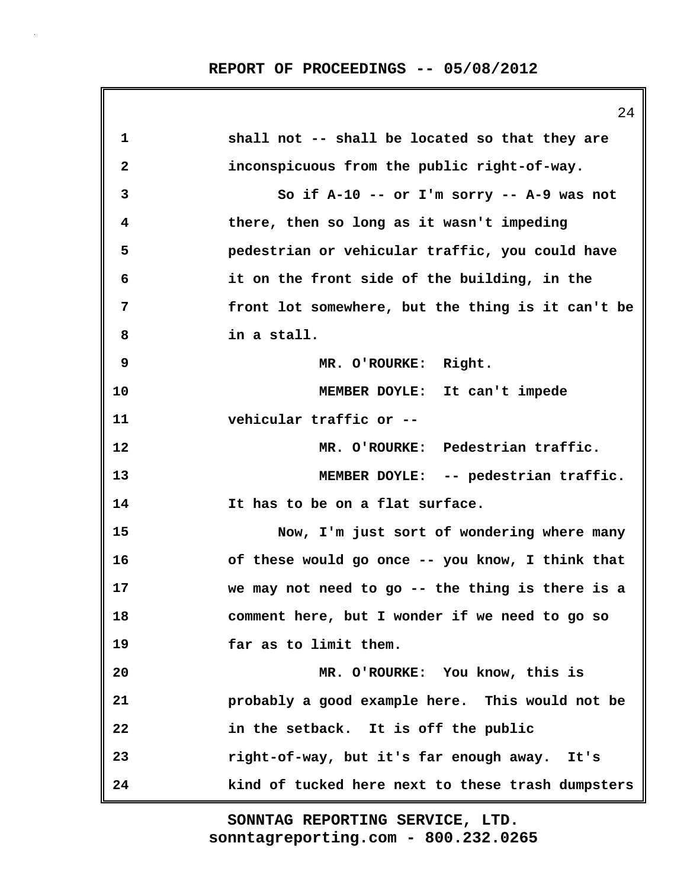shall not -- shall be located so that they are inconspicuous from the public right-of-way.

So if A-10 -- or I'm sorry -- A-9 was not there, then so long as it wasn't impeding pedestrian or vehicular traffic, you could have it on the front side of the building, in the front lot somewhere, but the thing is it can't be in a stall.

MR. O'ROURKE: Right.

MEMBER DOYLE: It can't impede vehicular traffic or --

MR. O'ROURKE: Pedestrian traffic.

MEMBER DOYLE: -- pedestrian traffic. It has to be on a flat surface.

Now, I'm just sort of wondering where many of these would go once -- you know, I think that we may not need to go -- the thing is there is a comment here, but I wonder if we need to go so far as to limit them.

MR. O'ROURKE: You know, this is probably a good example here. This would not be in the setback. It is off the public right-of-way, but it's far enough away. It's kind of tucked here next to these trash dumpsters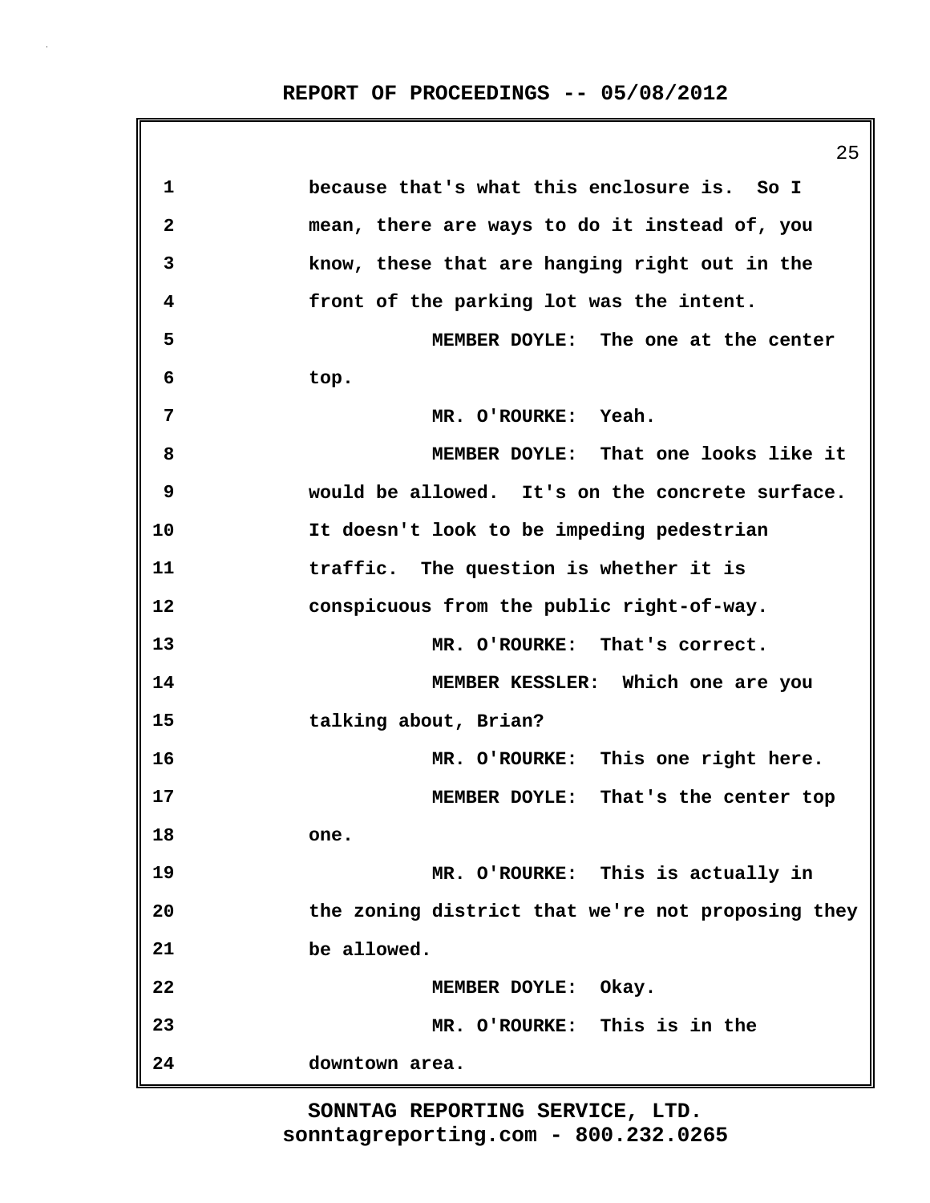because that's what this enclosure is. So I mean, there are ways to do it instead of, you know, these that are hanging right out in the front of the parking lot was the intent.

MEMBER DOYLE: The one at the center top.

MR. O'ROURKE: Yeah.

MEMBER DOYLE: That one looks like it would be allowed. It's on the concrete surface. It doesn't look to be impeding pedestrian traffic. The question is whether it is conspicuous from the public right-of-way.

MR. O'ROURKE: That's correct.

MEMBER KESSLER: Which one are you talking about, Brian?

MR. O'ROURKE: This one right here.

MEMBER DOYLE: That's the center top one.

MR. O'ROURKE: This is actually in the zoning district that we're not proposing they be allowed.

MEMBER DOYLE: Okay.

MR. O'ROURKE: This is in the downtown area.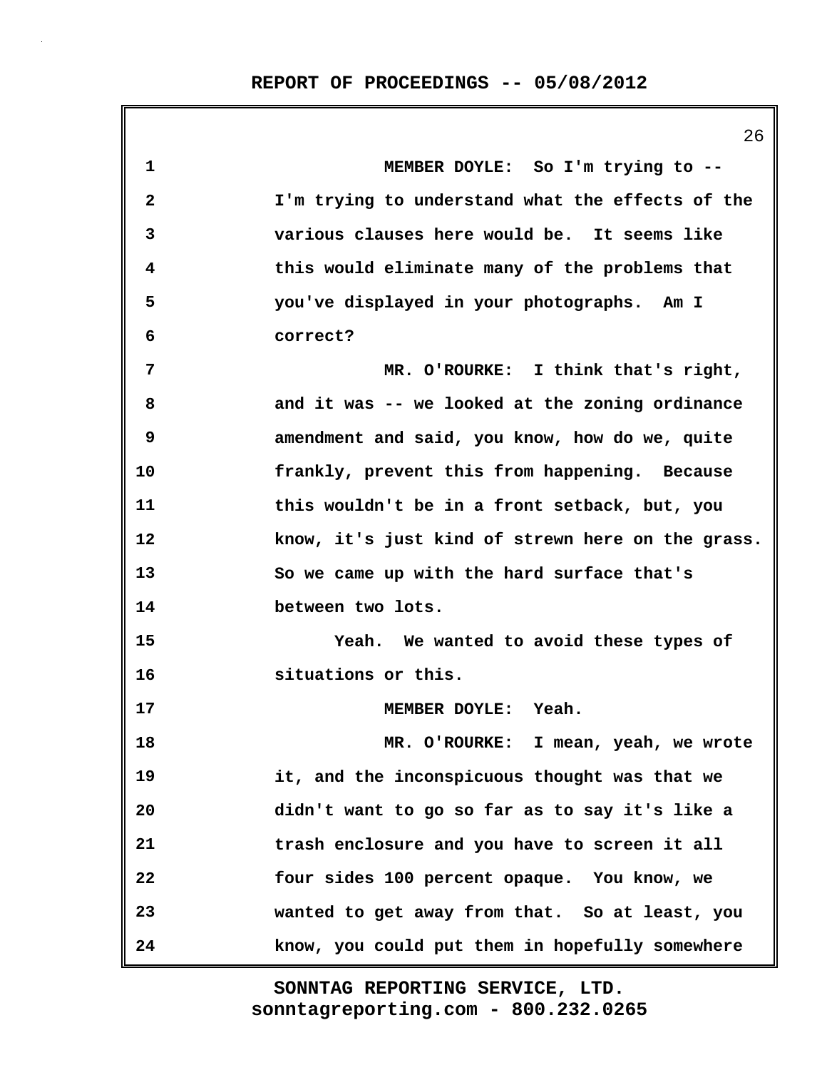MEMBER DOYLE: So I'm trying to -- I'm trying to understand what the effects of the various clauses here would be. It seems like this would eliminate many of the problems that you've displayed in your photographs. Am I correct?

MR. O'ROURKE: I think that's right, and it was -- we looked at the zoning ordinance amendment and said, you know, how do we, quite frankly, prevent this from happening. Because this wouldn't be in a front setback, but, you know, it's just kind of strewn here on the grass. So we came up with the hard surface that's between two lots.

Yeah. We wanted to avoid these types of situations or this.

MEMBER DOYLE: Yeah.

MR. O'ROURKE: I mean, yeah, we wrote it, and the inconspicuous thought was that we didn't want to go so far as to say it's like a trash enclosure and you have to screen it all four sides 100 percent opaque. You know, we wanted to get away from that. So at least, you know, you could put them in hopefully somewhere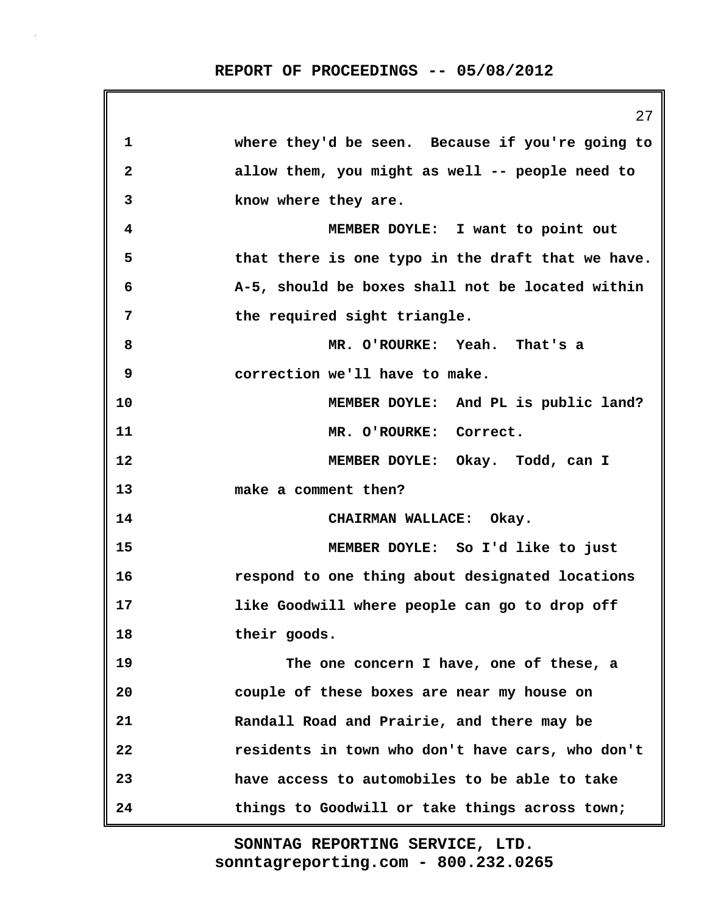where they'd be seen. Because if you're going to allow them, you might as well -- people need to know where they are.

MEMBER DOYLE: I want to point out that there is one typo in the draft that we have. A-5, should be boxes shall not be located within the required sight triangle.

MR. O'ROURKE: Yeah. That's a correction we'll have to make.

MEMBER DOYLE: And PL is public land?

MR. O'ROURKE: Correct.

MEMBER DOYLE: Okay. Todd, can I make a comment then?

CHAIRMAN WALLACE: Okay.

MEMBER DOYLE: So I'd like to just respond to one thing about designated locations like Goodwill where people can go to drop off their goods.

The one concern I have, one of these, a couple of these boxes are near my house on Randall Road and Prairie, and there may be residents in town who don't have cars, who don't have access to automobiles to be able to take things to Goodwill or take things across town;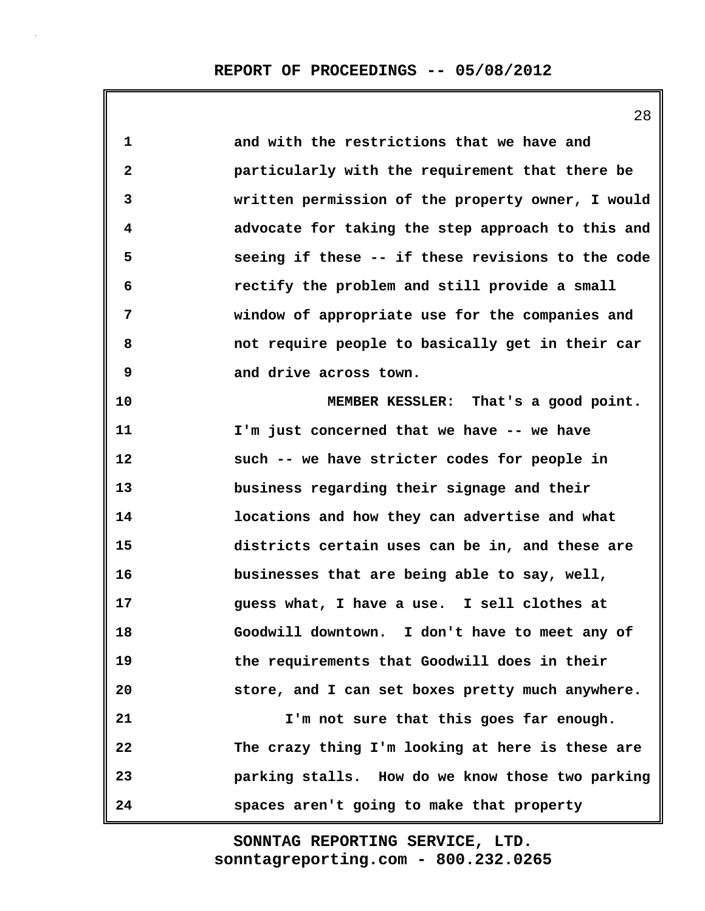and with the restrictions that we have and particularly with the requirement that there be written permission of the property owner, I would advocate for taking the step approach to this and seeing if these -- if these revisions to the code rectify the problem and still provide a small window of appropriate use for the companies and not require people to basically get in their car and drive across town.

MEMBER KESSLER: That's a good point. I'm just concerned that we have -- we have such -- we have stricter codes for people in business regarding their signage and their locations and how they can advertise and what districts certain uses can be in, and these are businesses that are being able to say, well, guess what, I have a use. I sell clothes at Goodwill downtown. I don't have to meet any of the requirements that Goodwill does in their store, and I can set boxes pretty much anywhere.

I'm not sure that this goes far enough. The crazy thing I'm looking at here is these are parking stalls. How do we know those two parking spaces aren't going to make that property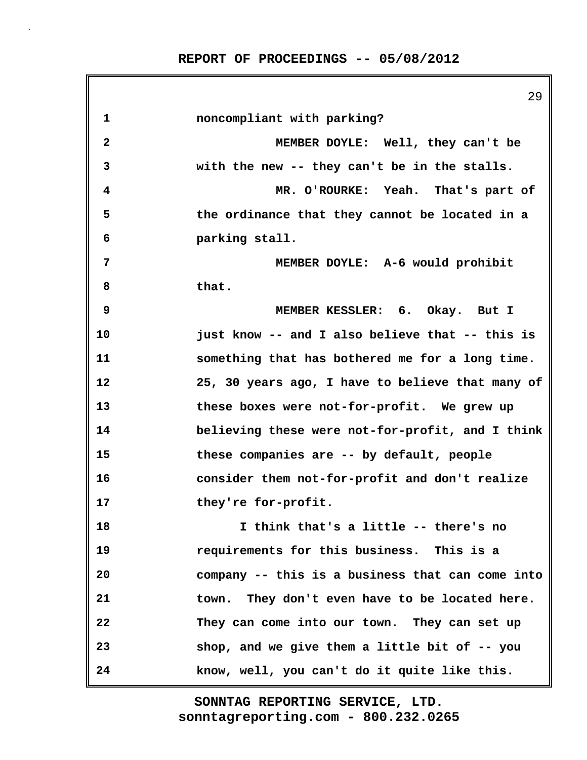noncompliant with parking?

MEMBER DOYLE: Well, they can't be with the new -- they can't be in the stalls.

MR. O'ROURKE: Yeah. That's part of the ordinance that they cannot be located in a parking stall.

MEMBER DOYLE: A-6 would prohibit that.

MEMBER KESSLER: 6. Okay. But I just know -- and I also believe that -- this is something that has bothered me for a long time. 25, 30 years ago, I have to believe that many of these boxes were not-for-profit. We grew up believing these were not-for-profit, and I think these companies are -- by default, people consider them not-for-profit and don't realize they're for-profit.

I think that's a little -- there's no requirements for this business. This is a company -- this is a business that can come into town. They don't even have to be located here. They can come into our town. They can set up shop, and we give them a little bit of -- you know, well, you can't do it quite like this.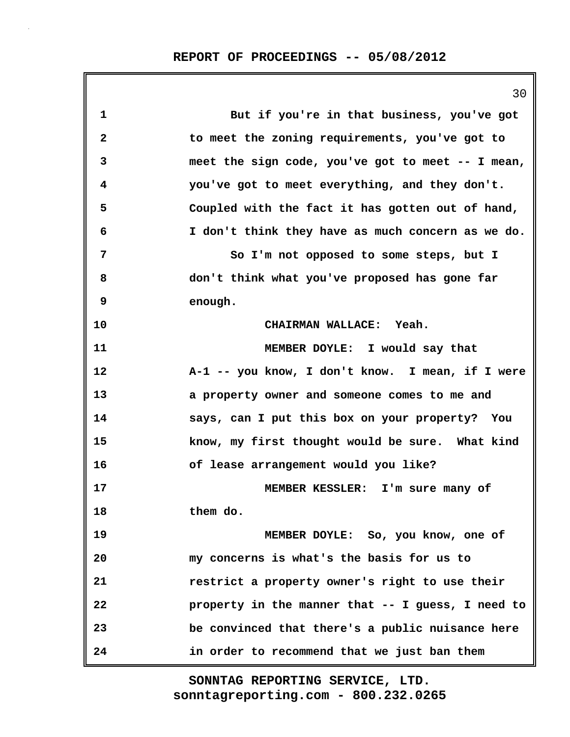But if you're in that business, you've got to meet the zoning requirements, you've got to meet the sign code, you've got to meet -- I mean, you've got to meet everything, and they don't. Coupled with the fact it has gotten out of hand, I don't think they have as much concern as we do.

So I'm not opposed to some steps, but I don't think what you've proposed has gone far enough.

CHAIRMAN WALLACE: Yeah.

MEMBER DOYLE: I would say that A-1 -- you know, I don't know. I mean, if I were a property owner and someone comes to me and says, can I put this box on your property? You know, my first thought would be sure. What kind of lease arrangement would you like?

MEMBER KESSLER: I'm sure many of them do.

MEMBER DOYLE: So, you know, one of my concerns is what's the basis for us to restrict a property owner's right to use their property in the manner that -- I guess, I need to be convinced that there's a public nuisance here in order to recommend that we just ban them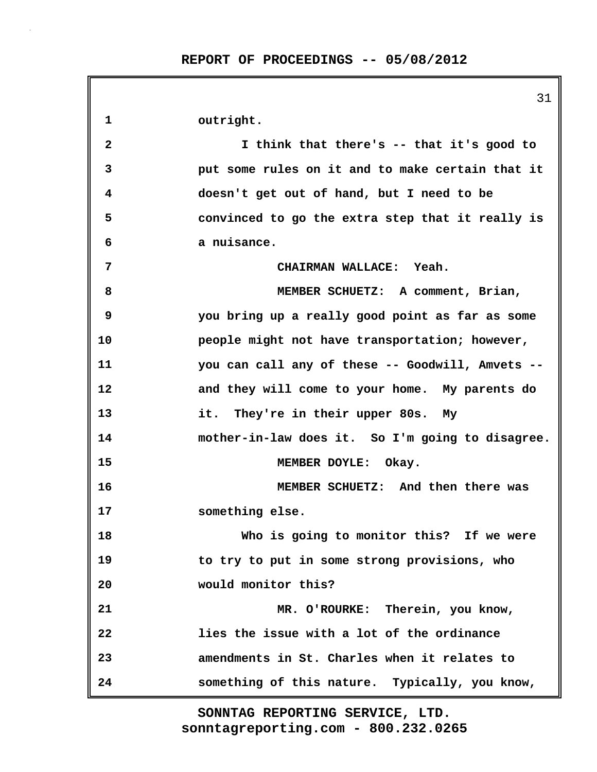outright.

I think that there's -- that it's good to put some rules on it and to make certain that it doesn't get out of hand, but I need to be convinced to go the extra step that it really is a nuisance.

CHAIRMAN WALLACE: Yeah.

MEMBER SCHUETZ: A comment, Brian, you bring up a really good point as far as some people might not have transportation; however, you can call any of these -- Goodwill, Amvets -- and they will come to your home. My parents do it. They're in their upper 80s. My mother-in-law does it. So I'm going to disagree.

MEMBER DOYLE: Okay.

MEMBER SCHUETZ: And then there was something else.

Who is going to monitor this? If we were to try to put in some strong provisions, who would monitor this?

MR. O'ROURKE: Therein, you know, lies the issue with a lot of the ordinance amendments in St. Charles when it relates to something of this nature. Typically, you know,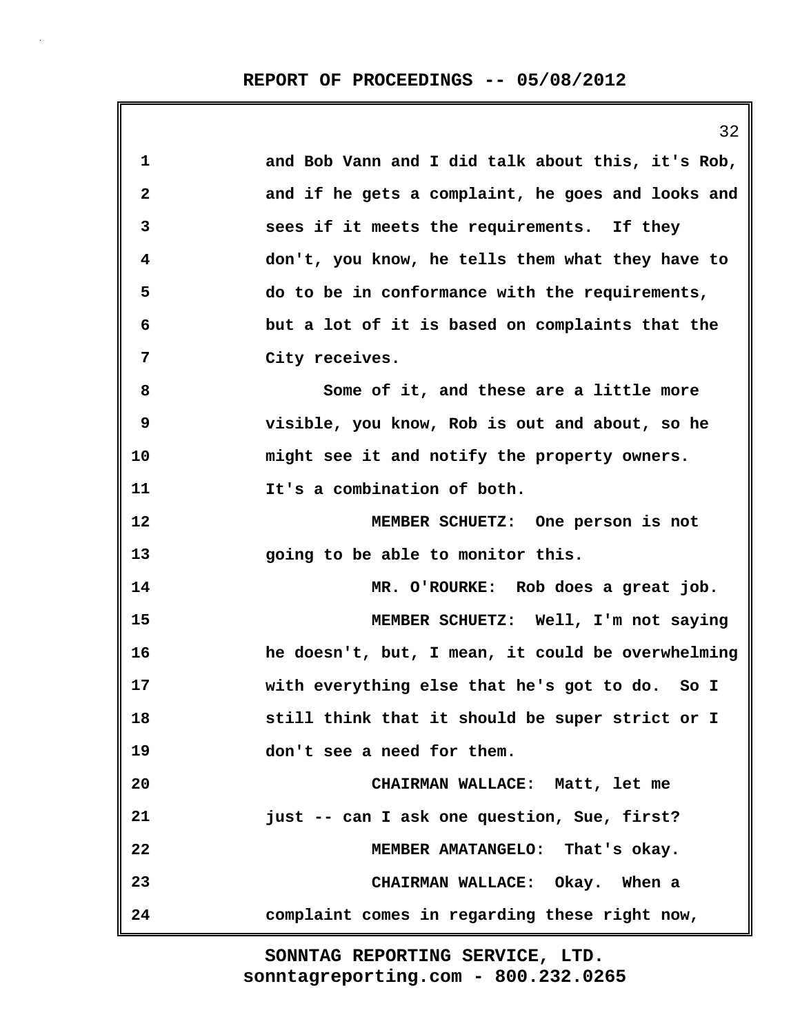and Bob Vann and I did talk about this, it's Rob, and if he gets a complaint, he goes and looks and sees if it meets the requirements. If they don't, you know, he tells them what they have to do to be in conformance with the requirements, but a lot of it is based on complaints that the City receives.

Some of it, and these are a little more visible, you know, Rob is out and about, so he might see it and notify the property owners. It's a combination of both.

MEMBER SCHUETZ: One person is not going to be able to monitor this.

MR. O'ROURKE: Rob does a great job.

MEMBER SCHUETZ: Well, I'm not saying he doesn't, but, I mean, it could be overwhelming with everything else that he's got to do. So I still think that it should be super strict or I don't see a need for them.

CHAIRMAN WALLACE: Matt, let me just -- can I ask one question, Sue, first?

MEMBER AMATANGELO: That's okay.

CHAIRMAN WALLACE: Okay. When a complaint comes in regarding these right now,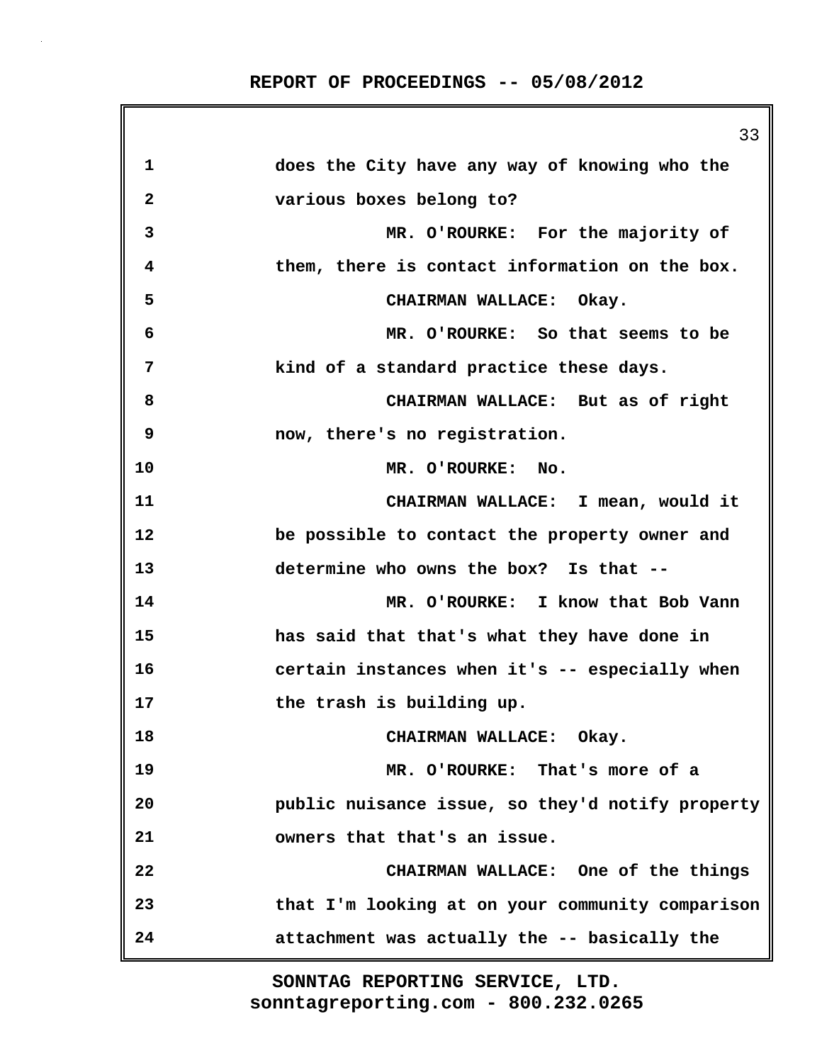does the City have any way of knowing who the various boxes belong to?

MR. O'ROURKE: For the majority of them, there is contact information on the box.

CHAIRMAN WALLACE: Okay.

MR. O'ROURKE: So that seems to be kind of a standard practice these days.

CHAIRMAN WALLACE: But as of right now, there's no registration.

MR. O'ROURKE: No.

CHAIRMAN WALLACE: I mean, would it be possible to contact the property owner and determine who owns the box? Is that --

MR. O'ROURKE: I know that Bob Vann has said that that's what they have done in certain instances when it's -- especially when the trash is building up.

CHAIRMAN WALLACE: Okay.

MR. O'ROURKE: That's more of a public nuisance issue, so they'd notify property owners that that's an issue.

CHAIRMAN WALLACE: One of the things that I'm looking at on your community comparison attachment was actually the -- basically the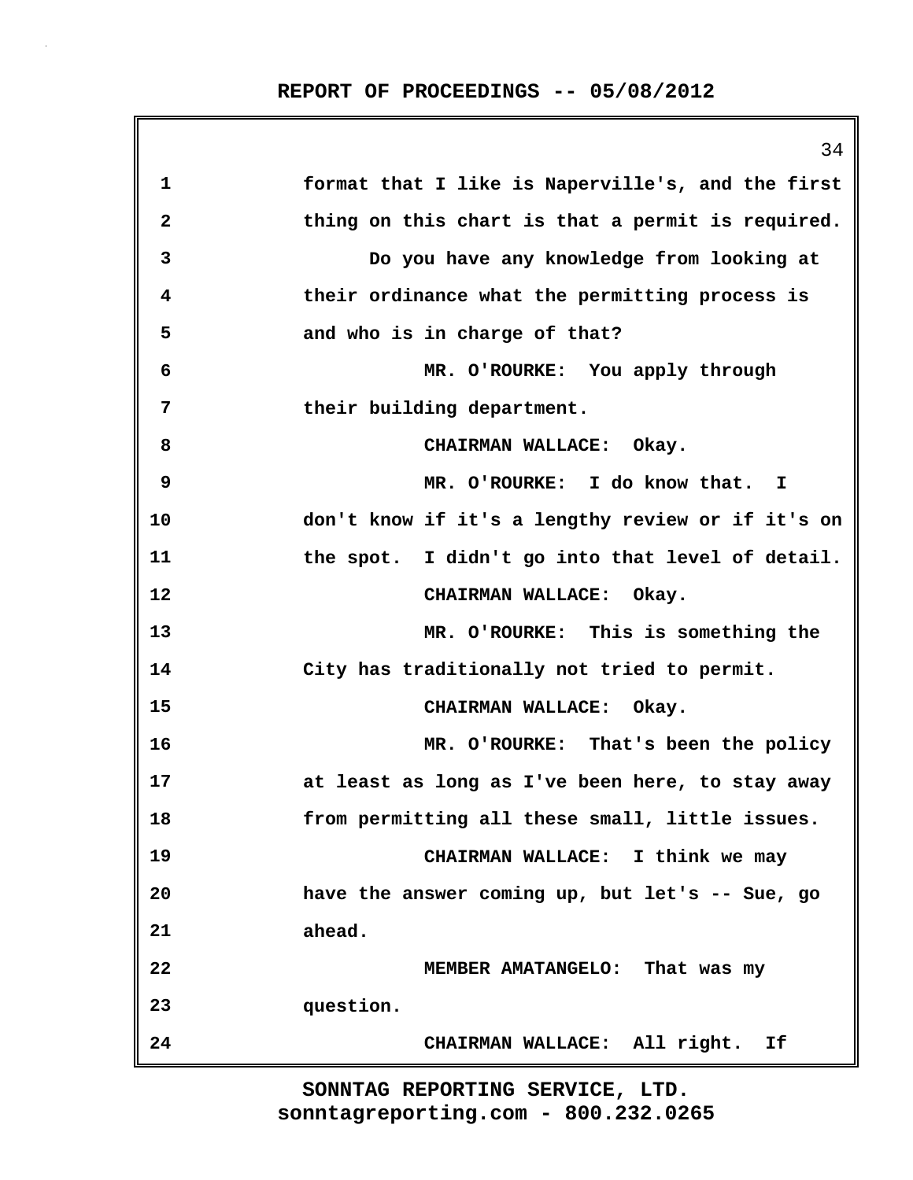format that I like is Naperville's, and the first thing on this chart is that a permit is required.

Do you have any knowledge from looking at their ordinance what the permitting process is and who is in charge of that?

MR. O'ROURKE: You apply through their building department.

CHAIRMAN WALLACE: Okay.

MR. O'ROURKE: I do know that. I don't know if it's a lengthy review or if it's on the spot. I didn't go into that level of detail.

CHAIRMAN WALLACE: Okay.

MR. O'ROURKE: This is something the City has traditionally not tried to permit.

CHAIRMAN WALLACE: Okay.

MR. O'ROURKE: That's been the policy at least as long as I've been here, to stay away from permitting all these small, little issues.

CHAIRMAN WALLACE: I think we may have the answer coming up, but let's -- Sue, go ahead.

MEMBER AMATANGELO: That was my question.

CHAIRMAN WALLACE: All right. If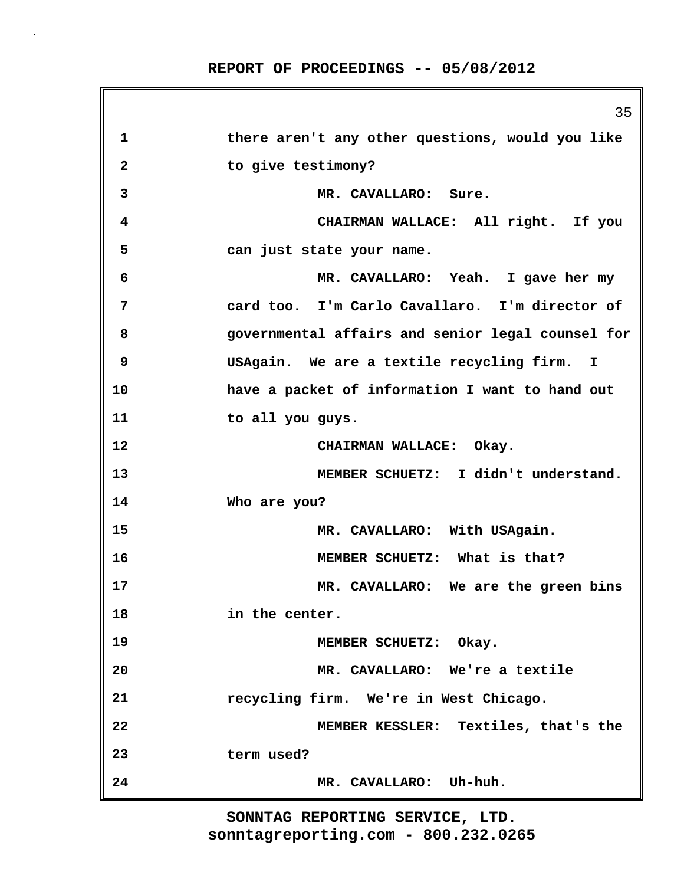there aren't any other questions, would you like to give testimony?

MR. CAVALLARO: Sure.

CHAIRMAN WALLACE: All right. If you can just state your name.

MR. CAVALLARO: Yeah. I gave her my card too. I'm Carlo Cavallaro. I'm director of governmental affairs and senior legal counsel for USAgain. We are a textile recycling firm. I have a packet of information I want to hand out to all you guys.

CHAIRMAN WALLACE: Okay.

MEMBER SCHUETZ: I didn't understand. Who are you?

MR. CAVALLARO: With USAgain.

MEMBER SCHUETZ: What is that?

MR. CAVALLARO: We are the green bins in the center.

MEMBER SCHUETZ: Okay.

MR. CAVALLARO: We're a textile recycling firm. We're in West Chicago.

MEMBER KESSLER: Textiles, that's the term used?

MR. CAVALLARO: Uh-huh.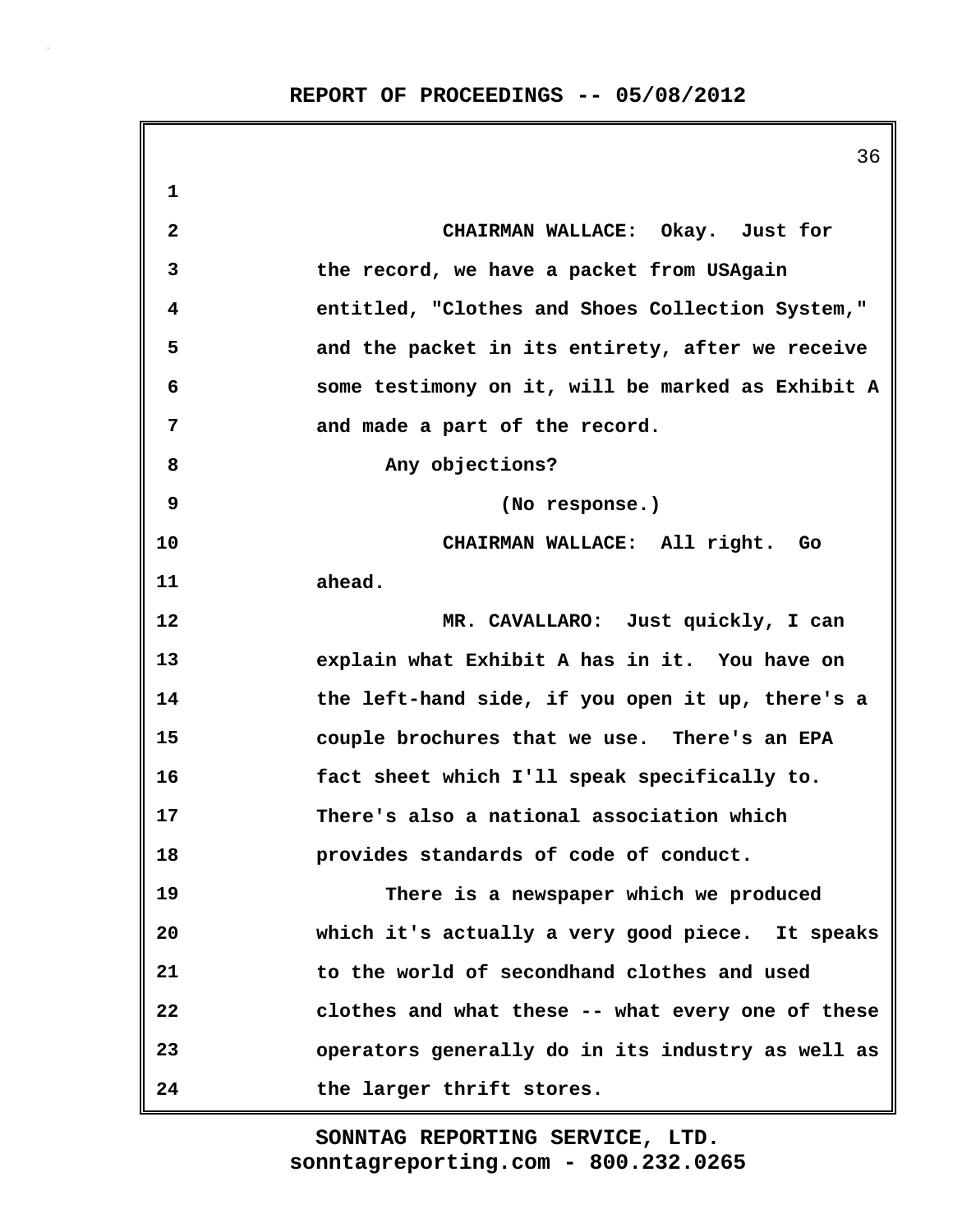CHAIRMAN WALLACE: Okay. Just for the record, we have a packet from USAgain entitled, "Clothes and Shoes Collection System," and the packet in its entirety, after we receive some testimony on it, will be marked as Exhibit A and made a part of the record.

Any objections?

(No response.)

CHAIRMAN WALLACE: All right. Go ahead.

MR. CAVALLARO: Just quickly, I can explain what Exhibit A has in it. You have on the left-hand side, if you open it up, there's a couple brochures that we use. There's an EPA fact sheet which I'll speak specifically to. There's also a national association which provides standards of code of conduct.

There is a newspaper which we produced which it's actually a very good piece. It speaks to the world of secondhand clothes and used clothes and what these -- what every one of these operators generally do in its industry as well as the larger thrift stores.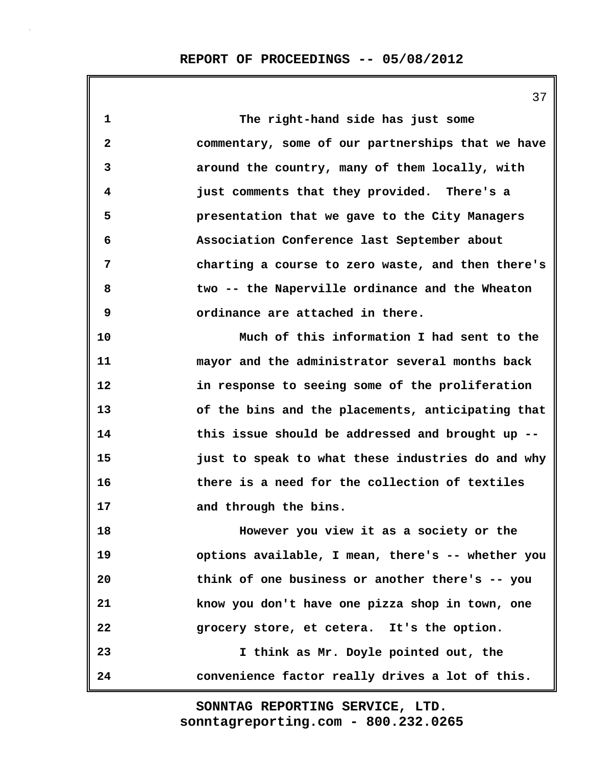The right-hand side has just some commentary, some of our partnerships that we have around the country, many of them locally, with just comments that they provided. There's a presentation that we gave to the City Managers Association Conference last September about charting a course to zero waste, and then there's two -- the Naperville ordinance and the Wheaton ordinance are attached in there.

Much of this information I had sent to the mayor and the administrator several months back in response to seeing some of the proliferation of the bins and the placements, anticipating that this issue should be addressed and brought up -- just to speak to what these industries do and why there is a need for the collection of textiles and through the bins.

However you view it as a society or the options available, I mean, there's -- whether you think of one business or another there's -- you know you don't have one pizza shop in town, one grocery store, et cetera. It's the option.

I think as Mr. Doyle pointed out, the convenience factor really drives a lot of this.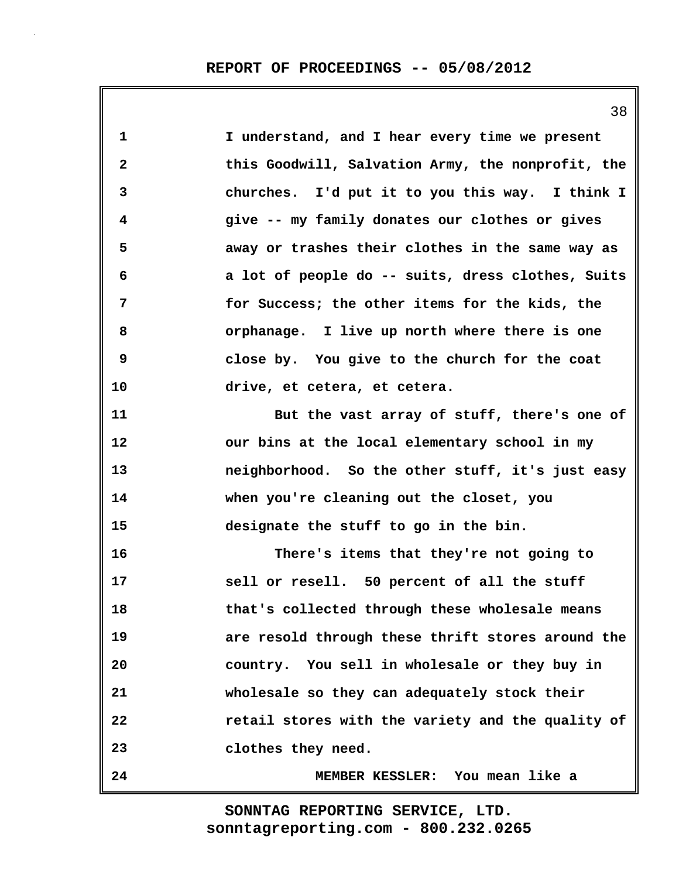I understand, and I hear every time we present this Goodwill, Salvation Army, the nonprofit, the churches. I'd put it to you this way. I think I give -- my family donates our clothes or gives away or trashes their clothes in the same way as a lot of people do -- suits, dress clothes, Suits for Success; the other items for the kids, the orphanage. I live up north where there is one close by. You give to the church for the coat drive, et cetera, et cetera.

But the vast array of stuff, there's one of our bins at the local elementary school in my neighborhood. So the other stuff, it's just easy when you're cleaning out the closet, you designate the stuff to go in the bin.

There's items that they're not going to sell or resell. 50 percent of all the stuff that's collected through these wholesale means are resold through these thrift stores around the country. You sell in wholesale or they buy in wholesale so they can adequately stock their retail stores with the variety and the quality of clothes they need.

MEMBER KESSLER: You mean like a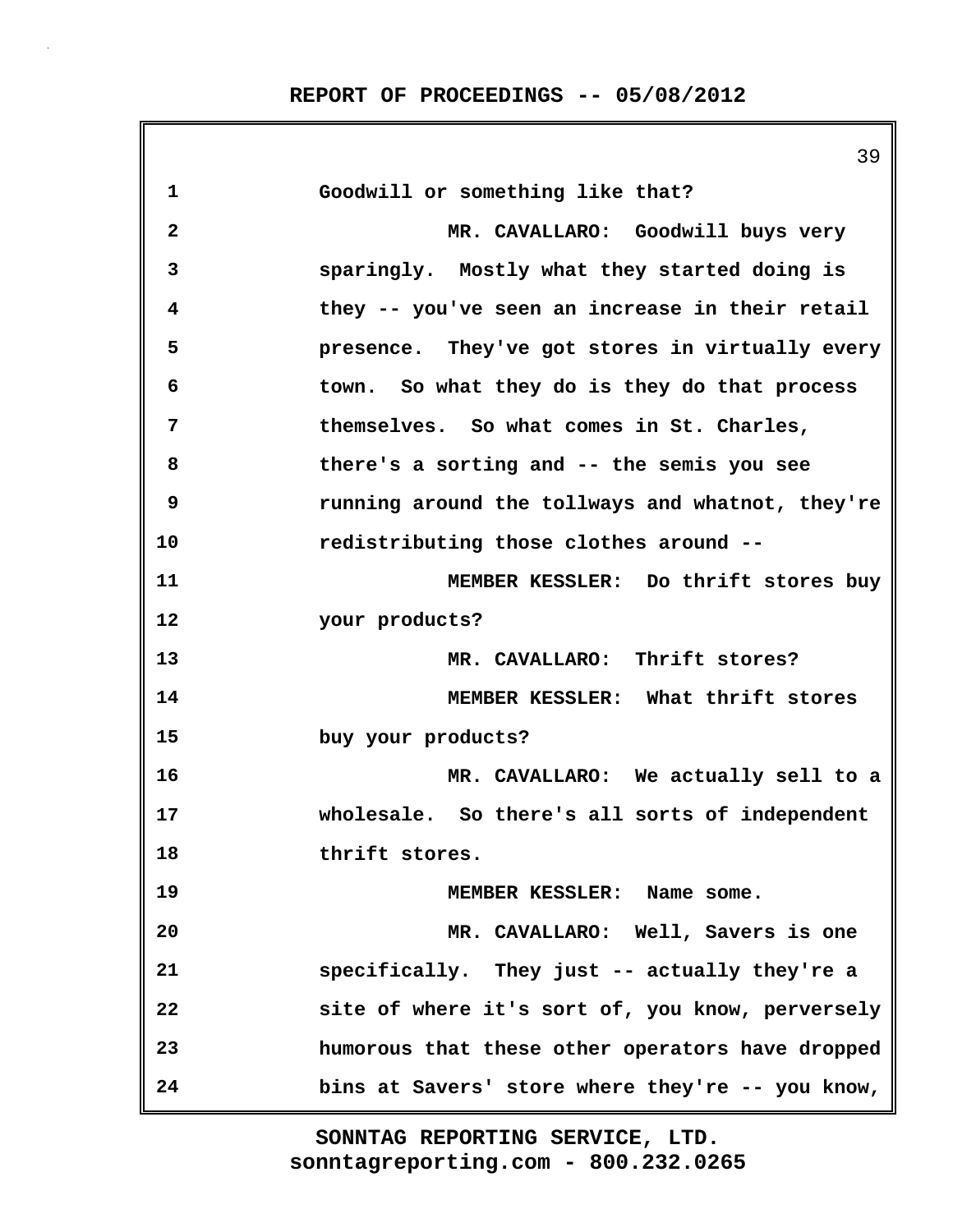Goodwill or something like that?

MR. CAVALLARO: Goodwill buys very sparingly. Mostly what they started doing is they -- you've seen an increase in their retail presence. They've got stores in virtually every town. So what they do is they do that process themselves. So what comes in St. Charles, there's a sorting and -- the semis you see running around the tollways and whatnot, they're redistributing those clothes around --

MEMBER KESSLER: Do thrift stores buy your products?

MR. CAVALLARO: Thrift stores?

MEMBER KESSLER: What thrift stores buy your products?

MR. CAVALLARO: We actually sell to a wholesale. So there's all sorts of independent thrift stores.

MEMBER KESSLER: Name some.

MR. CAVALLARO: Well, Savers is one specifically. They just -- actually they're a site of where it's sort of, you know, perversely humorous that these other operators have dropped bins at Savers' store where they're -- you know,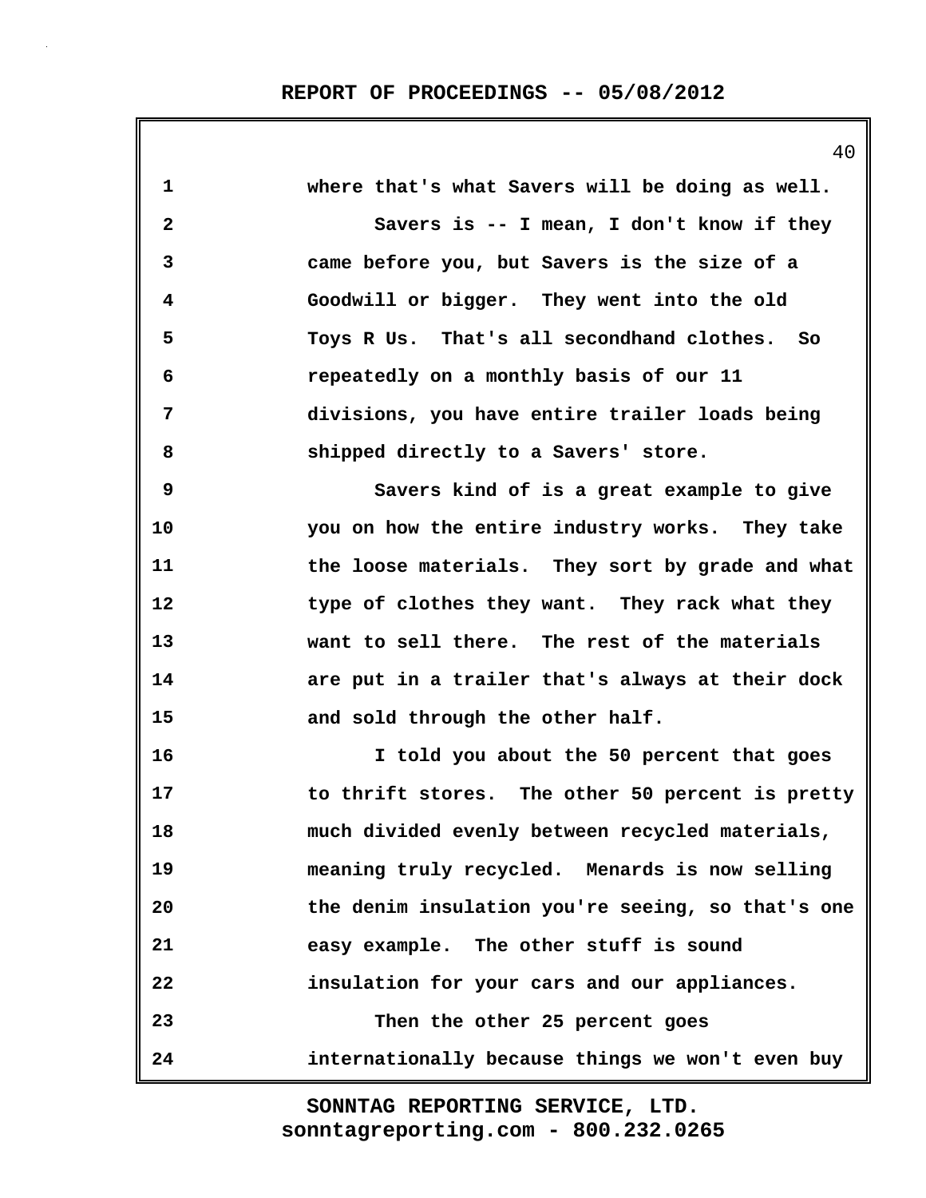where that's what Savers will be doing as well.

Savers is -- I mean, I don't know if they came before you, but Savers is the size of a Goodwill or bigger. They went into the old Toys R Us. That's all secondhand clothes. So repeatedly on a monthly basis of our 11 divisions, you have entire trailer loads being shipped directly to a Savers' store.

Savers kind of is a great example to give you on how the entire industry works. They take the loose materials. They sort by grade and what type of clothes they want. They rack what they want to sell there. The rest of the materials are put in a trailer that's always at their dock and sold through the other half.

I told you about the 50 percent that goes to thrift stores. The other 50 percent is pretty much divided evenly between recycled materials, meaning truly recycled. Menards is now selling the denim insulation you're seeing, so that's one easy example. The other stuff is sound insulation for your cars and our appliances.

Then the other 25 percent goes internationally because things we won't even buy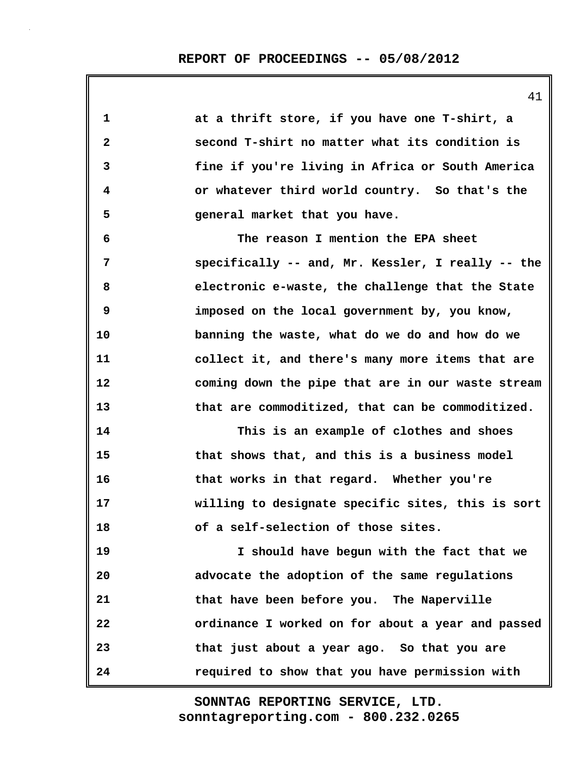at a thrift store, if you have one T-shirt, a second T-shirt no matter what its condition is fine if you're living in Africa or South America or whatever third world country. So that's the general market that you have.

The reason I mention the EPA sheet specifically -- and, Mr. Kessler, I really -- the electronic e-waste, the challenge that the State imposed on the local government by, you know, banning the waste, what do we do and how do we collect it, and there's many more items that are coming down the pipe that are in our waste stream that are commoditized, that can be commoditized.

This is an example of clothes and shoes that shows that, and this is a business model that works in that regard. Whether you're willing to designate specific sites, this is sort of a self-selection of those sites.

I should have begun with the fact that we advocate the adoption of the same regulations that have been before you. The Naperville ordinance I worked on for about a year and passed that just about a year ago. So that you are required to show that you have permission with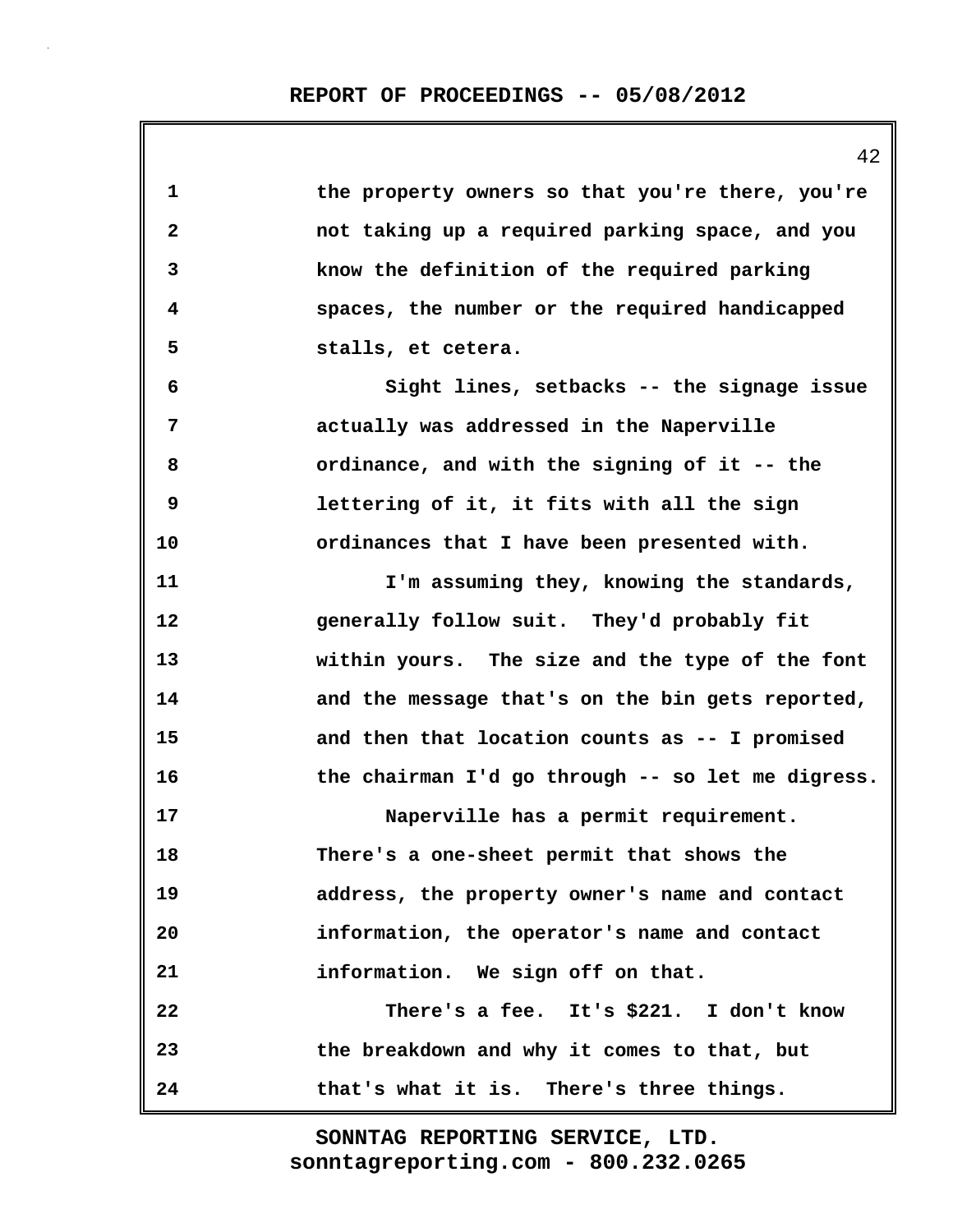the property owners so that you're there, you're not taking up a required parking space, and you know the definition of the required parking spaces, the number or the required handicapped stalls, et cetera.

Sight lines, setbacks -- the signage issue actually was addressed in the Naperville ordinance, and with the signing of it -- the lettering of it, it fits with all the sign ordinances that I have been presented with.

I'm assuming they, knowing the standards, generally follow suit. They'd probably fit within yours. The size and the type of the font and the message that's on the bin gets reported, and then that location counts as -- I promised the chairman I'd go through -- so let me digress.

Naperville has a permit requirement. There's a one-sheet permit that shows the address, the property owner's name and contact information, the operator's name and contact information. We sign off on that.

There's a fee. It's $221. I don't know the breakdown and why it comes to that, but that's what it is. There's three things.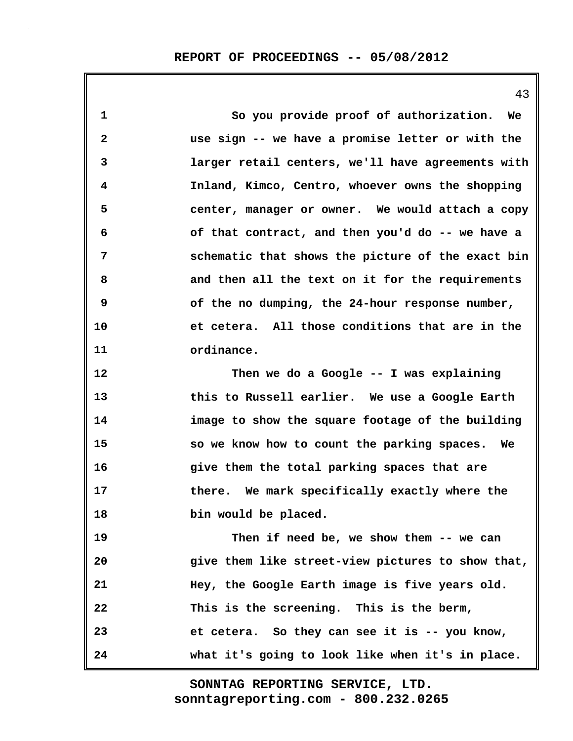So you provide proof of authorization. We use sign -- we have a promise letter or with the larger retail centers, we'll have agreements with Inland, Kimco, Centro, whoever owns the shopping center, manager or owner. We would attach a copy of that contract, and then you'd do -- we have a schematic that shows the picture of the exact bin and then all the text on it for the requirements of the no dumping, the 24-hour response number, et cetera. All those conditions that are in the ordinance.

Then we do a Google -- I was explaining this to Russell earlier. We use a Google Earth image to show the square footage of the building so we know how to count the parking spaces. We give them the total parking spaces that are there. We mark specifically exactly where the bin would be placed.

Then if need be, we show them -- we can give them like street-view pictures to show that, Hey, the Google Earth image is five years old. This is the screening. This is the berm, et cetera. So they can see it is -- you know, what it's going to look like when it's in place.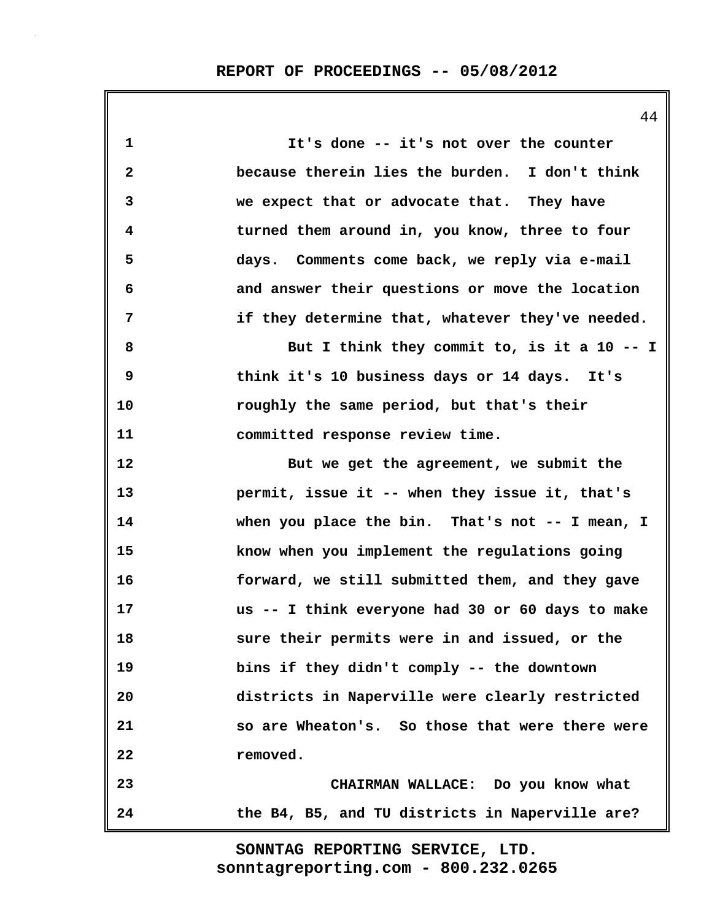1 It's done -- it's not over the counter
2 because therein lies the burden. I don't think
3 we expect that or advocate that. They have
4 turned them around in, you know, three to four
5 days. Comments come back, we reply via e-mail
6 and answer their questions or move the location
7 if they determine that, whatever they've needed.
8 But I think they commit to, is it a 10 -- I
9 think it's 10 business days or 14 days. It's
10 roughly the same period, but that's their
11 committed response review time.
12 But we get the agreement, we submit the
13 permit, issue it -- when they issue it, that's
14 when you place the bin. That's not -- I mean, I
15 know when you implement the regulations going
16 forward, we still submitted them, and they gave
17 us -- I think everyone had 30 or 60 days to make
18 sure their permits were in and issued, or the
19 bins if they didn't comply -- the downtown
20 districts in Naperville were clearly restricted
21 so are Wheaton's. So those that were there were
22 removed.
23 CHAIRMAN WALLACE: Do you know what
24 the B4, B5, and TU districts in Naperville are?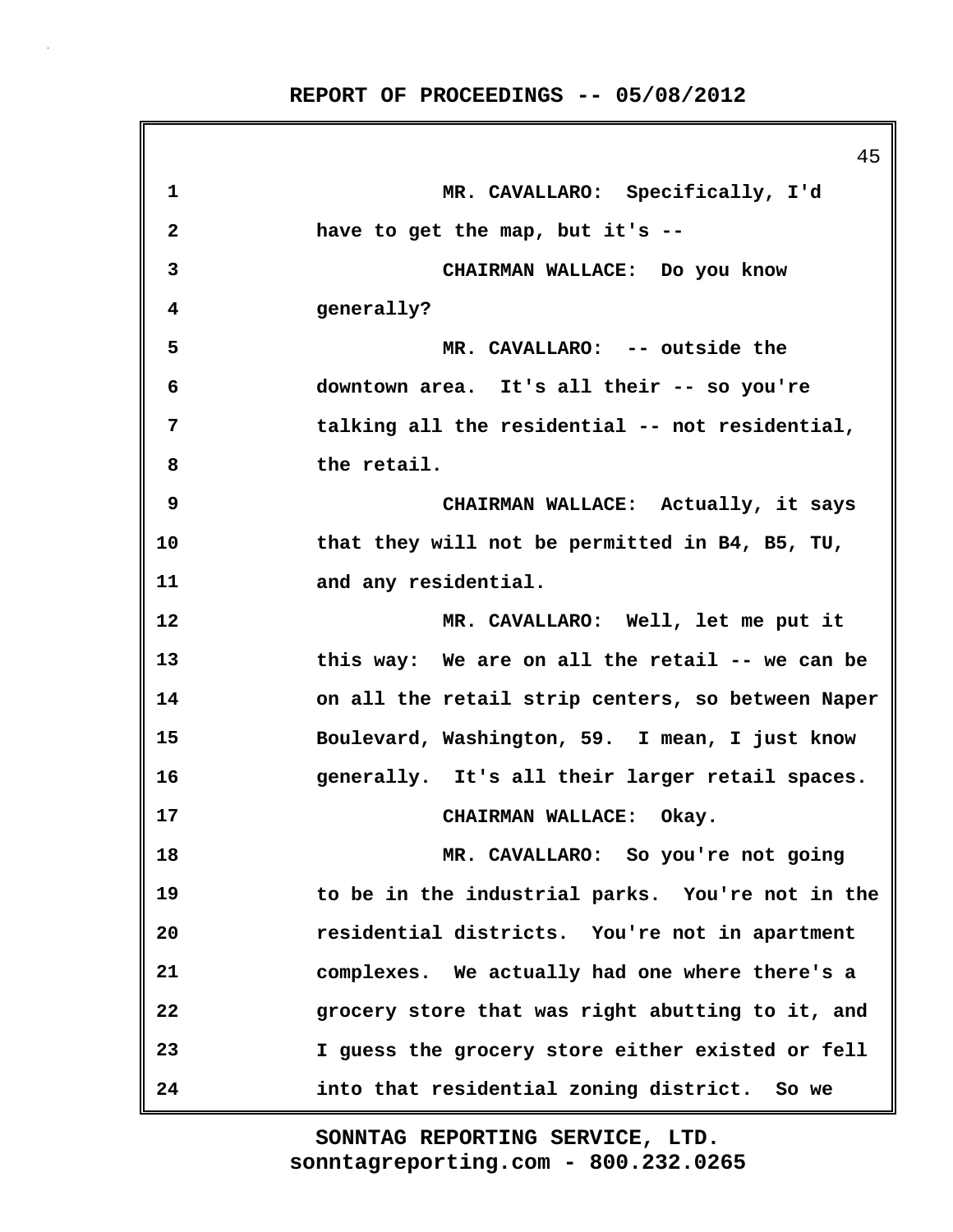MR. CAVALLARO: Specifically, I'd have to get the map, but it's --

CHAIRMAN WALLACE: Do you know generally?

MR. CAVALLARO: -- outside the downtown area. It's all their -- so you're talking all the residential -- not residential, the retail.

CHAIRMAN WALLACE: Actually, it says that they will not be permitted in B4, B5, TU, and any residential.

MR. CAVALLARO: Well, let me put it this way: We are on all the retail -- we can be on all the retail strip centers, so between Naper Boulevard, Washington, 59. I mean, I just know generally. It's all their larger retail spaces.

CHAIRMAN WALLACE: Okay.

MR. CAVALLARO: So you're not going to be in the industrial parks. You're not in the residential districts. You're not in apartment complexes. We actually had one where there's a grocery store that was right abutting to it, and I guess the grocery store either existed or fell into that residential zoning district. So we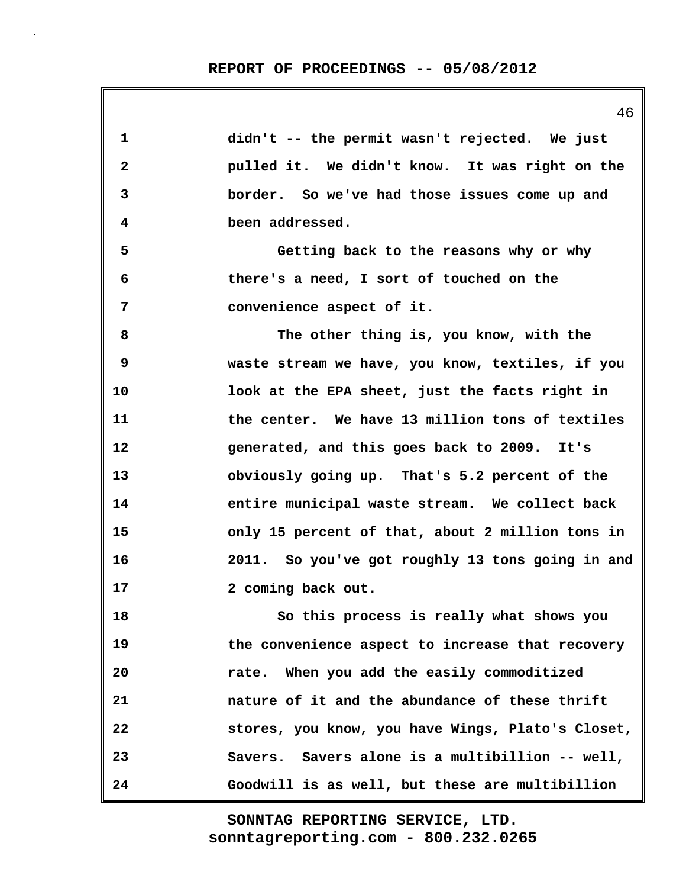didn't -- the permit wasn't rejected. We just pulled it. We didn't know. It was right on the border. So we've had those issues come up and been addressed.

Getting back to the reasons why or why there's a need, I sort of touched on the convenience aspect of it.

The other thing is, you know, with the waste stream we have, you know, textiles, if you look at the EPA sheet, just the facts right in the center. We have 13 million tons of textiles generated, and this goes back to 2009. It's obviously going up. That's 5.2 percent of the entire municipal waste stream. We collect back only 15 percent of that, about 2 million tons in 2011. So you've got roughly 13 tons going in and 2 coming back out.

So this process is really what shows you the convenience aspect to increase that recovery rate. When you add the easily commoditized nature of it and the abundance of these thrift stores, you know, you have Wings, Plato's Closet, Savers. Savers alone is a multibillion -- well, Goodwill is as well, but these are multibillion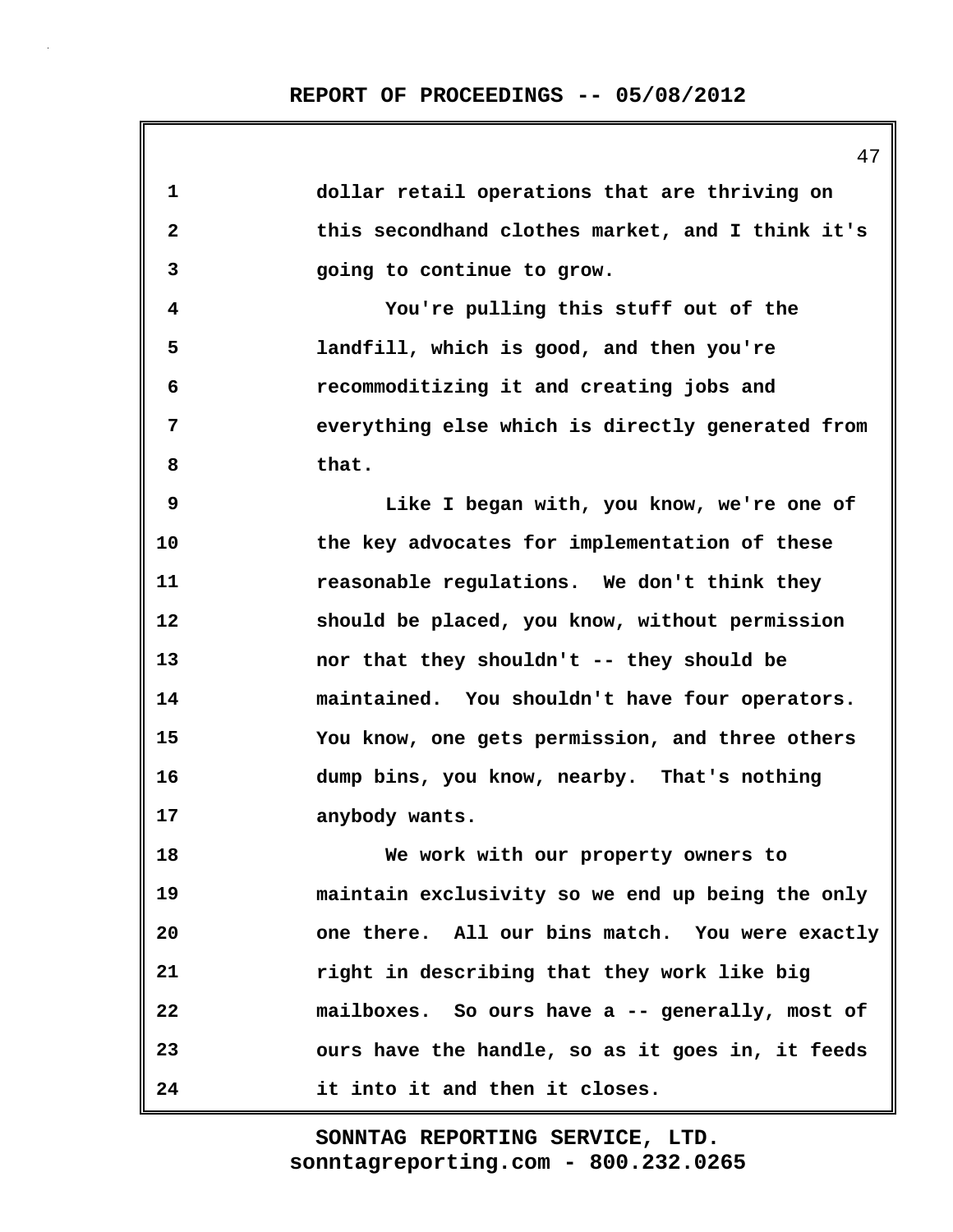dollar retail operations that are thriving on this secondhand clothes market, and I think it's going to continue to grow.

You're pulling this stuff out of the landfill, which is good, and then you're recommoditizing it and creating jobs and everything else which is directly generated from that.

Like I began with, you know, we're one of the key advocates for implementation of these reasonable regulations. We don't think they should be placed, you know, without permission nor that they shouldn't -- they should be maintained. You shouldn't have four operators. You know, one gets permission, and three others dump bins, you know, nearby. That's nothing anybody wants.

We work with our property owners to maintain exclusivity so we end up being the only one there. All our bins match. You were exactly right in describing that they work like big mailboxes. So ours have a -- generally, most of ours have the handle, so as it goes in, it feeds it into it and then it closes.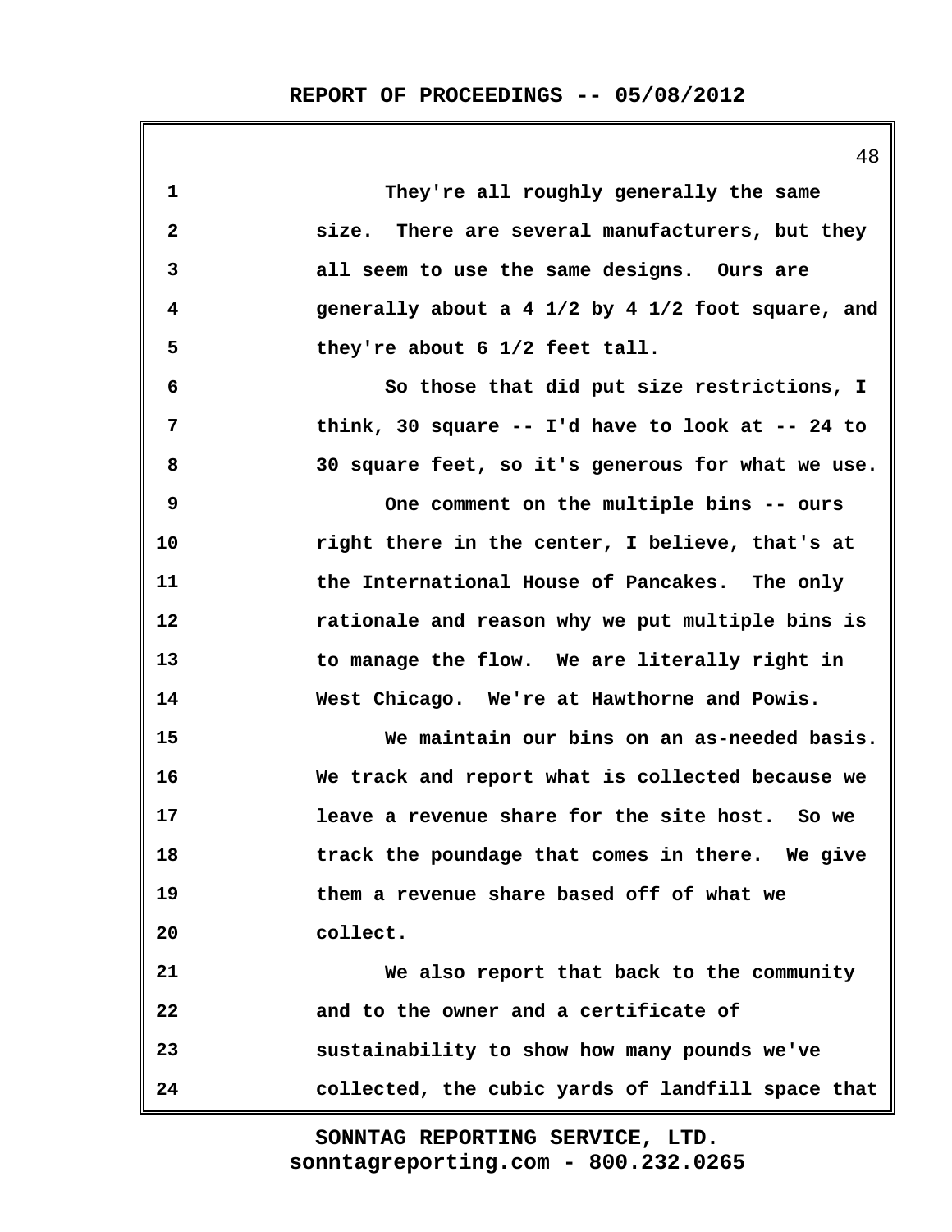They're all roughly generally the same size. There are several manufacturers, but they all seem to use the same designs. Ours are generally about a 4 1/2 by 4 1/2 foot square, and they're about 6 1/2 feet tall.

So those that did put size restrictions, I think, 30 square -- I'd have to look at -- 24 to 30 square feet, so it's generous for what we use.

One comment on the multiple bins -- ours right there in the center, I believe, that's at the International House of Pancakes. The only rationale and reason why we put multiple bins is to manage the flow. We are literally right in West Chicago. We're at Hawthorne and Powis.

We maintain our bins on an as-needed basis. We track and report what is collected because we leave a revenue share for the site host. So we track the poundage that comes in there. We give them a revenue share based off of what we collect.

We also report that back to the community and to the owner and a certificate of sustainability to show how many pounds we've collected, the cubic yards of landfill space that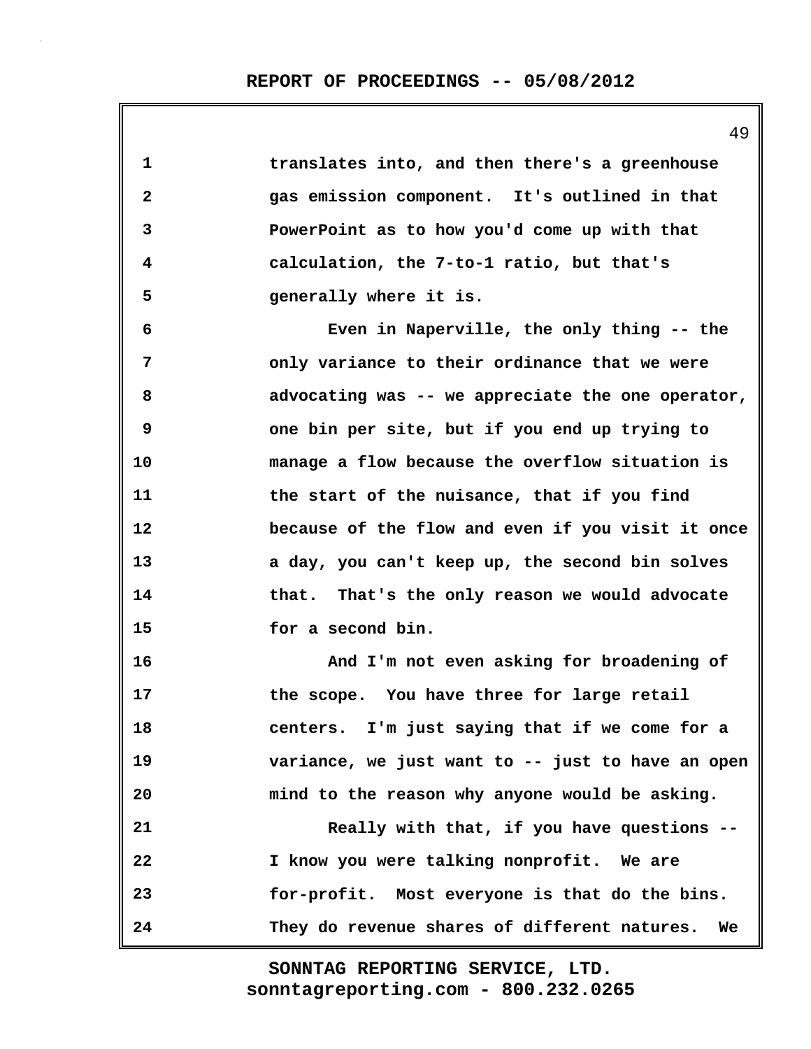translates into, and then there's a greenhouse gas emission component. It's outlined in that PowerPoint as to how you'd come up with that calculation, the 7-to-1 ratio, but that's generally where it is.

Even in Naperville, the only thing -- the only variance to their ordinance that we were advocating was -- we appreciate the one operator, one bin per site, but if you end up trying to manage a flow because the overflow situation is the start of the nuisance, that if you find because of the flow and even if you visit it once a day, you can't keep up, the second bin solves that. That's the only reason we would advocate for a second bin.

And I'm not even asking for broadening of the scope. You have three for large retail centers. I'm just saying that if we come for a variance, we just want to -- just to have an open mind to the reason why anyone would be asking.

Really with that, if you have questions -- I know you were talking nonprofit. We are for-profit. Most everyone is that do the bins. They do revenue shares of different natures. We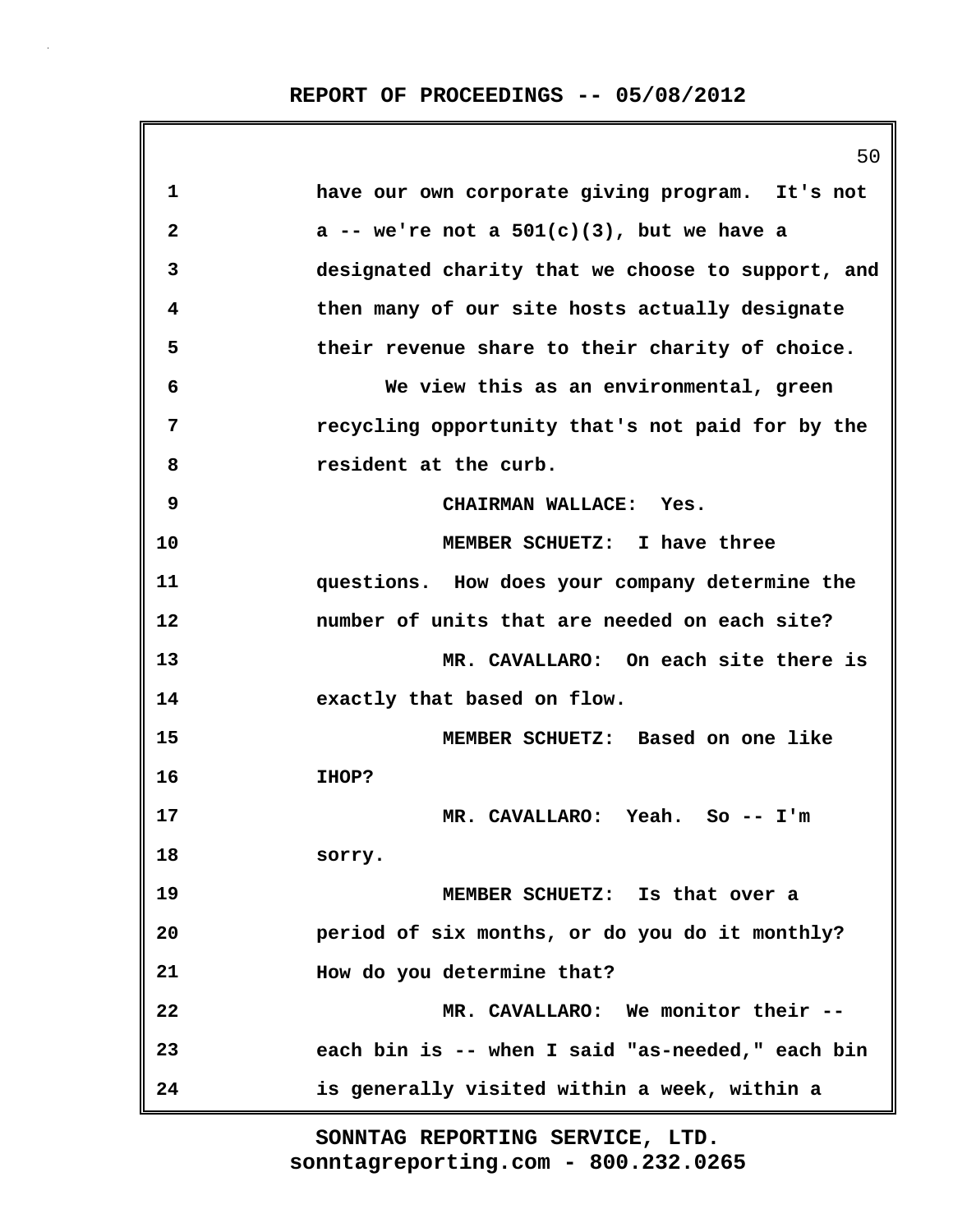have our own corporate giving program. It's not a -- we're not a 501(c)(3), but we have a designated charity that we choose to support, and then many of our site hosts actually designate their revenue share to their charity of choice.

We view this as an environmental, green recycling opportunity that's not paid for by the resident at the curb.

CHAIRMAN WALLACE: Yes.

MEMBER SCHUETZ: I have three questions. How does your company determine the number of units that are needed on each site?

MR. CAVALLARO: On each site there is exactly that based on flow.

MEMBER SCHUETZ: Based on one like IHOP?

MR. CAVALLARO: Yeah. So -- I'm sorry.

MEMBER SCHUETZ: Is that over a period of six months, or do you do it monthly? How do you determine that?

MR. CAVALLARO: We monitor their -- each bin is -- when I said "as-needed," each bin is generally visited within a week, within a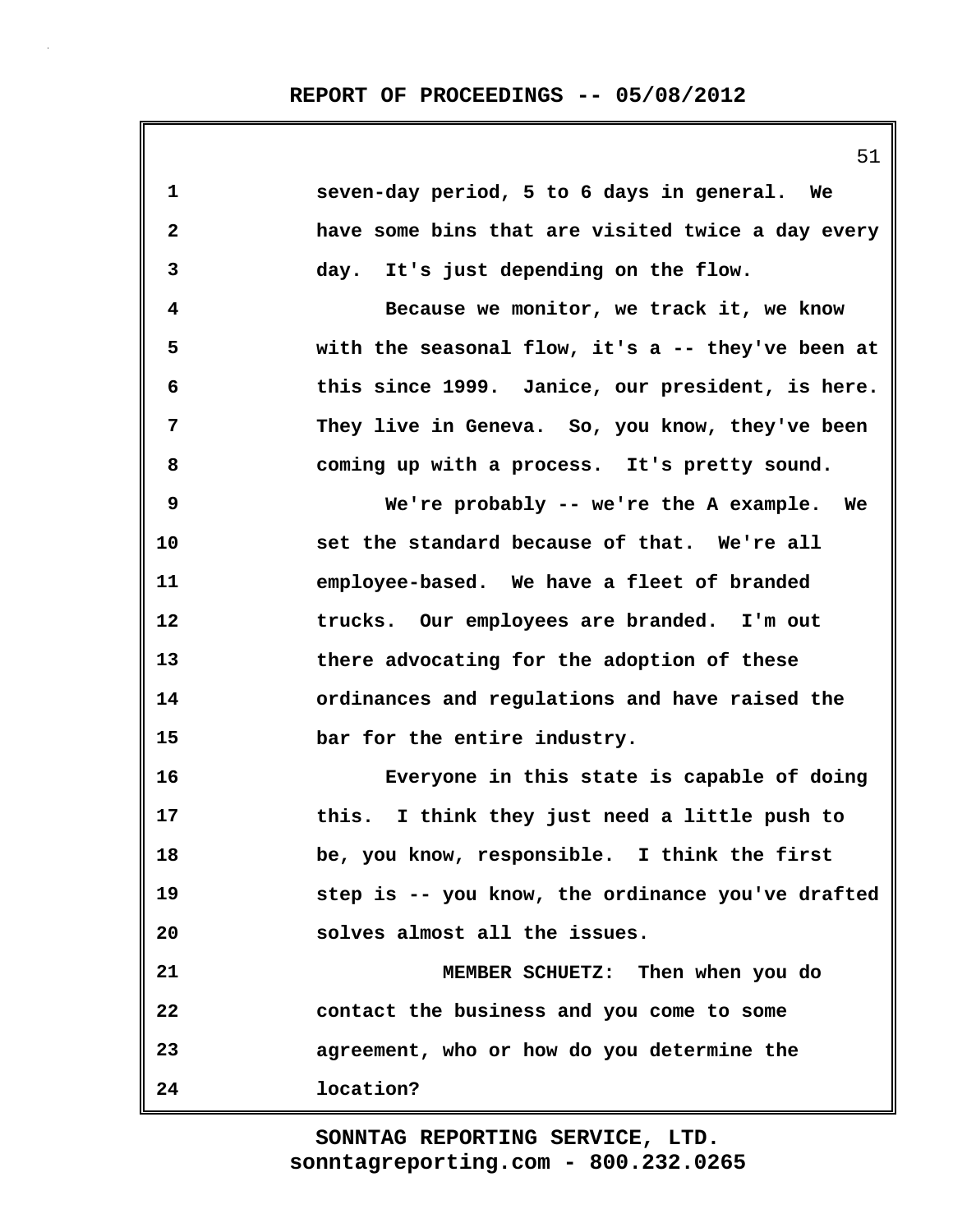seven-day period, 5 to 6 days in general. We have some bins that are visited twice a day every day. It's just depending on the flow.

Because we monitor, we track it, we know with the seasonal flow, it's a -- they've been at this since 1999. Janice, our president, is here. They live in Geneva. So, you know, they've been coming up with a process. It's pretty sound.

We're probably -- we're the A example. We set the standard because of that. We're all employee-based. We have a fleet of branded trucks. Our employees are branded. I'm out there advocating for the adoption of these ordinances and regulations and have raised the bar for the entire industry.

Everyone in this state is capable of doing this. I think they just need a little push to be, you know, responsible. I think the first step is -- you know, the ordinance you've drafted solves almost all the issues.

MEMBER SCHUETZ: Then when you do contact the business and you come to some agreement, who or how do you determine the location?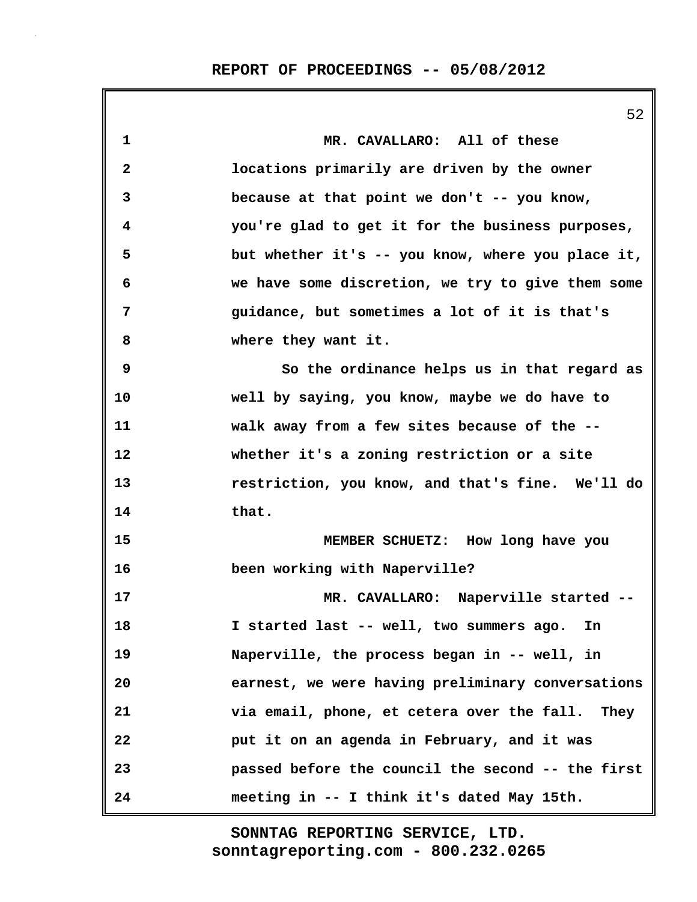MR. CAVALLARO: All of these locations primarily are driven by the owner because at that point we don't -- you know, you're glad to get it for the business purposes, but whether it's -- you know, where you place it, we have some discretion, we try to give them some guidance, but sometimes a lot of it is that's where they want it.

So the ordinance helps us in that regard as well by saying, you know, maybe we do have to walk away from a few sites because of the -- whether it's a zoning restriction or a site restriction, you know, and that's fine. We'll do that.

MEMBER SCHUETZ: How long have you been working with Naperville?

MR. CAVALLARO: Naperville started -- I started last -- well, two summers ago. In Naperville, the process began in -- well, in earnest, we were having preliminary conversations via email, phone, et cetera over the fall. They put it on an agenda in February, and it was passed before the council the second -- the first meeting in -- I think it's dated May 15th.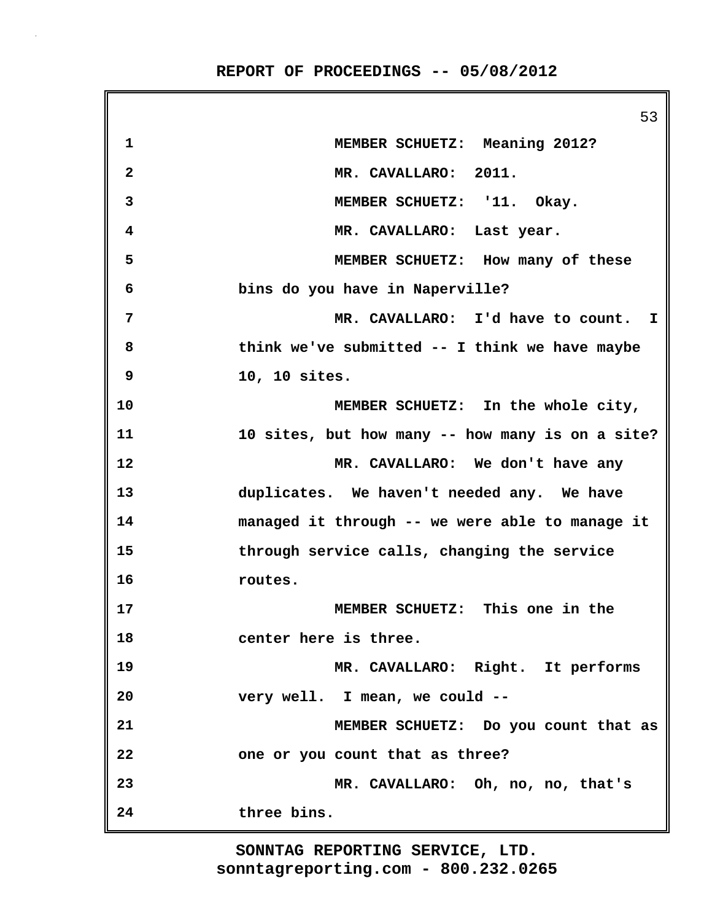MEMBER SCHUETZ: Meaning 2012?

MR. CAVALLARO: 2011.

MEMBER SCHUETZ: '11. Okay.

MR. CAVALLARO: Last year.

MEMBER SCHUETZ: How many of these bins do you have in Naperville?

MR. CAVALLARO: I'd have to count. I think we've submitted -- I think we have maybe 10, 10 sites.

MEMBER SCHUETZ: In the whole city, 10 sites, but how many -- how many is on a site?

MR. CAVALLARO: We don't have any duplicates. We haven't needed any. We have managed it through -- we were able to manage it through service calls, changing the service routes.

MEMBER SCHUETZ: This one in the center here is three.

MR. CAVALLARO: Right. It performs very well. I mean, we could --

MEMBER SCHUETZ: Do you count that as one or you count that as three?

MR. CAVALLARO: Oh, no, no, that's three bins.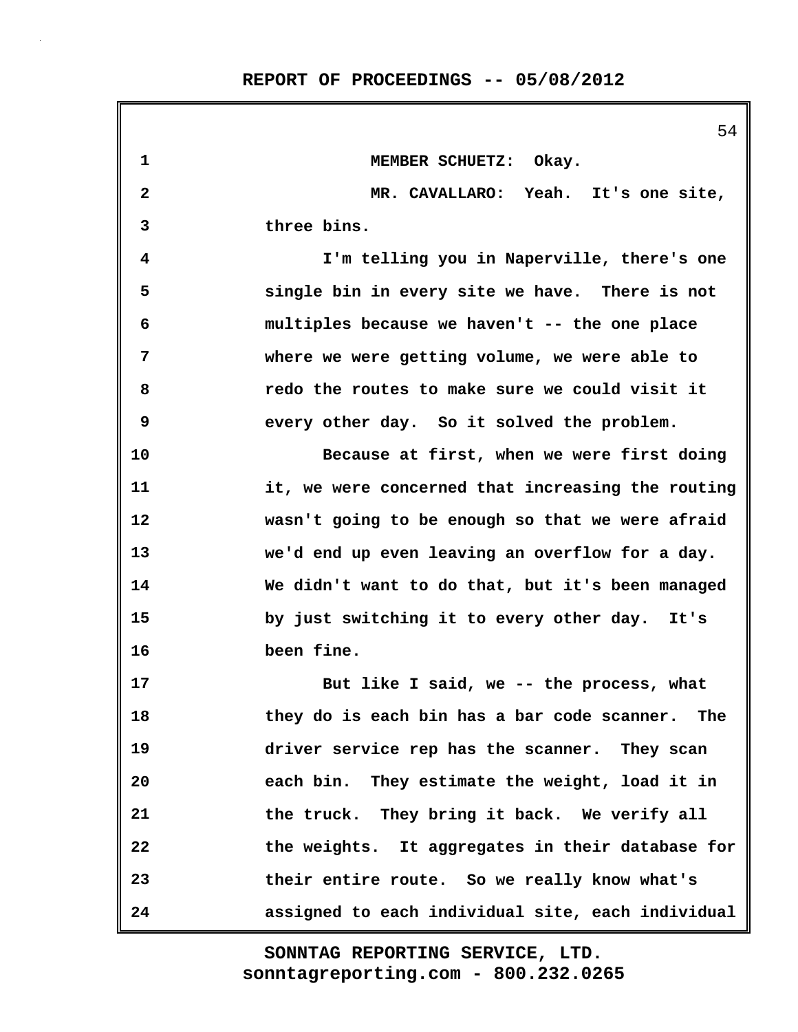MEMBER SCHUETZ: Okay.

MR. CAVALLARO: Yeah. It's one site, three bins.

I'm telling you in Naperville, there's one single bin in every site we have. There is not multiples because we haven't -- the one place where we were getting volume, we were able to redo the routes to make sure we could visit it every other day. So it solved the problem.

Because at first, when we were first doing it, we were concerned that increasing the routing wasn't going to be enough so that we were afraid we'd end up even leaving an overflow for a day. We didn't want to do that, but it's been managed by just switching it to every other day. It's been fine.

But like I said, we -- the process, what they do is each bin has a bar code scanner. The driver service rep has the scanner. They scan each bin. They estimate the weight, load it in the truck. They bring it back. We verify all the weights. It aggregates in their database for their entire route. So we really know what's assigned to each individual site, each individual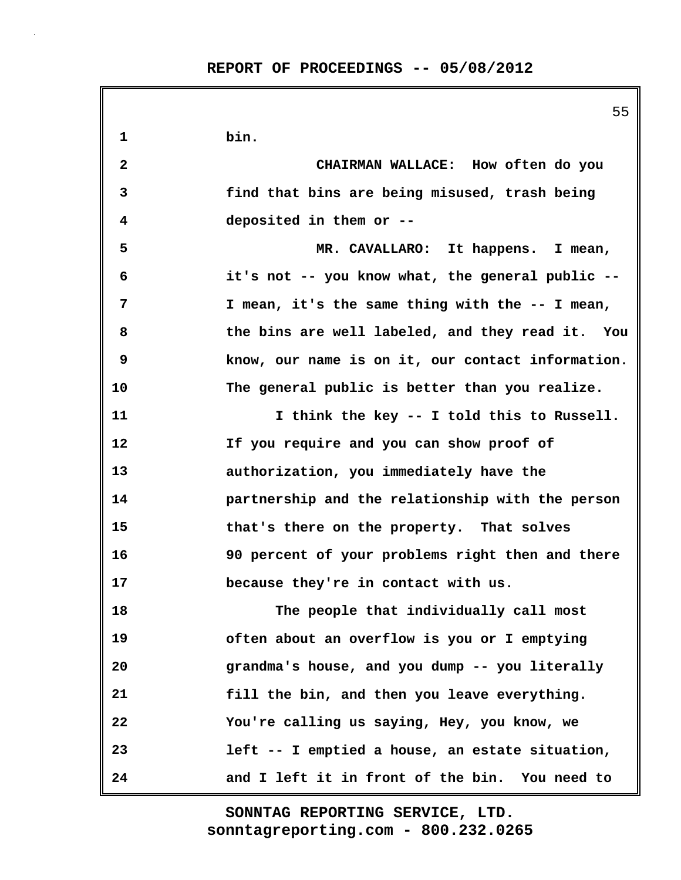bin.

CHAIRMAN WALLACE: How often do you find that bins are being misused, trash being deposited in them or --

MR. CAVALLARO: It happens. I mean, it's not -- you know what, the general public -- I mean, it's the same thing with the -- I mean, the bins are well labeled, and they read it. You know, our name is on it, our contact information. The general public is better than you realize.

I think the key -- I told this to Russell. If you require and you can show proof of authorization, you immediately have the partnership and the relationship with the person that's there on the property. That solves 90 percent of your problems right then and there because they're in contact with us.

The people that individually call most often about an overflow is you or I emptying grandma's house, and you dump -- you literally fill the bin, and then you leave everything. You're calling us saying, Hey, you know, we left -- I emptied a house, an estate situation, and I left it in front of the bin. You need to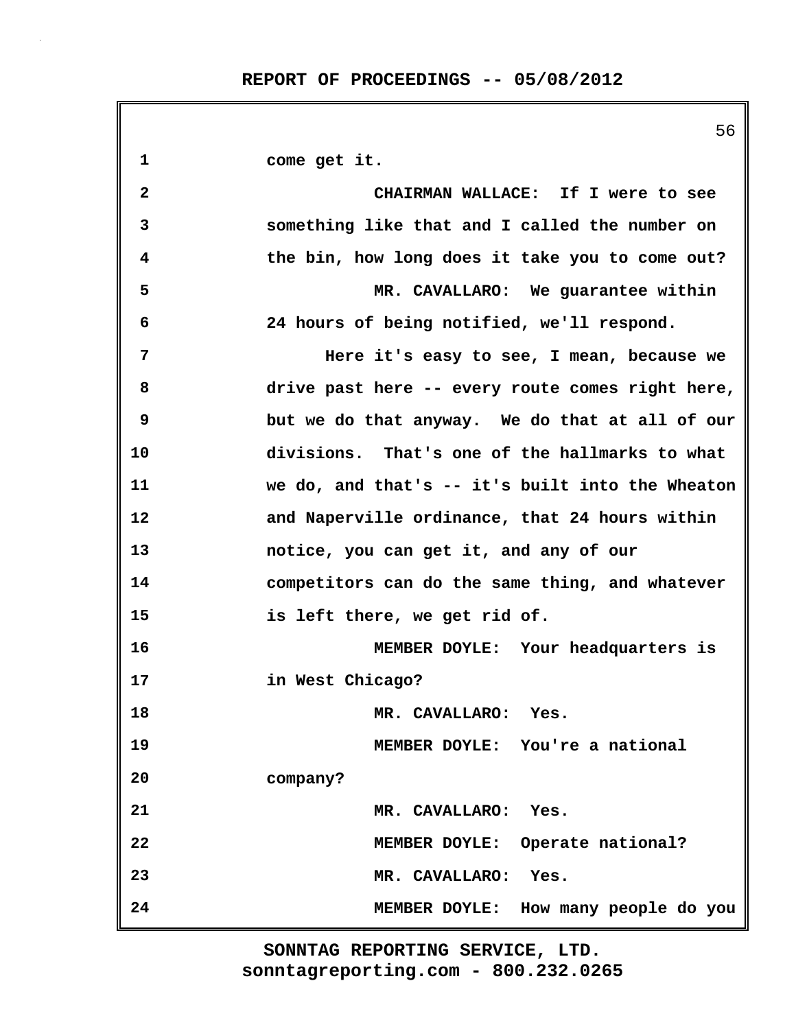1 come get it.

2 CHAIRMAN WALLACE: If I were to see

3 something like that and I called the number on

4 the bin, how long does it take you to come out?

5 MR. CAVALLARO: We guarantee within

6 24 hours of being notified, we'll respond.

7 Here it's easy to see, I mean, because we

8 drive past here -- every route comes right here,

9 but we do that anyway. We do that at all of our

10 divisions. That's one of the hallmarks to what

11 we do, and that's -- it's built into the Wheaton

12 and Naperville ordinance, that 24 hours within

13 notice, you can get it, and any of our

14 competitors can do the same thing, and whatever

15 is left there, we get rid of.

16 MEMBER DOYLE: Your headquarters is

17 in West Chicago?

18 MR. CAVALLARO: Yes.

19 MEMBER DOYLE: You're a national

20 company?

21 MR. CAVALLARO: Yes.

22 MEMBER DOYLE: Operate national?

23 MR. CAVALLARO: Yes.

24 MEMBER DOYLE: How many people do you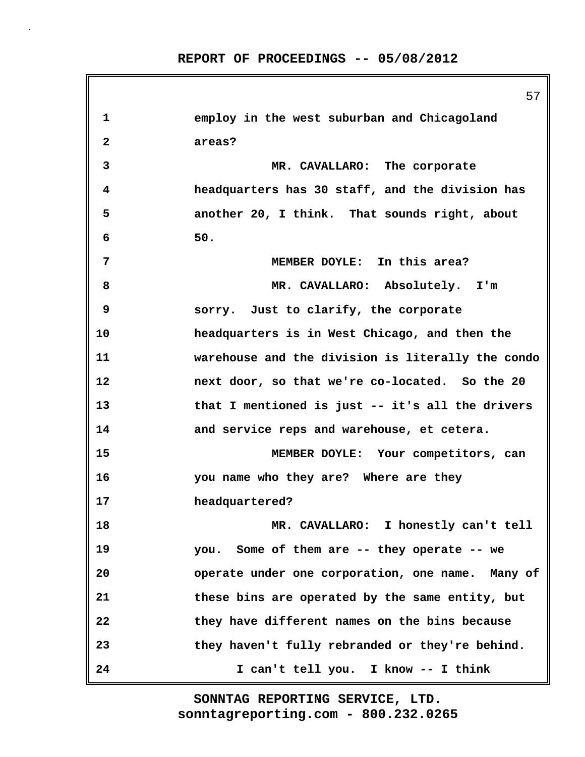1 employ in the west suburban and Chicagoland
2 areas?
3 MR. CAVALLARO: The corporate
4 headquarters has 30 staff, and the division has
5 another 20, I think. That sounds right, about
6 50.
7 MEMBER DOYLE: In this area?
8 MR. CAVALLARO: Absolutely. I'm
9 sorry. Just to clarify, the corporate
10 headquarters is in West Chicago, and then the
11 warehouse and the division is literally the condo
12 next door, so that we're co-located. So the 20
13 that I mentioned is just -- it's all the drivers
14 and service reps and warehouse, et cetera.
15 MEMBER DOYLE: Your competitors, can
16 you name who they are? Where are they
17 headquartered?
18 MR. CAVALLARO: I honestly can't tell
19 you. Some of them are -- they operate -- we
20 operate under one corporation, one name. Many of
21 these bins are operated by the same entity, but
22 they have different names on the bins because
23 they haven't fully rebranded or they're behind.
24 I can't tell you. I know -- I think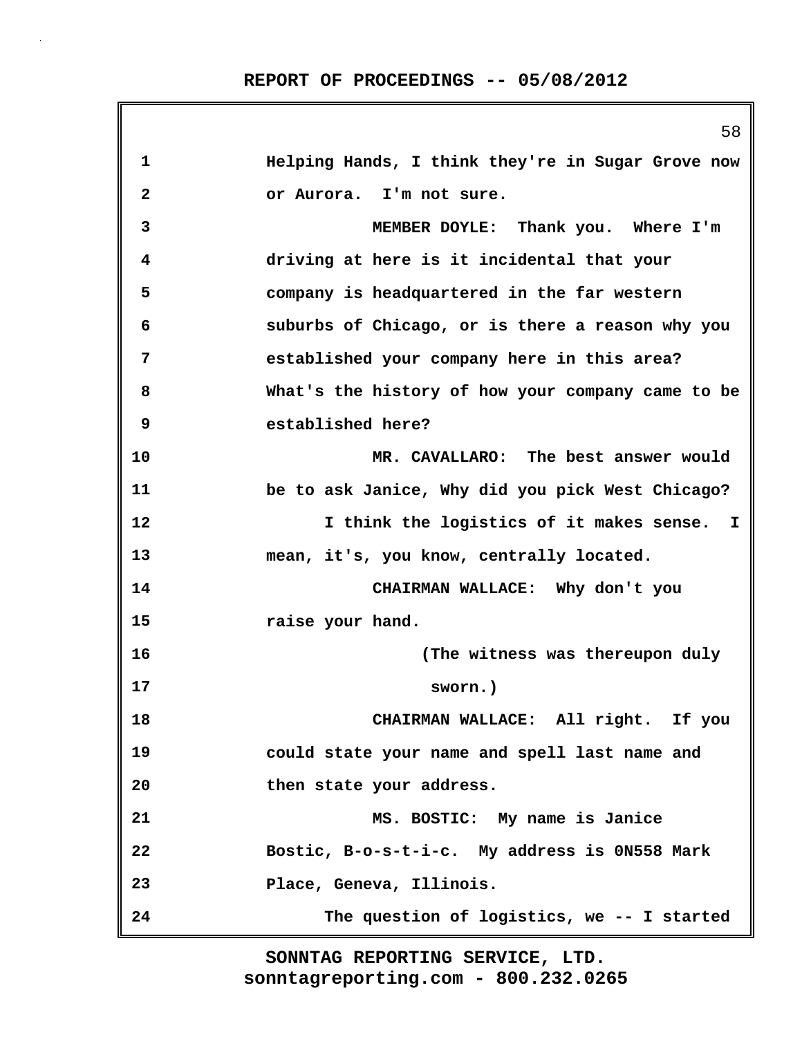1 Helping Hands, I think they're in Sugar Grove now
2 or Aurora. I'm not sure.
3 MEMBER DOYLE: Thank you. Where I'm
4 driving at here is it incidental that your
5 company is headquartered in the far western
6 suburbs of Chicago, or is there a reason why you
7 established your company here in this area?
8 What's the history of how your company came to be
9 established here?
10 MR. CAVALLARO: The best answer would
11 be to ask Janice, Why did you pick West Chicago?
12 I think the logistics of it makes sense. I
13 mean, it's, you know, centrally located.
14 CHAIRMAN WALLACE: Why don't you
15 raise your hand.
16 (The witness was thereupon duly
17 sworn.)
18 CHAIRMAN WALLACE: All right. If you
19 could state your name and spell last name and
20 then state your address.
21 MS. BOSTIC: My name is Janice
22 Bostic, B-o-s-t-i-c. My address is 0N558 Mark
23 Place, Geneva, Illinois.
24 The question of logistics, we -- I started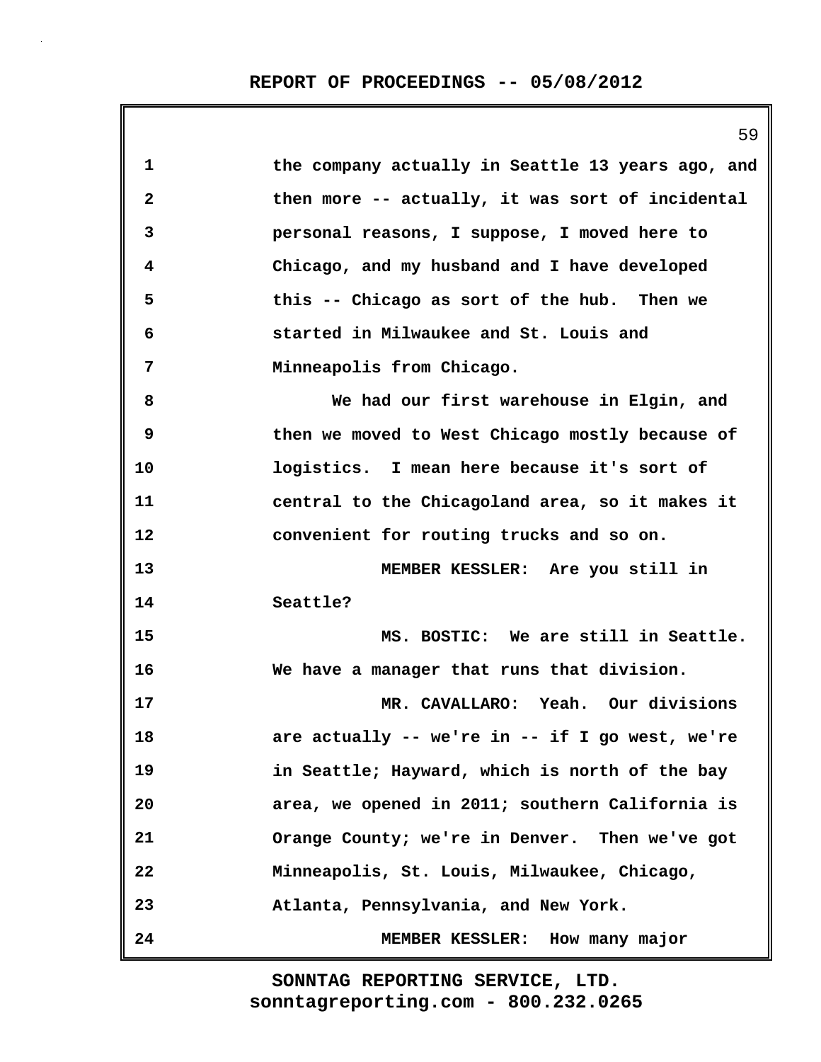1 the company actually in Seattle 13 years ago, and
2 then more -- actually, it was sort of incidental
3 personal reasons, I suppose, I moved here to
4 Chicago, and my husband and I have developed
5 this -- Chicago as sort of the hub. Then we
6 started in Milwaukee and St. Louis and
7 Minneapolis from Chicago.
8 We had our first warehouse in Elgin, and
9 then we moved to West Chicago mostly because of
10 logistics. I mean here because it's sort of
11 central to the Chicagoland area, so it makes it
12 convenient for routing trucks and so on.
13 MEMBER KESSLER: Are you still in
14 Seattle?
15 MS. BOSTIC: We are still in Seattle.
16 We have a manager that runs that division.
17 MR. CAVALLARO: Yeah. Our divisions
18 are actually -- we're in -- if I go west, we're
19 in Seattle; Hayward, which is north of the bay
20 area, we opened in 2011; southern California is
21 Orange County; we're in Denver. Then we've got
22 Minneapolis, St. Louis, Milwaukee, Chicago,
23 Atlanta, Pennsylvania, and New York.
24 MEMBER KESSLER: How many major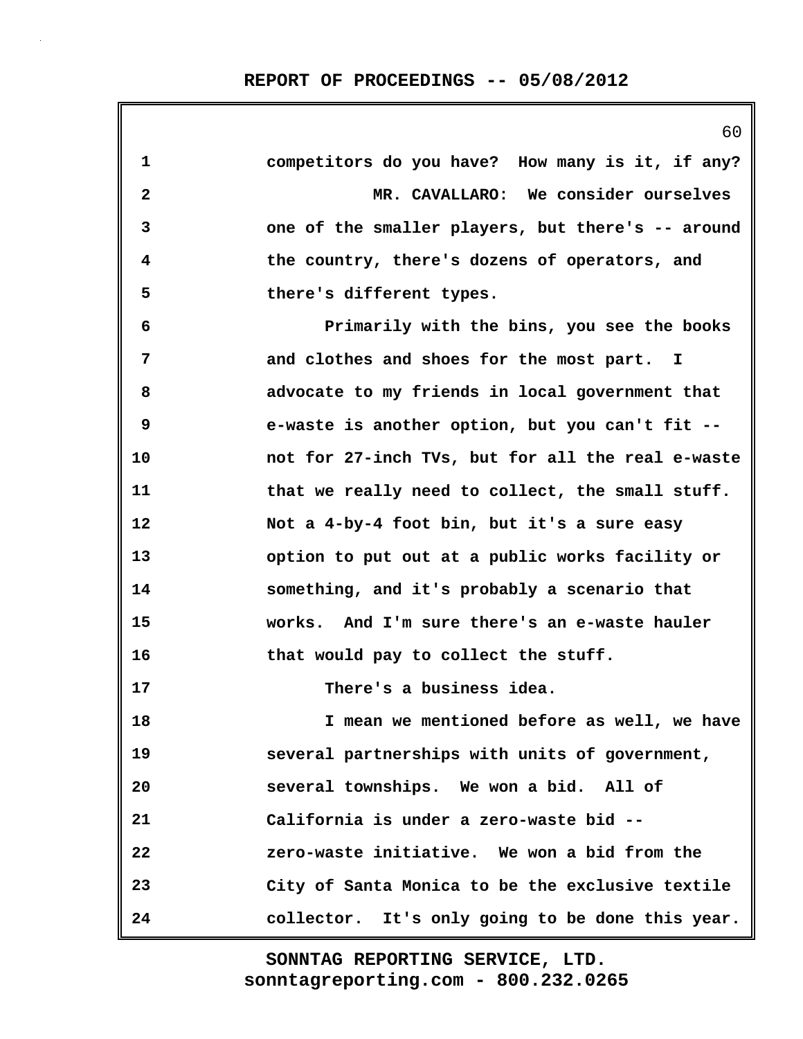competitors do you have? How many is it, if any?

MR. CAVALLARO: We consider ourselves one of the smaller players, but there's -- around the country, there's dozens of operators, and there's different types.

Primarily with the bins, you see the books and clothes and shoes for the most part. I advocate to my friends in local government that e-waste is another option, but you can't fit -- not for 27-inch TVs, but for all the real e-waste that we really need to collect, the small stuff. Not a 4-by-4 foot bin, but it's a sure easy option to put out at a public works facility or something, and it's probably a scenario that works. And I'm sure there's an e-waste hauler that would pay to collect the stuff.

There's a business idea.

I mean we mentioned before as well, we have several partnerships with units of government, several townships. We won a bid. All of California is under a zero-waste bid -- zero-waste initiative. We won a bid from the City of Santa Monica to be the exclusive textile collector. It's only going to be done this year.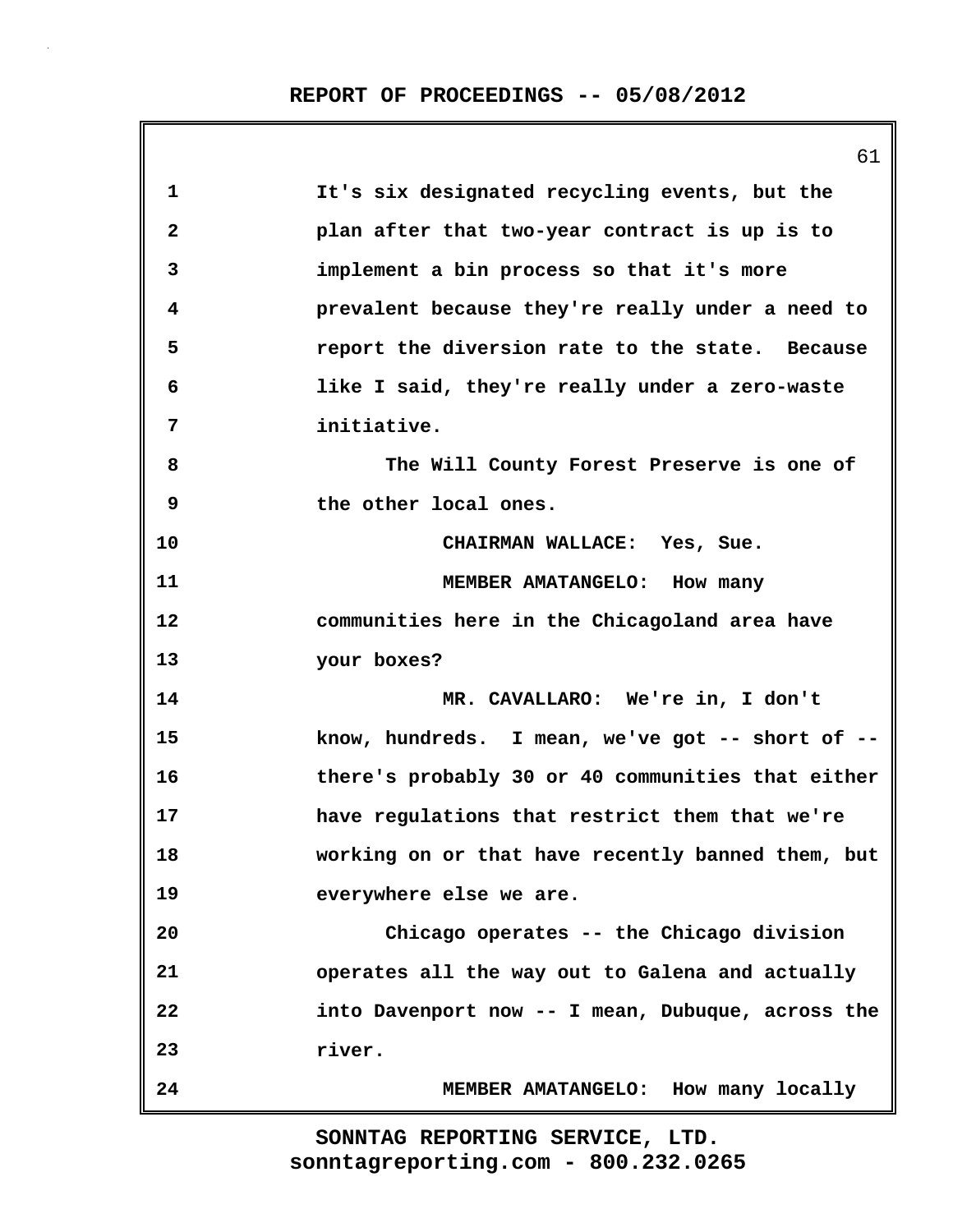It's six designated recycling events, but the plan after that two-year contract is up is to implement a bin process so that it's more prevalent because they're really under a need to report the diversion rate to the state. Because like I said, they're really under a zero-waste initiative.

The Will County Forest Preserve is one of the other local ones.

CHAIRMAN WALLACE: Yes, Sue.

MEMBER AMATANGELO: How many communities here in the Chicagoland area have your boxes?

MR. CAVALLARO: We're in, I don't know, hundreds. I mean, we've got -- short of -- there's probably 30 or 40 communities that either have regulations that restrict them that we're working on or that have recently banned them, but everywhere else we are.

Chicago operates -- the Chicago division operates all the way out to Galena and actually into Davenport now -- I mean, Dubuque, across the river.

MEMBER AMATANGELO: How many locally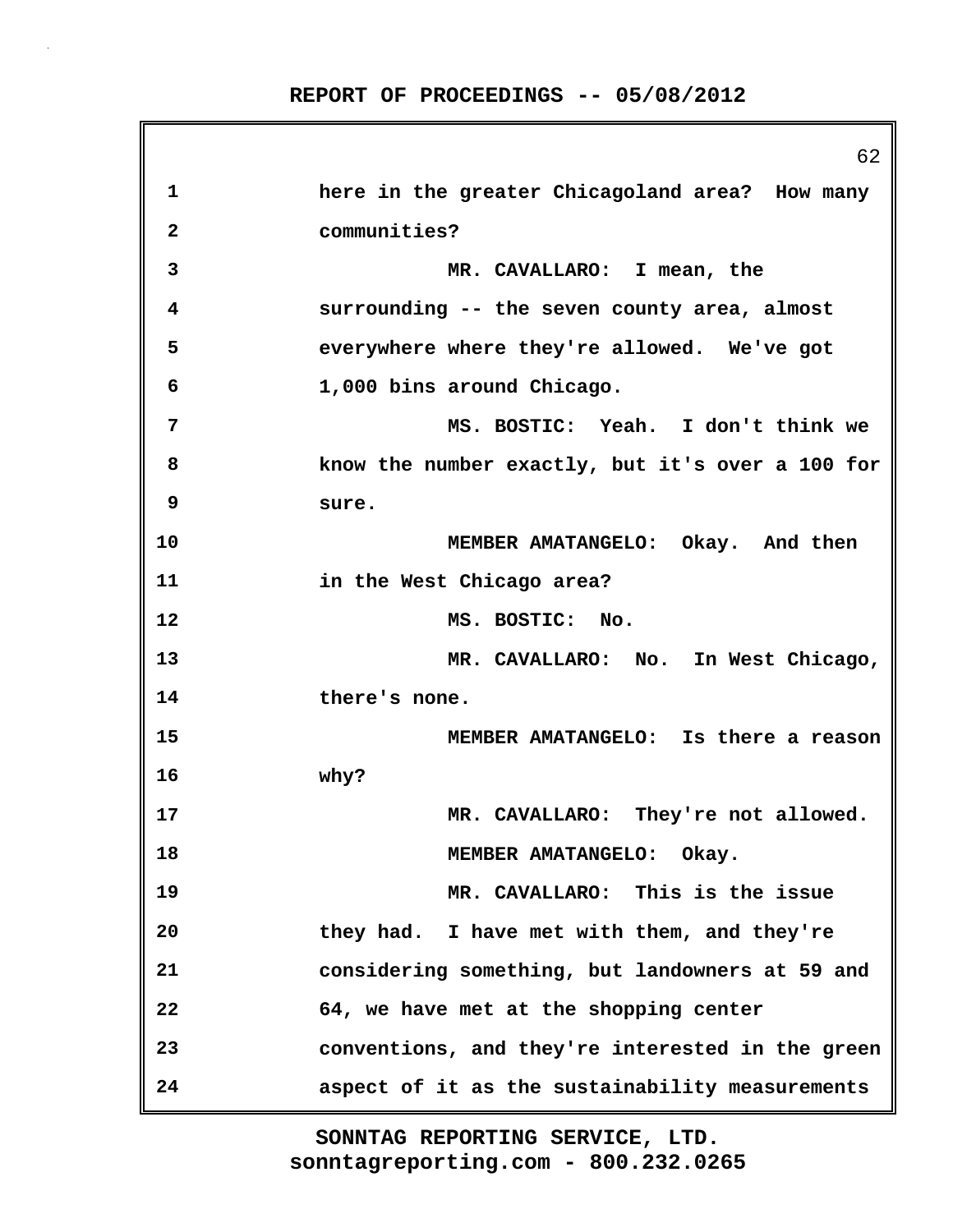1 here in the greater Chicagoland area? How many
2 communities?
3 MR. CAVALLARO: I mean, the
4 surrounding -- the seven county area, almost
5 everywhere where they're allowed. We've got
6 1,000 bins around Chicago.
7 MS. BOSTIC: Yeah. I don't think we
8 know the number exactly, but it's over a 100 for
9 sure.
10 MEMBER AMATANGELO: Okay. And then
11 in the West Chicago area?
12 MS. BOSTIC: No.
13 MR. CAVALLARO: No. In West Chicago,
14 there's none.
15 MEMBER AMATANGELO: Is there a reason
16 why?
17 MR. CAVALLARO: They're not allowed.
18 MEMBER AMATANGELO: Okay.
19 MR. CAVALLARO: This is the issue
20 they had. I have met with them, and they're
21 considering something, but landowners at 59 and
22 64, we have met at the shopping center
23 conventions, and they're interested in the green
24 aspect of it as the sustainability measurements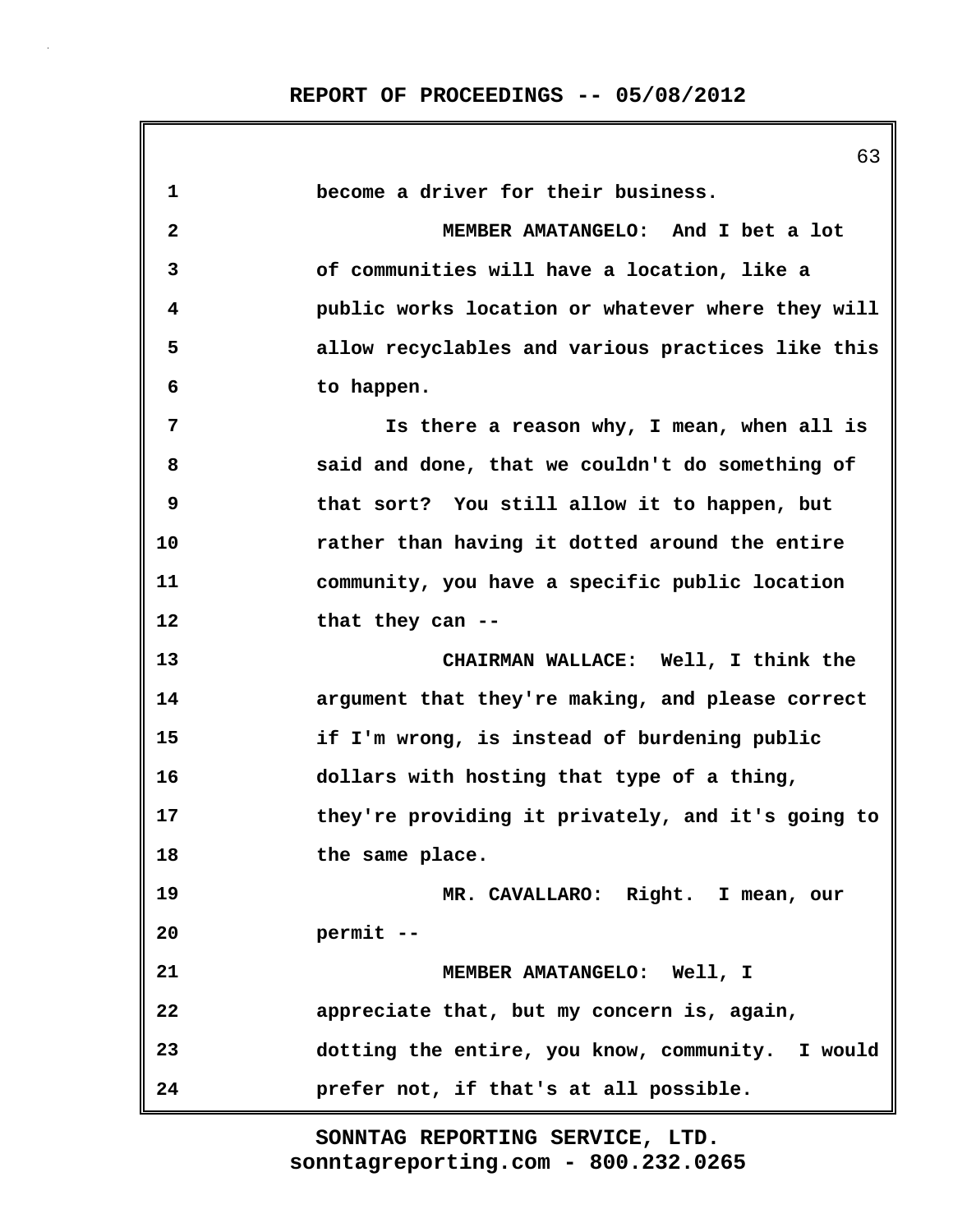become a driver for their business.

MEMBER AMATANGELO: And I bet a lot of communities will have a location, like a public works location or whatever where they will allow recyclables and various practices like this to happen.

Is there a reason why, I mean, when all is said and done, that we couldn't do something of that sort? You still allow it to happen, but rather than having it dotted around the entire community, you have a specific public location that they can --

CHAIRMAN WALLACE: Well, I think the argument that they're making, and please correct if I'm wrong, is instead of burdening public dollars with hosting that type of a thing, they're providing it privately, and it's going to the same place.

MR. CAVALLARO: Right. I mean, our permit --

MEMBER AMATANGELO: Well, I appreciate that, but my concern is, again, dotting the entire, you know, community. I would prefer not, if that's at all possible.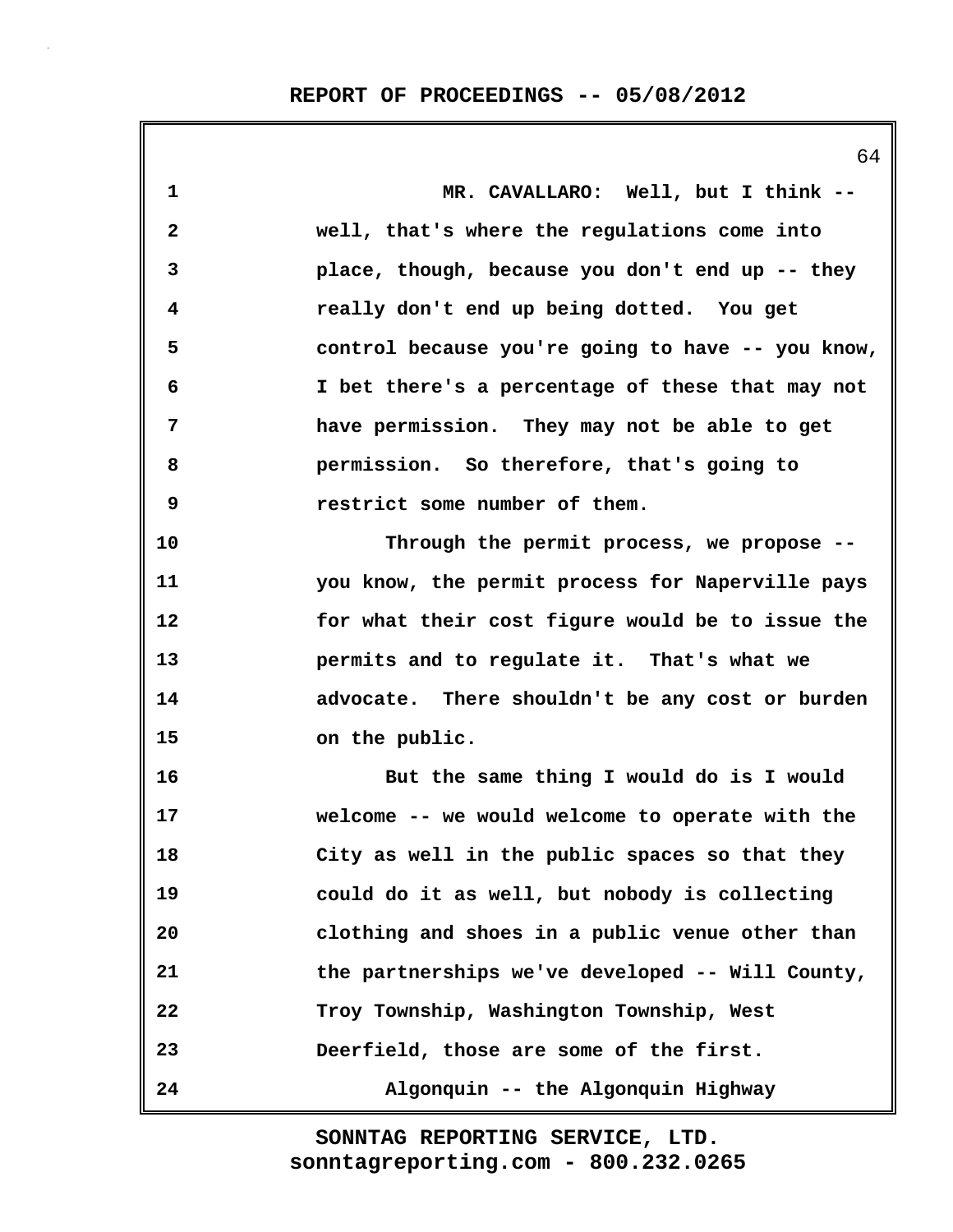MR. CAVALLARO: Well, but I think -- well, that's where the regulations come into place, though, because you don't end up -- they really don't end up being dotted. You get control because you're going to have -- you know, I bet there's a percentage of these that may not have permission. They may not be able to get permission. So therefore, that's going to restrict some number of them.

Through the permit process, we propose -- you know, the permit process for Naperville pays for what their cost figure would be to issue the permits and to regulate it. That's what we advocate. There shouldn't be any cost or burden on the public.

But the same thing I would do is I would welcome -- we would welcome to operate with the City as well in the public spaces so that they could do it as well, but nobody is collecting clothing and shoes in a public venue other than the partnerships we've developed -- Will County, Troy Township, Washington Township, West Deerfield, those are some of the first.

Algonquin -- the Algonquin Highway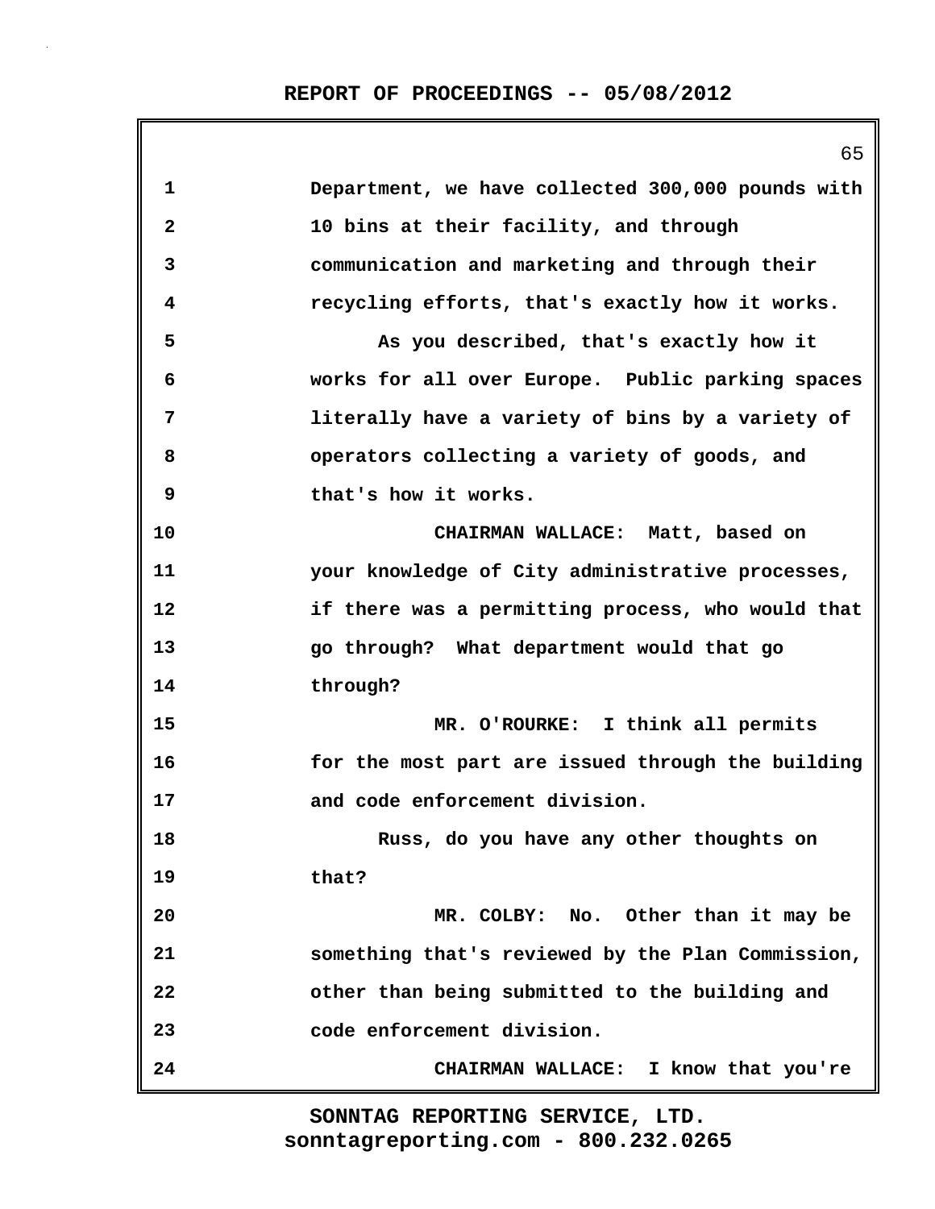Department, we have collected 300,000 pounds with 10 bins at their facility, and through communication and marketing and through their recycling efforts, that's exactly how it works.

As you described, that's exactly how it works for all over Europe. Public parking spaces literally have a variety of bins by a variety of operators collecting a variety of goods, and that's how it works.

CHAIRMAN WALLACE: Matt, based on your knowledge of City administrative processes, if there was a permitting process, who would that go through? What department would that go through?

MR. O'ROURKE: I think all permits for the most part are issued through the building and code enforcement division.

Russ, do you have any other thoughts on that?

MR. COLBY: No. Other than it may be something that's reviewed by the Plan Commission, other than being submitted to the building and code enforcement division.

CHAIRMAN WALLACE: I know that you're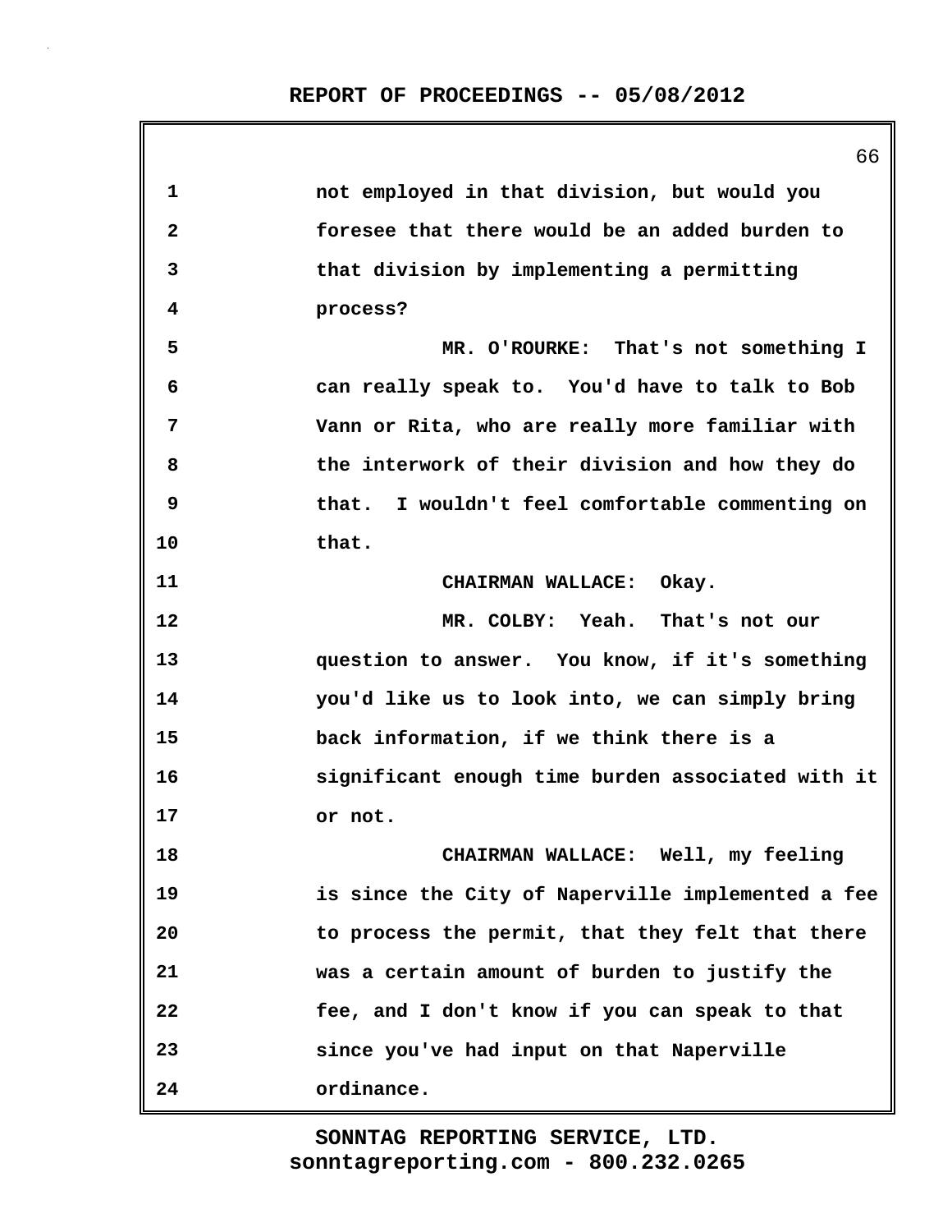not employed in that division, but would you foresee that there would be an added burden to that division by implementing a permitting process?

MR. O'ROURKE: That's not something I can really speak to. You'd have to talk to Bob Vann or Rita, who are really more familiar with the interwork of their division and how they do that. I wouldn't feel comfortable commenting on that.

CHAIRMAN WALLACE: Okay.

MR. COLBY: Yeah. That's not our question to answer. You know, if it's something you'd like us to look into, we can simply bring back information, if we think there is a significant enough time burden associated with it or not.

CHAIRMAN WALLACE: Well, my feeling is since the City of Naperville implemented a fee to process the permit, that they felt that there was a certain amount of burden to justify the fee, and I don't know if you can speak to that since you've had input on that Naperville ordinance.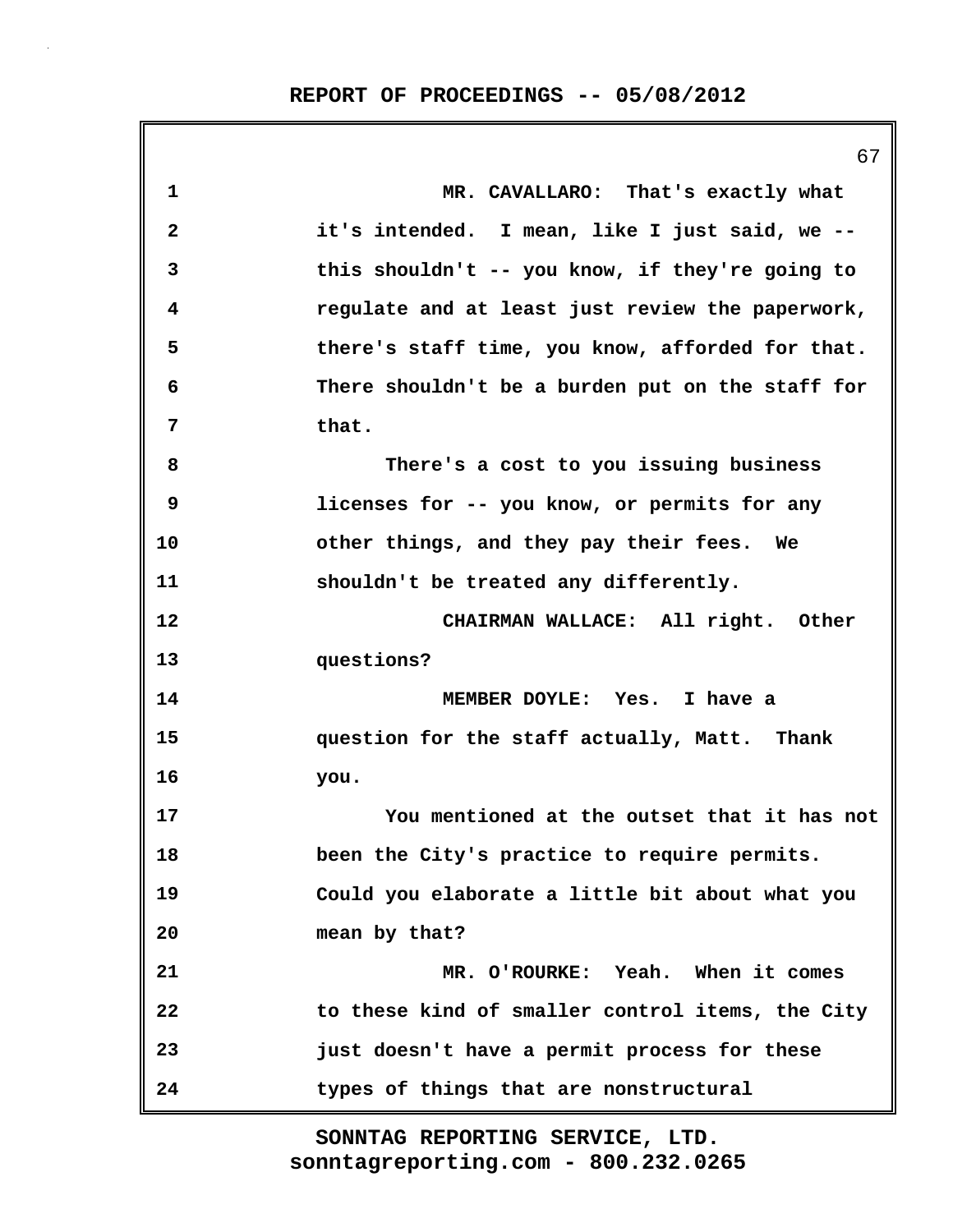MR. CAVALLARO: That's exactly what it's intended. I mean, like I just said, we -- this shouldn't -- you know, if they're going to regulate and at least just review the paperwork, there's staff time, you know, afforded for that. There shouldn't be a burden put on the staff for that.

There's a cost to you issuing business licenses for -- you know, or permits for any other things, and they pay their fees. We shouldn't be treated any differently.

CHAIRMAN WALLACE: All right. Other questions?

MEMBER DOYLE: Yes. I have a question for the staff actually, Matt. Thank you.

You mentioned at the outset that it has not been the City's practice to require permits. Could you elaborate a little bit about what you mean by that?

MR. O'ROURKE: Yeah. When it comes to these kind of smaller control items, the City just doesn't have a permit process for these types of things that are nonstructural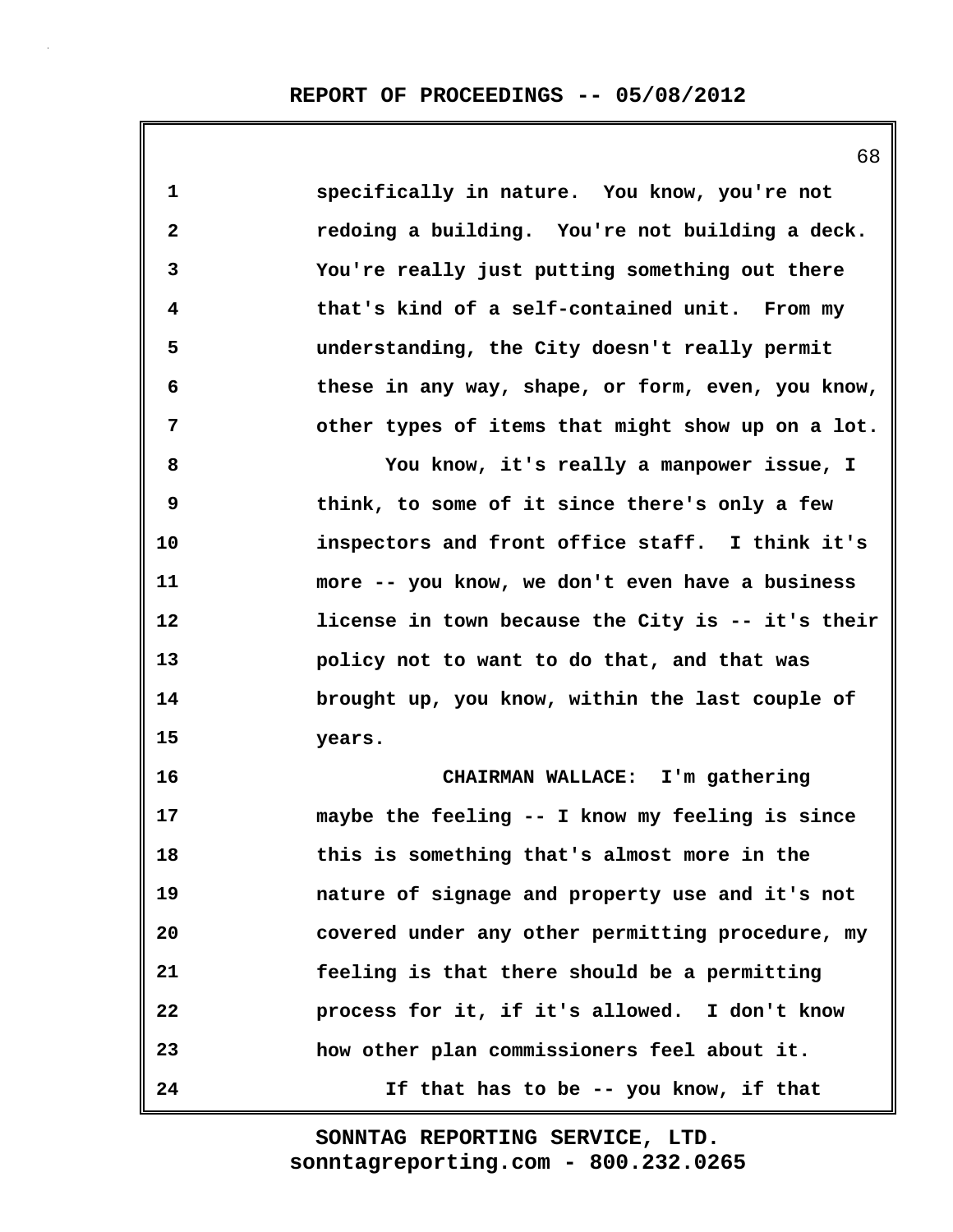specifically in nature. You know, you're not redoing a building. You're not building a deck. You're really just putting something out there that's kind of a self-contained unit. From my understanding, the City doesn't really permit these in any way, shape, or form, even, you know, other types of items that might show up on a lot.

You know, it's really a manpower issue, I think, to some of it since there's only a few inspectors and front office staff. I think it's more -- you know, we don't even have a business license in town because the City is -- it's their policy not to want to do that, and that was brought up, you know, within the last couple of years.

CHAIRMAN WALLACE: I'm gathering maybe the feeling -- I know my feeling is since this is something that's almost more in the nature of signage and property use and it's not covered under any other permitting procedure, my feeling is that there should be a permitting process for it, if it's allowed. I don't know how other plan commissioners feel about it.

If that has to be -- you know, if that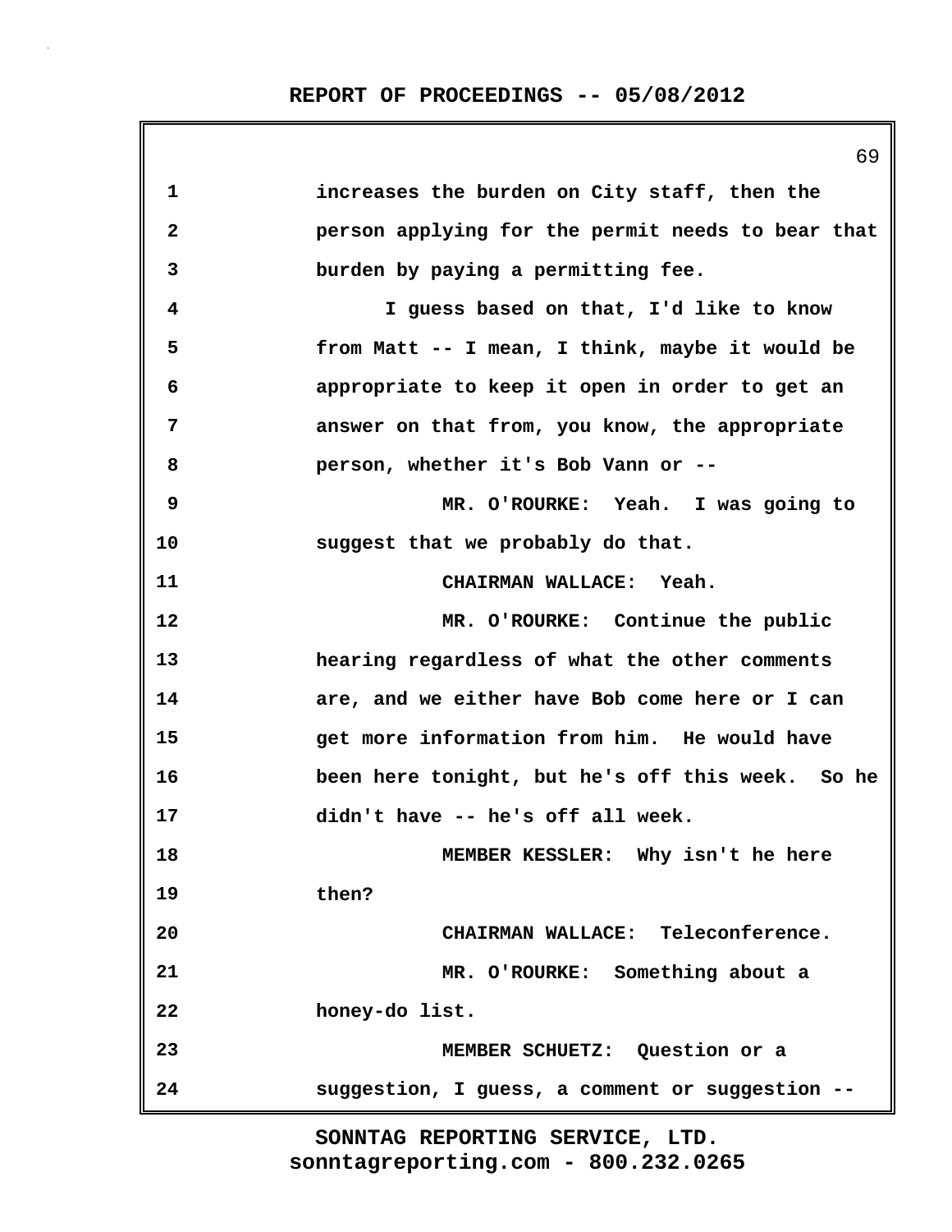1 increases the burden on City staff, then the
2 person applying for the permit needs to bear that
3 burden by paying a permitting fee.
4 I guess based on that, I'd like to know
5 from Matt -- I mean, I think, maybe it would be
6 appropriate to keep it open in order to get an
7 answer on that from, you know, the appropriate
8 person, whether it's Bob Vann or --
9 MR. O'ROURKE: Yeah. I was going to
10 suggest that we probably do that.
11 CHAIRMAN WALLACE: Yeah.
12 MR. O'ROURKE: Continue the public
13 hearing regardless of what the other comments
14 are, and we either have Bob come here or I can
15 get more information from him. He would have
16 been here tonight, but he's off this week. So he
17 didn't have -- he's off all week.
18 MEMBER KESSLER: Why isn't he here
19 then?
20 CHAIRMAN WALLACE: Teleconference.
21 MR. O'ROURKE: Something about a
22 honey-do list.
23 MEMBER SCHUETZ: Question or a
24 suggestion, I guess, a comment or suggestion --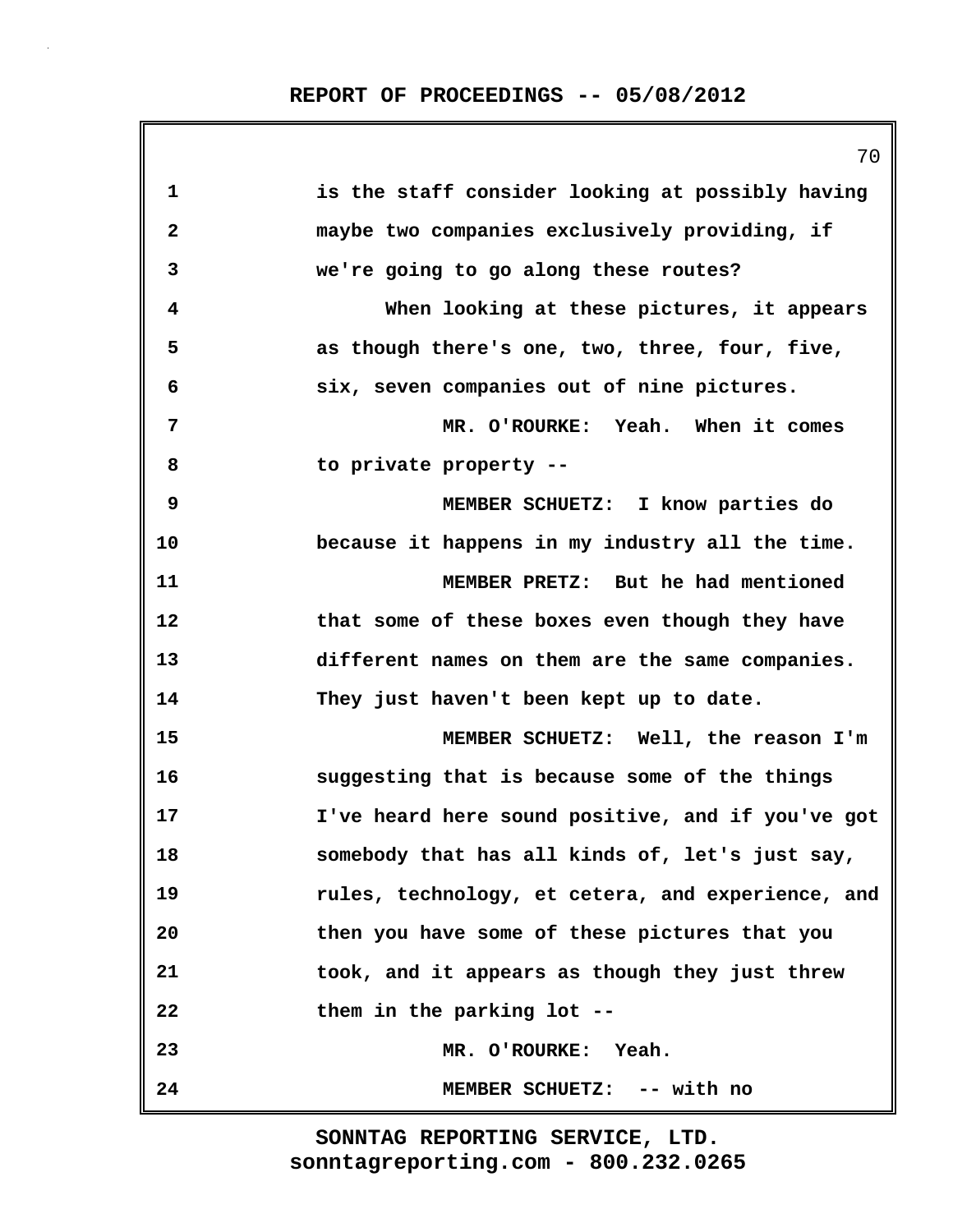is the staff consider looking at possibly having maybe two companies exclusively providing, if we're going to go along these routes?

When looking at these pictures, it appears as though there's one, two, three, four, five, six, seven companies out of nine pictures.

MR. O'ROURKE: Yeah. When it comes to private property --

MEMBER SCHUETZ: I know parties do because it happens in my industry all the time.

MEMBER PRETZ: But he had mentioned that some of these boxes even though they have different names on them are the same companies. They just haven't been kept up to date.

MEMBER SCHUETZ: Well, the reason I'm suggesting that is because some of the things I've heard here sound positive, and if you've got somebody that has all kinds of, let's just say, rules, technology, et cetera, and experience, and then you have some of these pictures that you took, and it appears as though they just threw them in the parking lot --

MR. O'ROURKE: Yeah.

MEMBER SCHUETZ: -- with no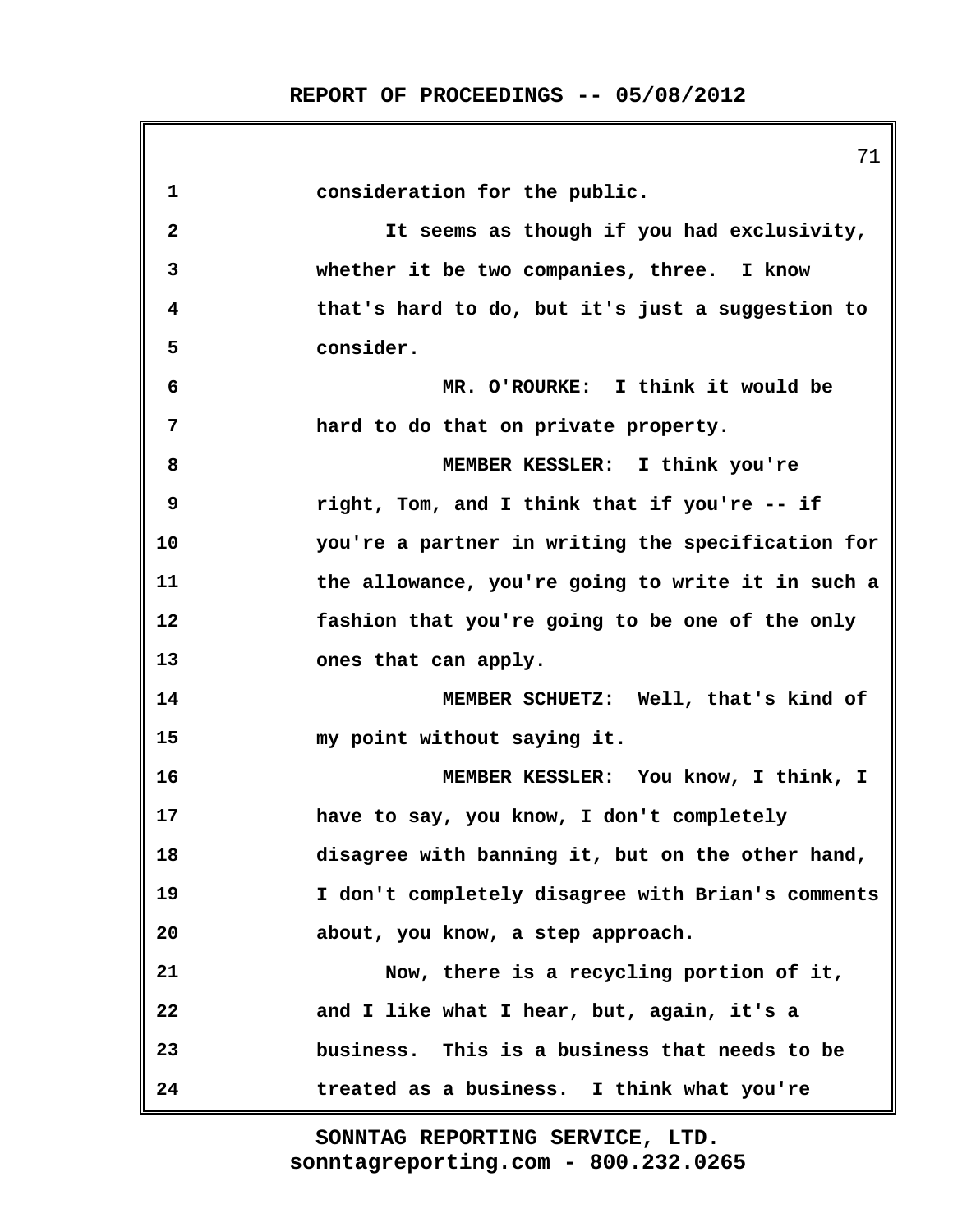consideration for the public.

It seems as though if you had exclusivity, whether it be two companies, three. I know that's hard to do, but it's just a suggestion to consider.

MR. O'ROURKE: I think it would be hard to do that on private property.

MEMBER KESSLER: I think you're right, Tom, and I think that if you're -- if you're a partner in writing the specification for the allowance, you're going to write it in such a fashion that you're going to be one of the only ones that can apply.

MEMBER SCHUETZ: Well, that's kind of my point without saying it.

MEMBER KESSLER: You know, I think, I have to say, you know, I don't completely disagree with banning it, but on the other hand, I don't completely disagree with Brian's comments about, you know, a step approach.

Now, there is a recycling portion of it, and I like what I hear, but, again, it's a business. This is a business that needs to be treated as a business. I think what you're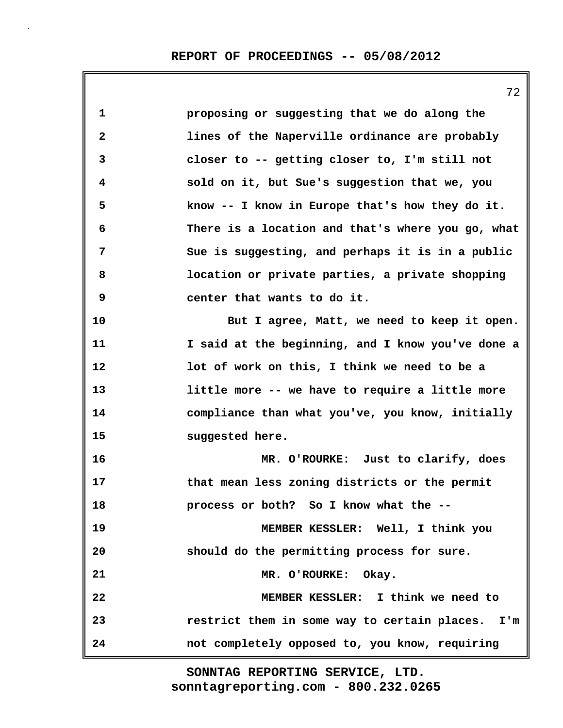proposing or suggesting that we do along the lines of the Naperville ordinance are probably closer to -- getting closer to, I'm still not sold on it, but Sue's suggestion that we, you know -- I know in Europe that's how they do it. There is a location and that's where you go, what Sue is suggesting, and perhaps it is in a public location or private parties, a private shopping center that wants to do it.

But I agree, Matt, we need to keep it open. I said at the beginning, and I know you've done a lot of work on this, I think we need to be a little more -- we have to require a little more compliance than what you've, you know, initially suggested here.

MR. O'ROURKE: Just to clarify, does that mean less zoning districts or the permit process or both? So I know what the --

MEMBER KESSLER: Well, I think you should do the permitting process for sure.

MR. O'ROURKE: Okay.

MEMBER KESSLER: I think we need to restrict them in some way to certain places. I'm not completely opposed to, you know, requiring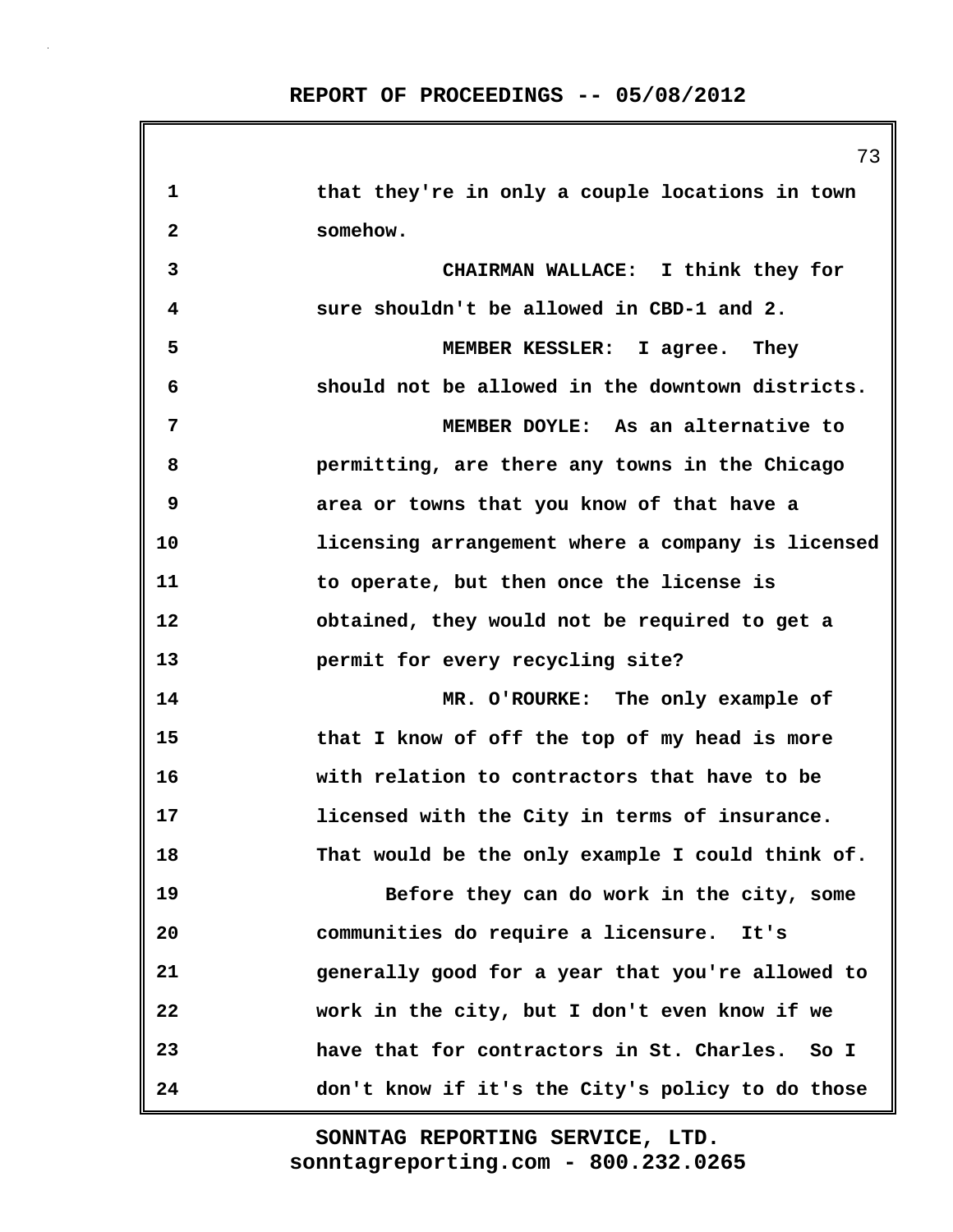that they're in only a couple locations in town somehow.

CHAIRMAN WALLACE: I think they for sure shouldn't be allowed in CBD-1 and 2.

MEMBER KESSLER: I agree. They should not be allowed in the downtown districts.

MEMBER DOYLE: As an alternative to permitting, are there any towns in the Chicago area or towns that you know of that have a licensing arrangement where a company is licensed to operate, but then once the license is obtained, they would not be required to get a permit for every recycling site?

MR. O'ROURKE: The only example of that I know of off the top of my head is more with relation to contractors that have to be licensed with the City in terms of insurance. That would be the only example I could think of.

Before they can do work in the city, some communities do require a licensure. It's generally good for a year that you're allowed to work in the city, but I don't even know if we have that for contractors in St. Charles. So I don't know if it's the City's policy to do those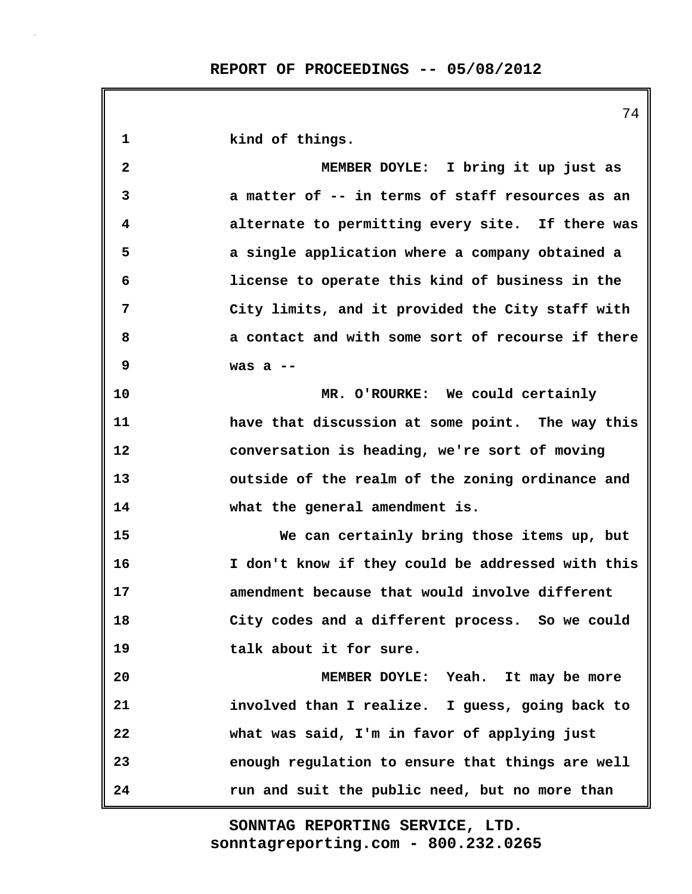kind of things.

MEMBER DOYLE: I bring it up just as a matter of -- in terms of staff resources as an alternate to permitting every site. If there was a single application where a company obtained a license to operate this kind of business in the City limits, and it provided the City staff with a contact and with some sort of recourse if there was a --

MR. O'ROURKE: We could certainly have that discussion at some point. The way this conversation is heading, we're sort of moving outside of the realm of the zoning ordinance and what the general amendment is.

We can certainly bring those items up, but I don't know if they could be addressed with this amendment because that would involve different City codes and a different process. So we could talk about it for sure.

MEMBER DOYLE: Yeah. It may be more involved than I realize. I guess, going back to what was said, I'm in favor of applying just enough regulation to ensure that things are well run and suit the public need, but no more than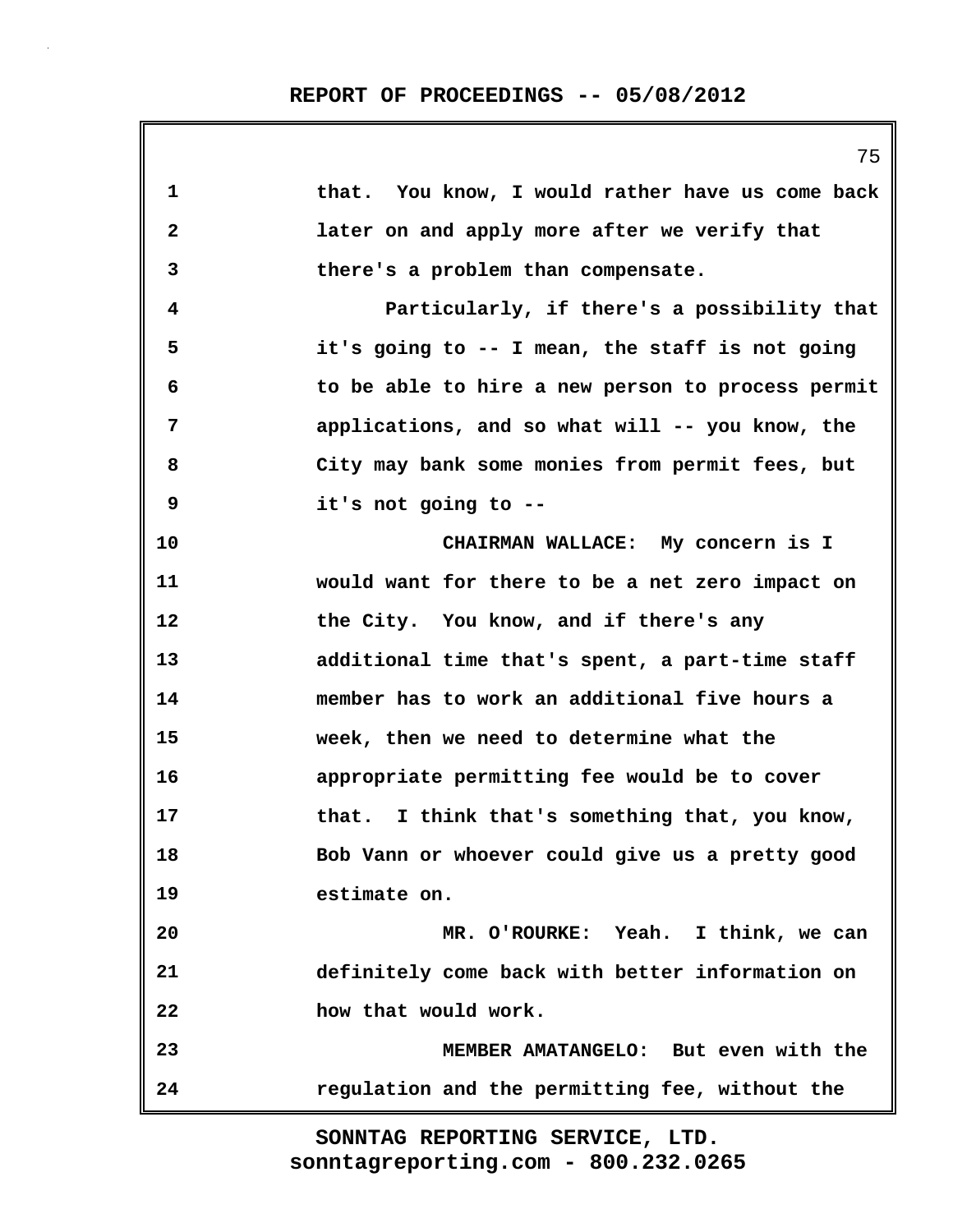that. You know, I would rather have us come back later on and apply more after we verify that there's a problem than compensate.

Particularly, if there's a possibility that it's going to -- I mean, the staff is not going to be able to hire a new person to process permit applications, and so what will -- you know, the City may bank some monies from permit fees, but it's not going to --

CHAIRMAN WALLACE: My concern is I would want for there to be a net zero impact on the City. You know, and if there's any additional time that's spent, a part-time staff member has to work an additional five hours a week, then we need to determine what the appropriate permitting fee would be to cover that. I think that's something that, you know, Bob Vann or whoever could give us a pretty good estimate on.

MR. O'ROURKE: Yeah. I think, we can definitely come back with better information on how that would work.

MEMBER AMATANGELO: But even with the regulation and the permitting fee, without the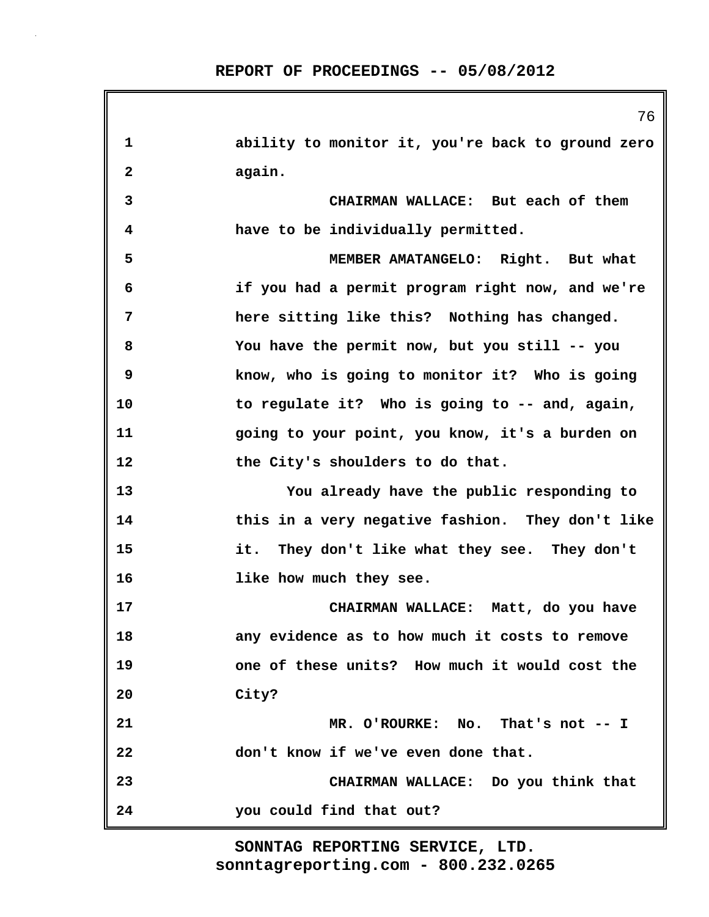1 ability to monitor it, you're back to ground zero
2 again.

3 CHAIRMAN WALLACE: But each of them
4 have to be individually permitted.

5 MEMBER AMATANGELO: Right. But what
6 if you had a permit program right now, and we're
7 here sitting like this? Nothing has changed.
8 You have the permit now, but you still -- you
9 know, who is going to monitor it? Who is going
10 to regulate it? Who is going to -- and, again,
11 going to your point, you know, it's a burden on
12 the City's shoulders to do that.

13 You already have the public responding to
14 this in a very negative fashion. They don't like
15 it. They don't like what they see. They don't
16 like how much they see.

17 CHAIRMAN WALLACE: Matt, do you have
18 any evidence as to how much it costs to remove
19 one of these units? How much it would cost the
20 City?

21 MR. O'ROURKE: No. That's not -- I
22 don't know if we've even done that.

23 CHAIRMAN WALLACE: Do you think that
24 you could find that out?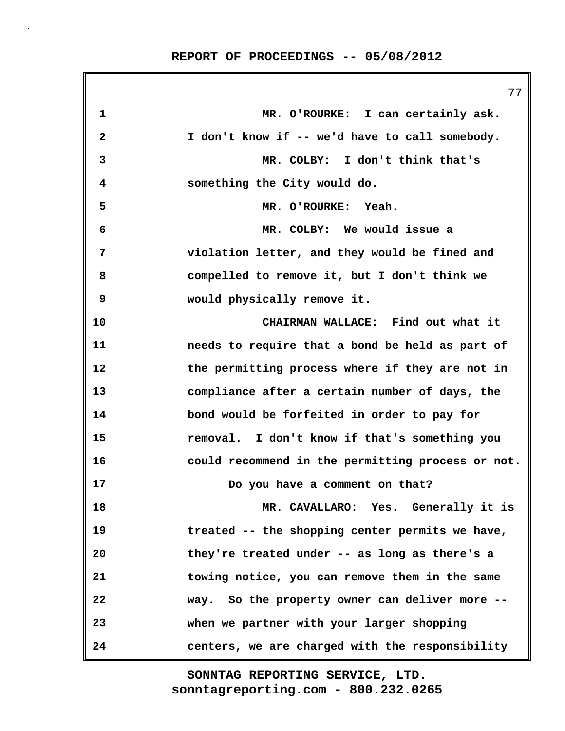MR. O'ROURKE: I can certainly ask. I don't know if -- we'd have to call somebody.

MR. COLBY: I don't think that's something the City would do.

MR. O'ROURKE: Yeah.

MR. COLBY: We would issue a violation letter, and they would be fined and compelled to remove it, but I don't think we would physically remove it.

CHAIRMAN WALLACE: Find out what it needs to require that a bond be held as part of the permitting process where if they are not in compliance after a certain number of days, the bond would be forfeited in order to pay for removal. I don't know if that's something you could recommend in the permitting process or not.

Do you have a comment on that?

MR. CAVALLARO: Yes. Generally it is treated -- the shopping center permits we have, they're treated under -- as long as there's a towing notice, you can remove them in the same way. So the property owner can deliver more -- when we partner with your larger shopping centers, we are charged with the responsibility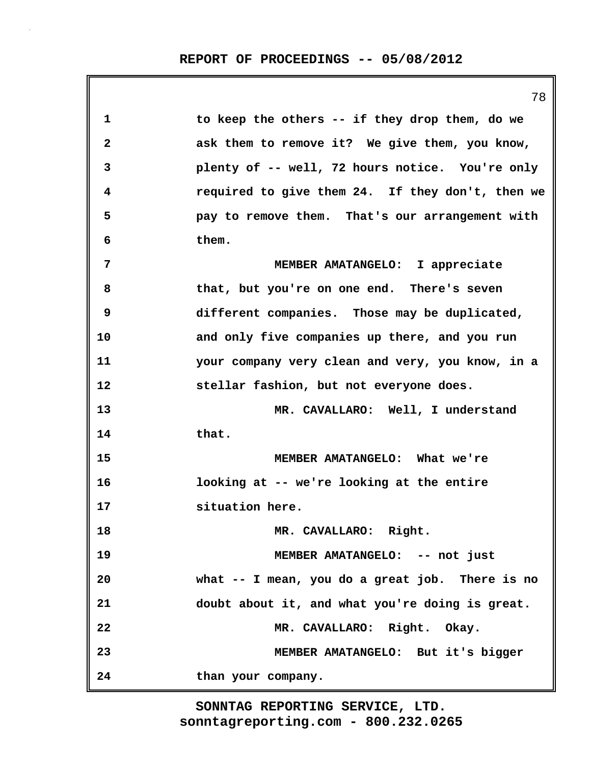to keep the others -- if they drop them, do we ask them to remove it? We give them, you know, plenty of -- well, 72 hours notice. You're only required to give them 24. If they don't, then we pay to remove them. That's our arrangement with them.

MEMBER AMATANGELO: I appreciate that, but you're on one end. There's seven different companies. Those may be duplicated, and only five companies up there, and you run your company very clean and very, you know, in a stellar fashion, but not everyone does.

MR. CAVALLARO: Well, I understand that.

MEMBER AMATANGELO: What we're looking at -- we're looking at the entire situation here.

MR. CAVALLARO: Right.

MEMBER AMATANGELO: -- not just what -- I mean, you do a great job. There is no doubt about it, and what you're doing is great.

MR. CAVALLARO: Right. Okay.

MEMBER AMATANGELO: But it's bigger than your company.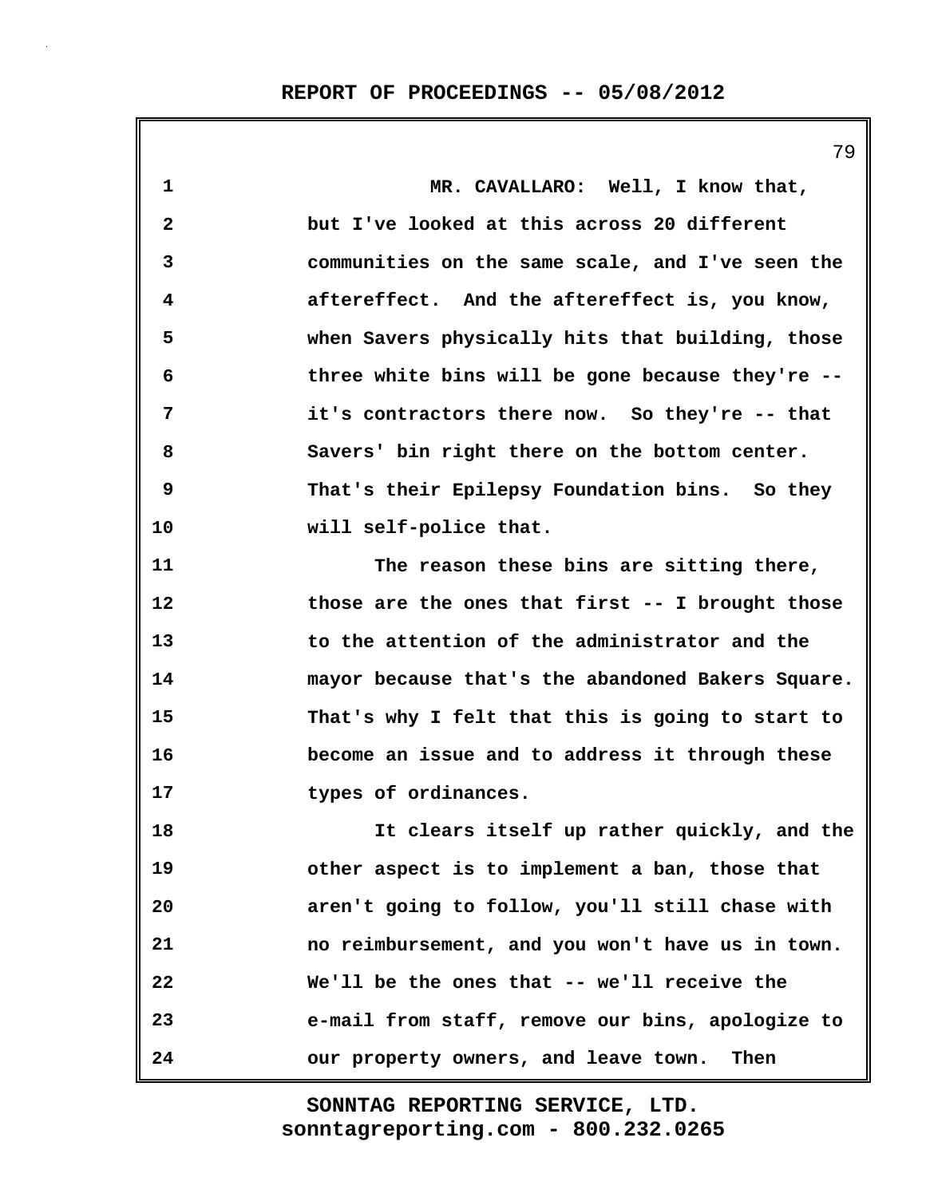MR. CAVALLARO: Well, I know that, but I've looked at this across 20 different communities on the same scale, and I've seen the aftereffect. And the aftereffect is, you know, when Savers physically hits that building, those three white bins will be gone because they're -- it's contractors there now. So they're -- that Savers' bin right there on the bottom center. That's their Epilepsy Foundation bins. So they will self-police that.

The reason these bins are sitting there, those are the ones that first -- I brought those to the attention of the administrator and the mayor because that's the abandoned Bakers Square. That's why I felt that this is going to start to become an issue and to address it through these types of ordinances.

It clears itself up rather quickly, and the other aspect is to implement a ban, those that aren't going to follow, you'll still chase with no reimbursement, and you won't have us in town. We'll be the ones that -- we'll receive the e-mail from staff, remove our bins, apologize to our property owners, and leave town. Then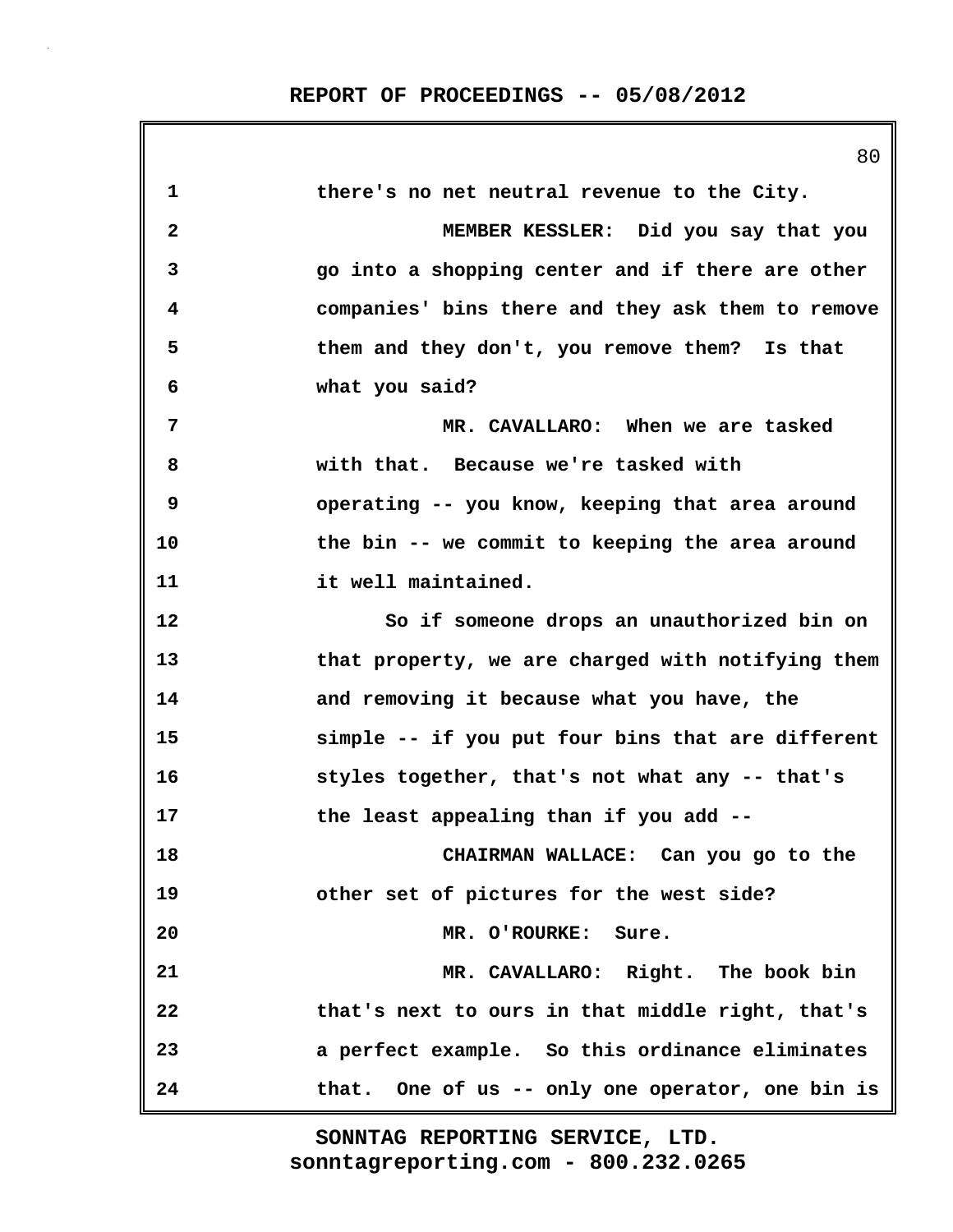1 there's no net neutral revenue to the City.

2 MEMBER KESSLER: Did you say that you

3 go into a shopping center and if there are other

4 companies' bins there and they ask them to remove

5 them and they don't, you remove them? Is that

6 what you said?

7 MR. CAVALLARO: When we are tasked

8 with that. Because we're tasked with

9 operating -- you know, keeping that area around

10 the bin -- we commit to keeping the area around

11 it well maintained.

12 So if someone drops an unauthorized bin on

13 that property, we are charged with notifying them

14 and removing it because what you have, the

15 simple -- if you put four bins that are different

16 styles together, that's not what any -- that's

17 the least appealing than if you add --

18 CHAIRMAN WALLACE: Can you go to the

19 other set of pictures for the west side?

20 MR. O'ROURKE: Sure.

21 MR. CAVALLARO: Right. The book bin

22 that's next to ours in that middle right, that's

23 a perfect example. So this ordinance eliminates

24 that. One of us -- only one operator, one bin is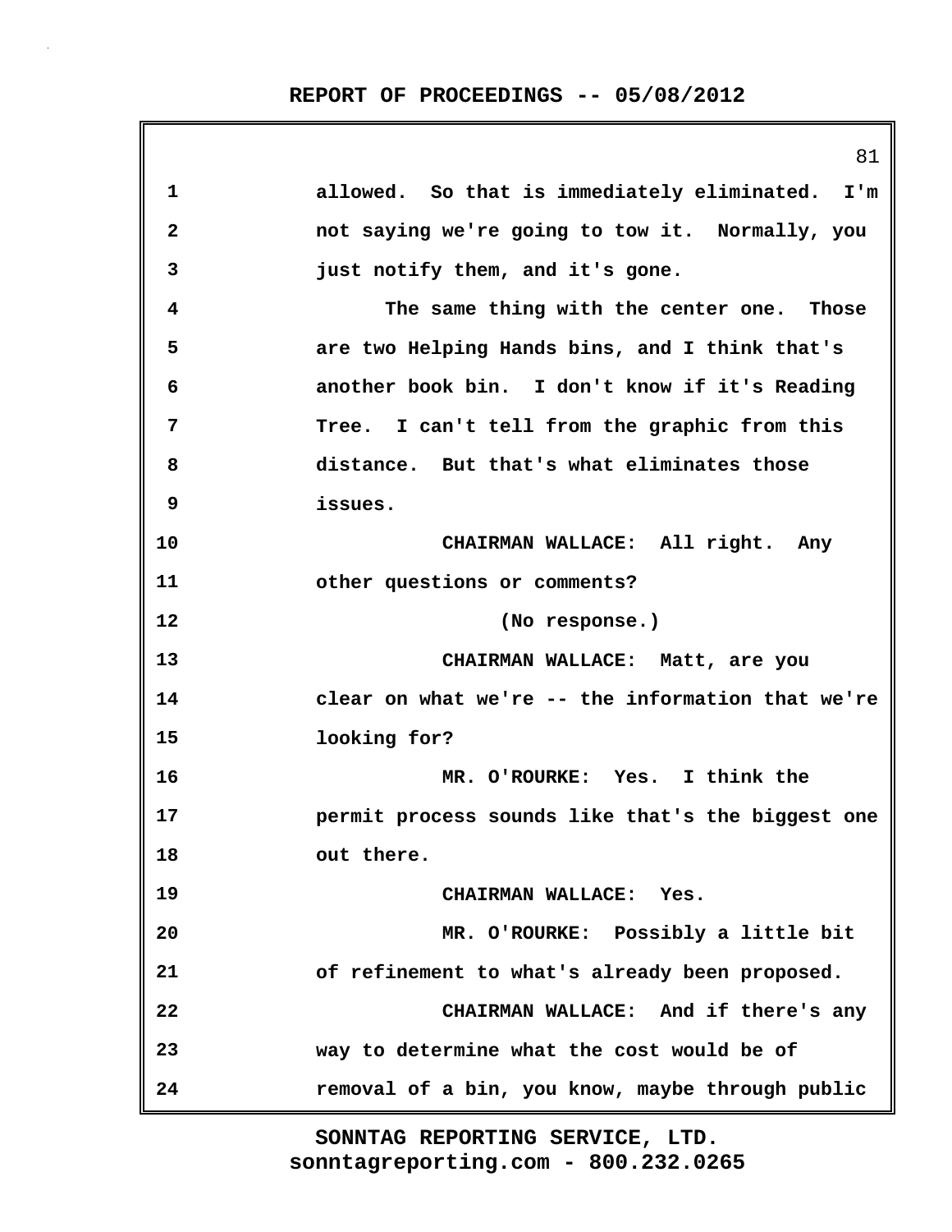1 allowed. So that is immediately eliminated. I'm
2 not saying we're going to tow it. Normally, you
3 just notify them, and it's gone.
4 The same thing with the center one. Those
5 are two Helping Hands bins, and I think that's
6 another book bin. I don't know if it's Reading
7 Tree. I can't tell from the graphic from this
8 distance. But that's what eliminates those
9 issues.
10 CHAIRMAN WALLACE: All right. Any
11 other questions or comments?
12 (No response.)
13 CHAIRMAN WALLACE: Matt, are you
14 clear on what we're -- the information that we're
15 looking for?
16 MR. O'ROURKE: Yes. I think the
17 permit process sounds like that's the biggest one
18 out there.
19 CHAIRMAN WALLACE: Yes.
20 MR. O'ROURKE: Possibly a little bit
21 of refinement to what's already been proposed.
22 CHAIRMAN WALLACE: And if there's any
23 way to determine what the cost would be of
24 removal of a bin, you know, maybe through public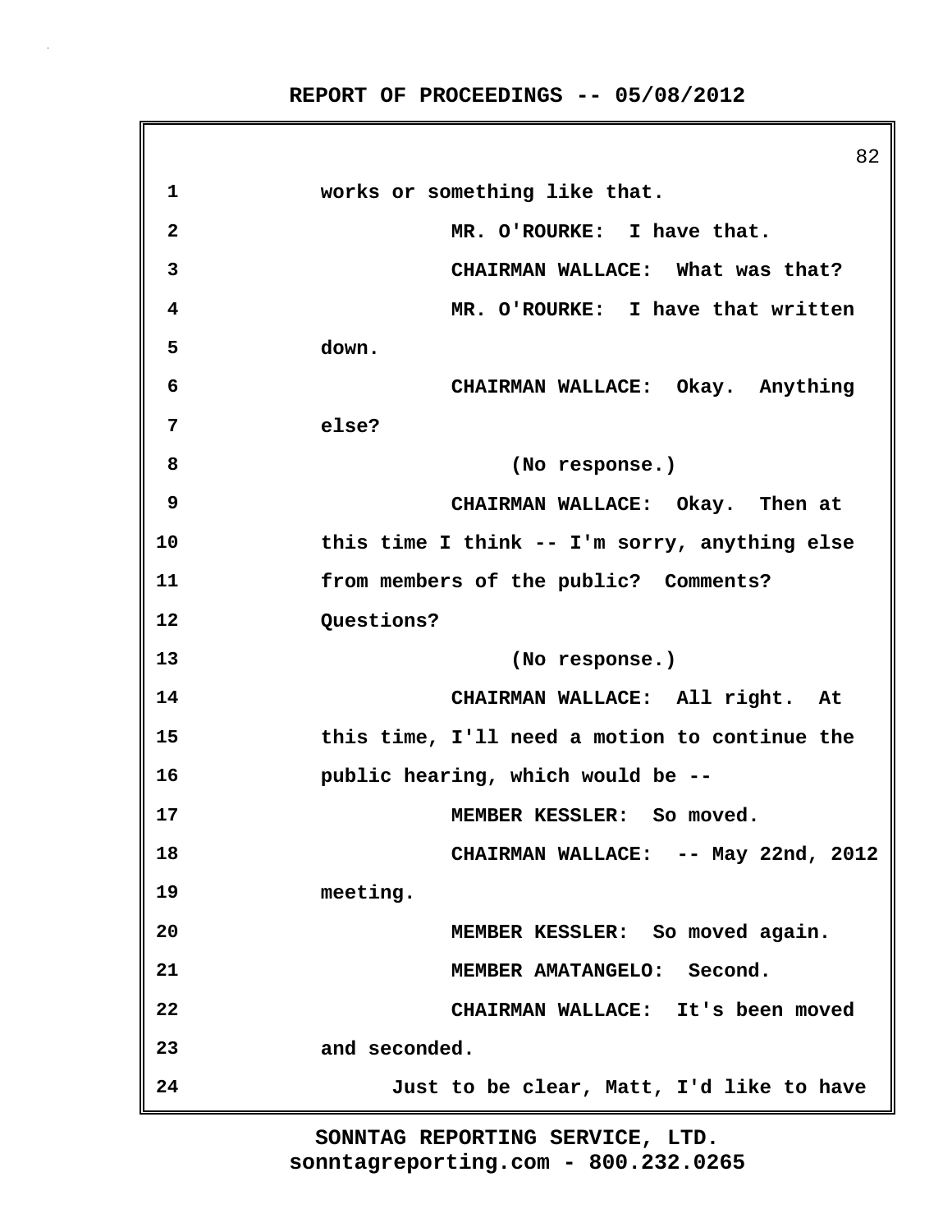works or something like that.

MR. O'ROURKE: I have that.

CHAIRMAN WALLACE: What was that?

MR. O'ROURKE: I have that written down.

CHAIRMAN WALLACE: Okay. Anything else?

(No response.)

CHAIRMAN WALLACE: Okay. Then at this time I think -- I'm sorry, anything else from members of the public? Comments? Questions?

(No response.)

CHAIRMAN WALLACE: All right. At this time, I'll need a motion to continue the public hearing, which would be --

MEMBER KESSLER: So moved.

CHAIRMAN WALLACE: -- May 22nd, 2012 meeting.

MEMBER KESSLER: So moved again.

MEMBER AMATANGELO: Second.

CHAIRMAN WALLACE: It's been moved and seconded.

Just to be clear, Matt, I'd like to have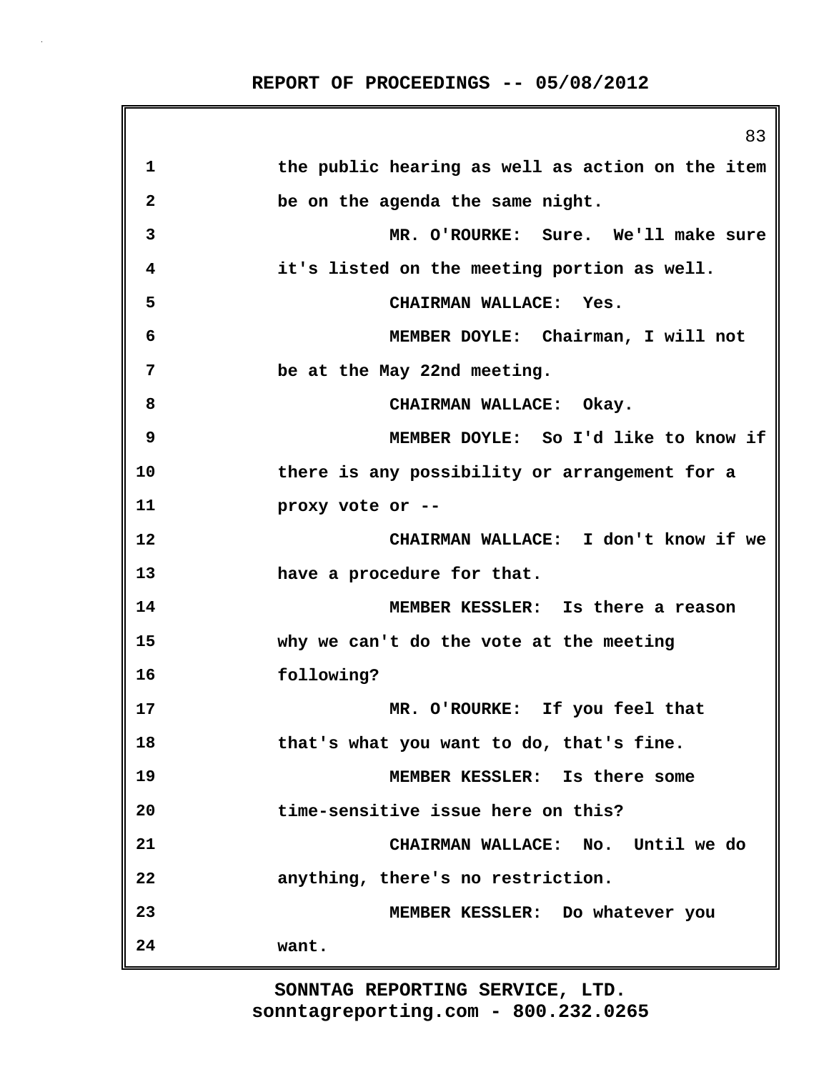1 the public hearing as well as action on the item
2 be on the agenda the same night.
3 MR. O'ROURKE: Sure. We'll make sure
4 it's listed on the meeting portion as well.
5 CHAIRMAN WALLACE: Yes.
6 MEMBER DOYLE: Chairman, I will not
7 be at the May 22nd meeting.
8 CHAIRMAN WALLACE: Okay.
9 MEMBER DOYLE: So I'd like to know if
10 there is any possibility or arrangement for a
11 proxy vote or --
12 CHAIRMAN WALLACE: I don't know if we
13 have a procedure for that.
14 MEMBER KESSLER: Is there a reason
15 why we can't do the vote at the meeting
16 following?
17 MR. O'ROURKE: If you feel that
18 that's what you want to do, that's fine.
19 MEMBER KESSLER: Is there some
20 time-sensitive issue here on this?
21 CHAIRMAN WALLACE: No. Until we do
22 anything, there's no restriction.
23 MEMBER KESSLER: Do whatever you
24 want.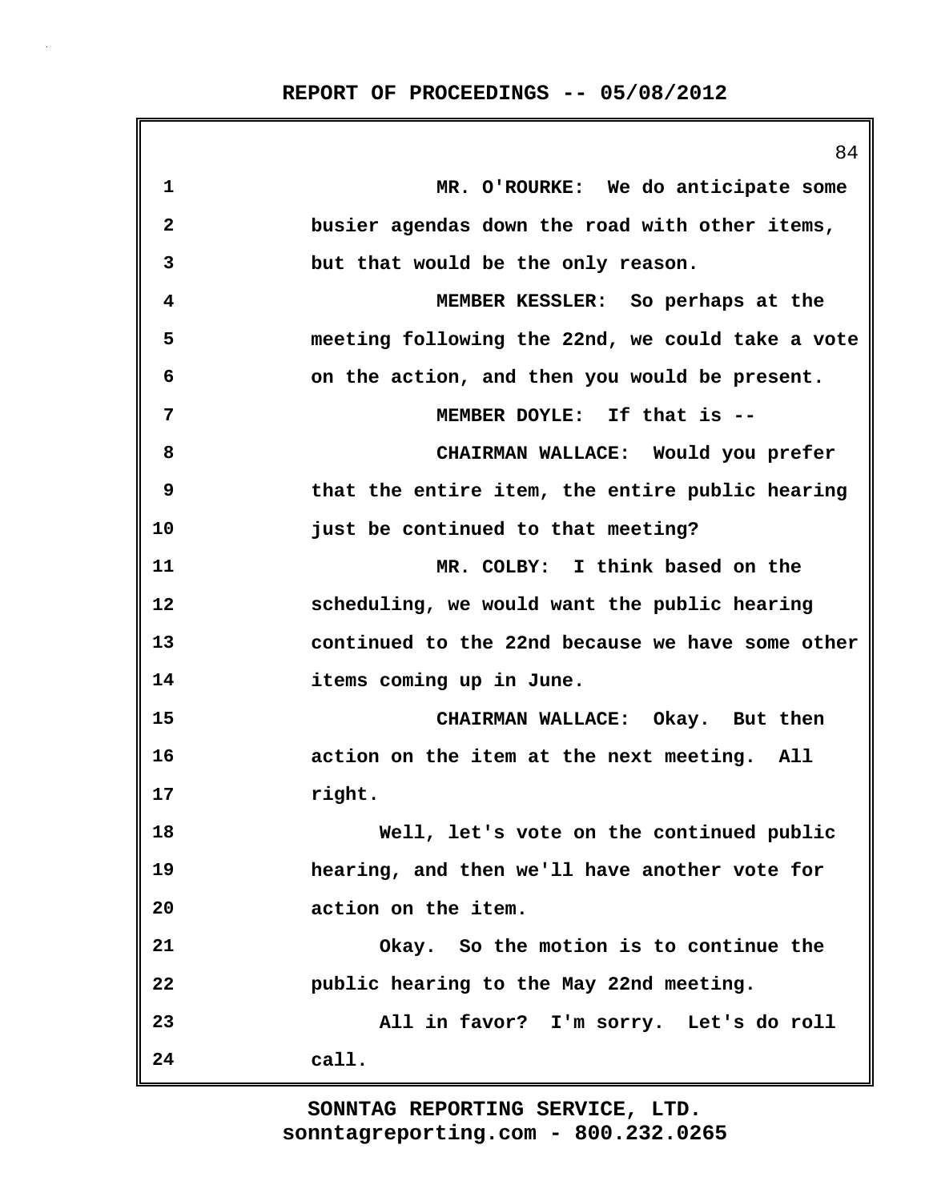MR. O'ROURKE: We do anticipate some busier agendas down the road with other items, but that would be the only reason.

MEMBER KESSLER: So perhaps at the meeting following the 22nd, we could take a vote on the action, and then you would be present.

MEMBER DOYLE: If that is --

CHAIRMAN WALLACE: Would you prefer that the entire item, the entire public hearing just be continued to that meeting?

MR. COLBY: I think based on the scheduling, we would want the public hearing continued to the 22nd because we have some other items coming up in June.

CHAIRMAN WALLACE: Okay. But then action on the item at the next meeting. All right.

Well, let's vote on the continued public hearing, and then we'll have another vote for action on the item.

Okay. So the motion is to continue the public hearing to the May 22nd meeting.

All in favor? I'm sorry. Let's do roll call.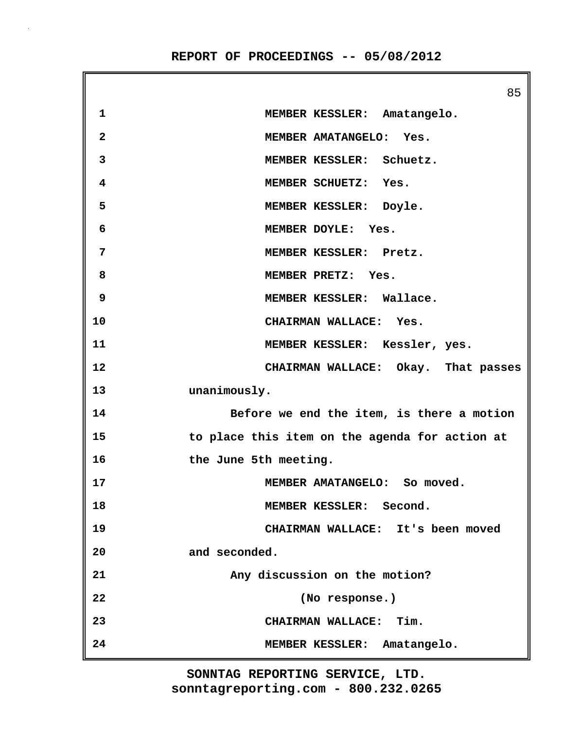1 MEMBER KESSLER: Amatangelo.

2 MEMBER AMATANGELO: Yes.

3 MEMBER KESSLER: Schuetz.

4 MEMBER SCHUETZ: Yes.

5 MEMBER KESSLER: Doyle.

6 MEMBER DOYLE: Yes.

7 MEMBER KESSLER: Pretz.

8 MEMBER PRETZ: Yes.

9 MEMBER KESSLER: Wallace.

10 CHAIRMAN WALLACE: Yes.

11 MEMBER KESSLER: Kessler, yes.

12 CHAIRMAN WALLACE: Okay. That passes

13 unanimously.

14 Before we end the item, is there a motion

15 to place this item on the agenda for action at

16 the June 5th meeting.

17 MEMBER AMATANGELO: So moved.

18 MEMBER KESSLER: Second.

19 CHAIRMAN WALLACE: It's been moved

20 and seconded.

21 Any discussion on the motion?

22 (No response.)

23 CHAIRMAN WALLACE: Tim.

24 MEMBER KESSLER: Amatangelo.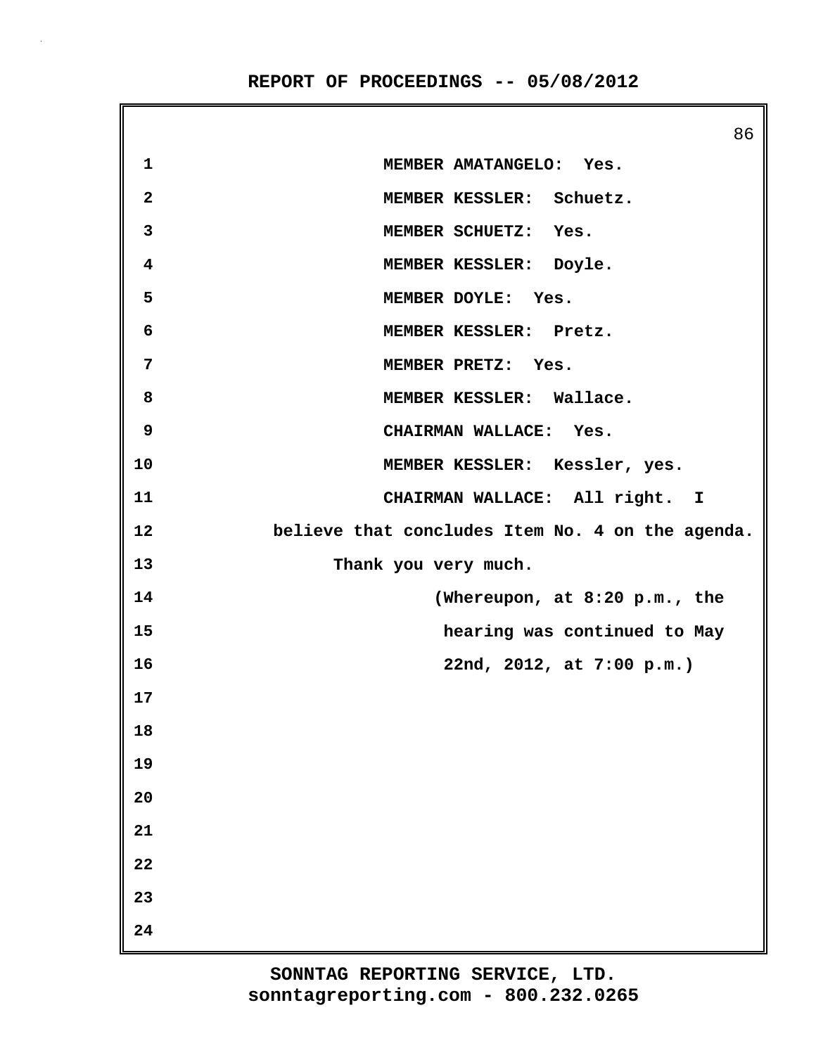MEMBER AMATANGELO: Yes.

MEMBER KESSLER: Schuetz.

MEMBER SCHUETZ: Yes.

MEMBER KESSLER: Doyle.

MEMBER DOYLE: Yes.

MEMBER KESSLER: Pretz.

MEMBER PRETZ: Yes.

MEMBER KESSLER: Wallace.

CHAIRMAN WALLACE: Yes.

MEMBER KESSLER: Kessler, yes.

CHAIRMAN WALLACE: All right. I believe that concludes Item No. 4 on the agenda. Thank you very much.

(Whereupon, at 8:20 p.m., the hearing was continued to May 22nd, 2012, at 7:00 p.m.)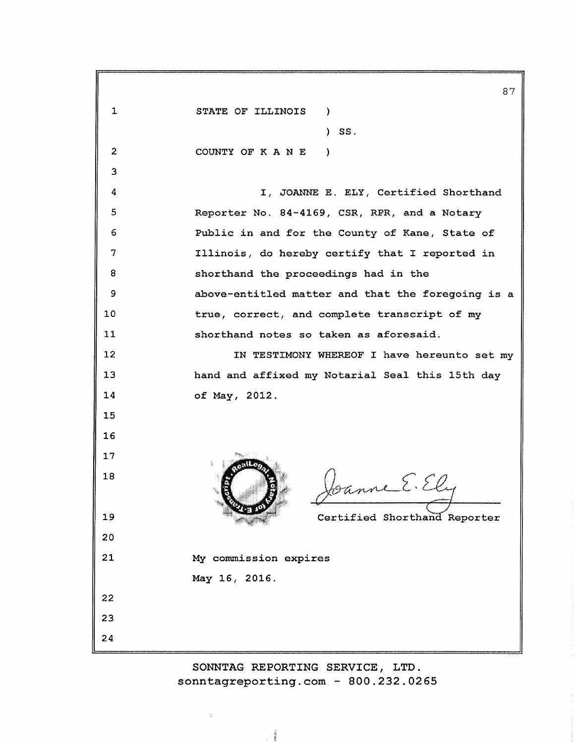STATE OF ILLINOIS )
) SS.
COUNTY OF K A N E )

I, JOANNE E. ELY, Certified Shorthand Reporter No. 84-4169, CSR, RPR, and a Notary Public in and for the County of Kane, State of Illinois, do hereby certify that I reported in shorthand the proceedings had in the above-entitled matter and that the foregoing is a true, correct, and complete transcript of my shorthand notes so taken as aforesaid.

IN TESTIMONY WHEREOF I have hereunto set my hand and affixed my Notarial Seal this 15th day of May, 2012.

Joanne E. Ely
Certified Shorthand Reporter

My commission expires
May 16, 2016.